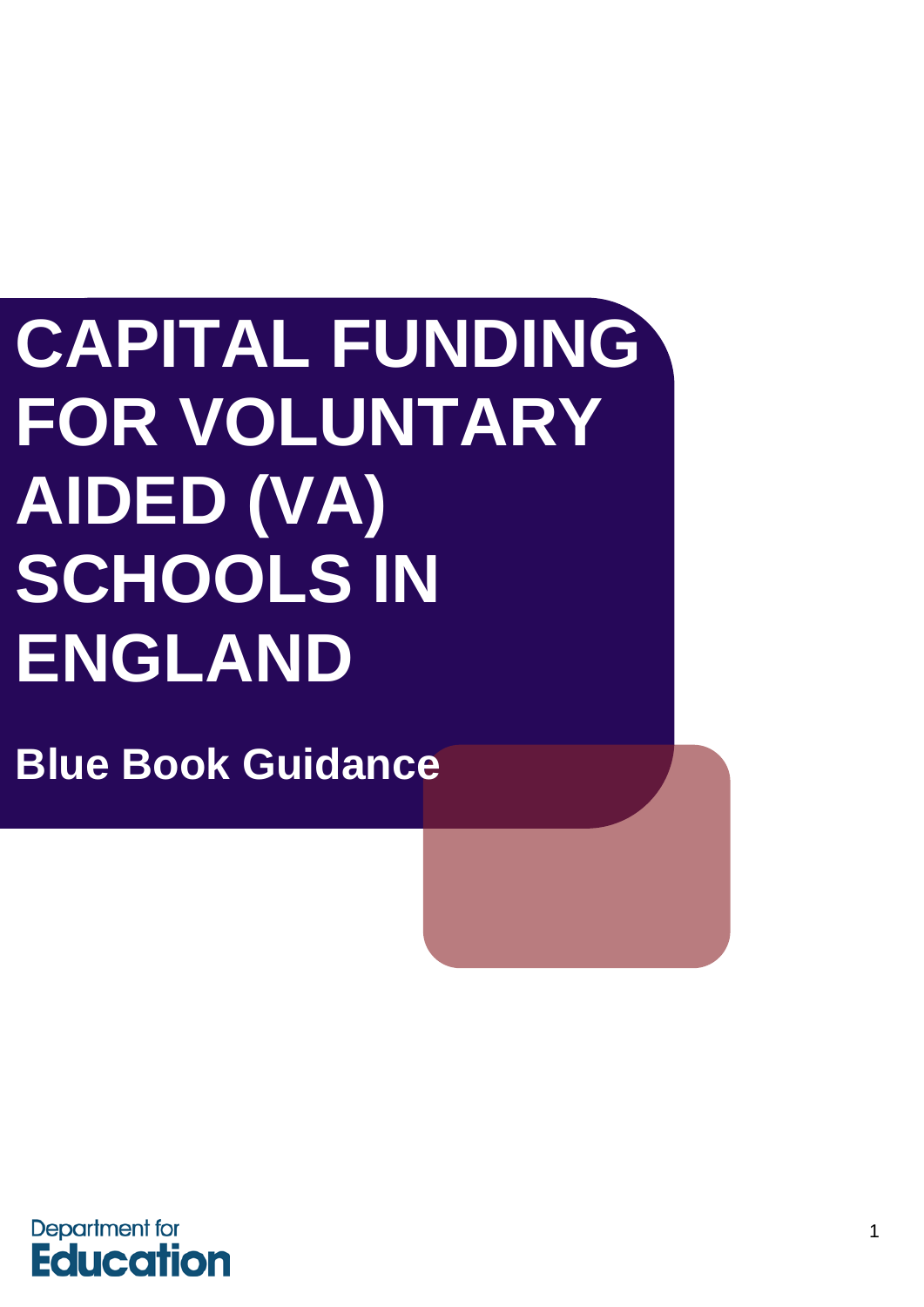# CAPITAL FUNDING FOR VOLUNTARY AIDED (VA) SCHOOLS IN ENGLAND

## Blue Book Guidance

Department for Education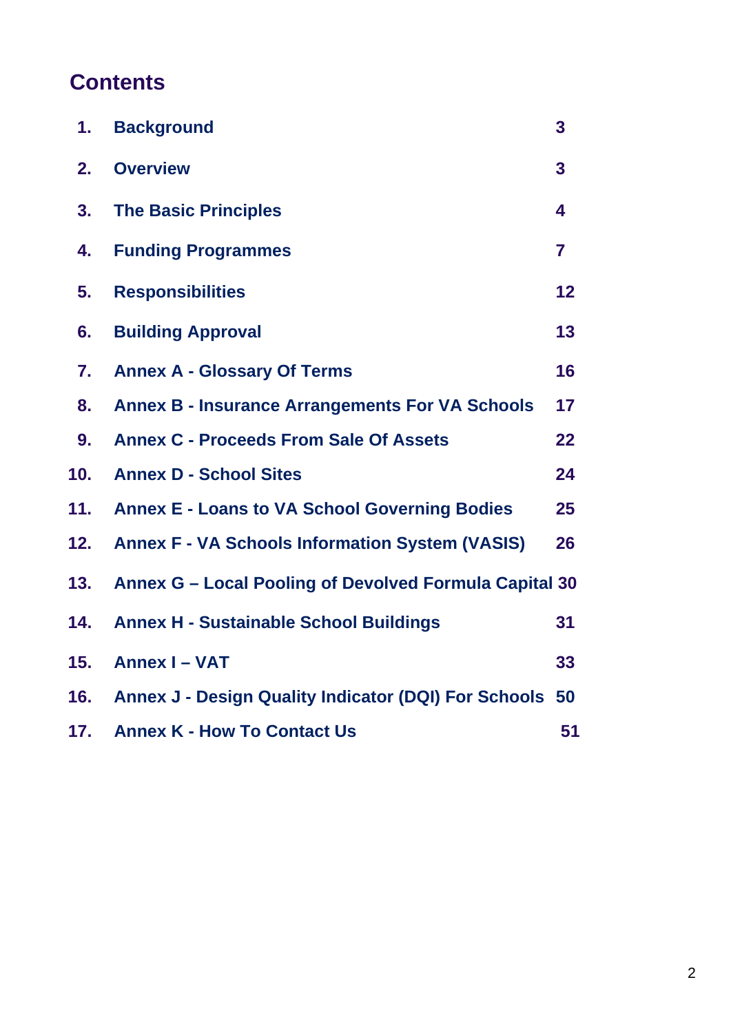# Contents

| | | |
|---|---|---|
| 1. | Background | 3 |
| 2. | Overview | 3 |
| 3. | The Basic Principles | 4 |
| 4. | Funding Programmes | 7 |
| 5. | Responsibilities | 12 |
| 6. | Building Approval | 13 |
| 7. | Annex A - Glossary Of Terms | 16 |
| 8. | Annex B - Insurance Arrangements For VA Schools | 17 |
| 9. | Annex C - Proceeds From Sale Of Assets | 22 |
| 10. | Annex D - School Sites | 24 |
| 11. | Annex E - Loans to VA School Governing Bodies | 25 |
| 12. | Annex F - VA Schools Information System (VASIS) | 26 |
| 13. | Annex G – Local Pooling of Devolved Formula Capital | 30 |
| 14. | Annex H - Sustainable School Buildings | 31 |
| 15. | Annex I – VAT | 33 |
| 16. | Annex J - Design Quality Indicator (DQI) For Schools | 50 |
| 17. | Annex K - How To Contact Us | 51 |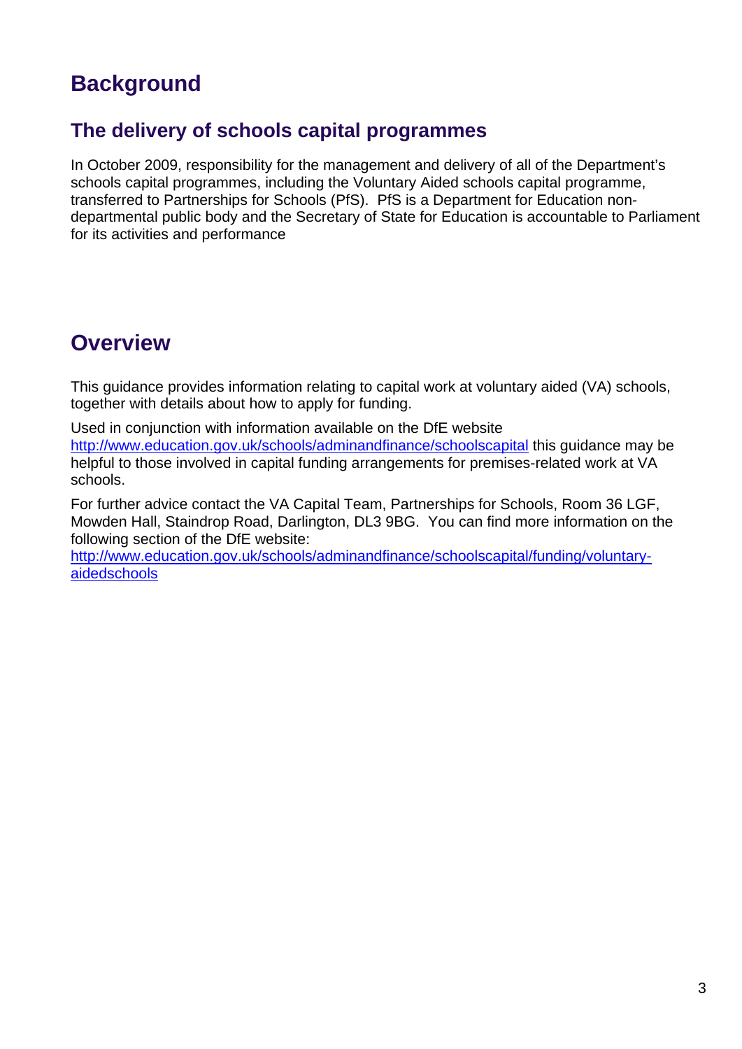# Background

## The delivery of schools capital programmes

In October 2009, responsibility for the management and delivery of all of the Department's schools capital programmes, including the Voluntary Aided schools capital programme, transferred to Partnerships for Schools (PfS). PfS is a Department for Education non-departmental public body and the Secretary of State for Education is accountable to Parliament for its activities and performance

# Overview

This guidance provides information relating to capital work at voluntary aided (VA) schools, together with details about how to apply for funding.

Used in conjunction with information available on the DfE website [http://www.education.gov.uk/schools/adminandfinance/schoolscapital](http://www.education.gov.uk/schools/adminandfinance/schoolscapital) this guidance may be helpful to those involved in capital funding arrangements for premises-related work at VA schools.

For further advice contact the VA Capital Team, Partnerships for Schools, Room 36 LGF, Mowden Hall, Staindrop Road, Darlington, DL3 9BG. You can find more information on the following section of the DfE website: [http://www.education.gov.uk/schools/adminandfinance/schoolscapital/funding/voluntary-aidedschools](http://www.education.gov.uk/schools/adminandfinance/schoolscapital/funding/voluntary-aidedschools)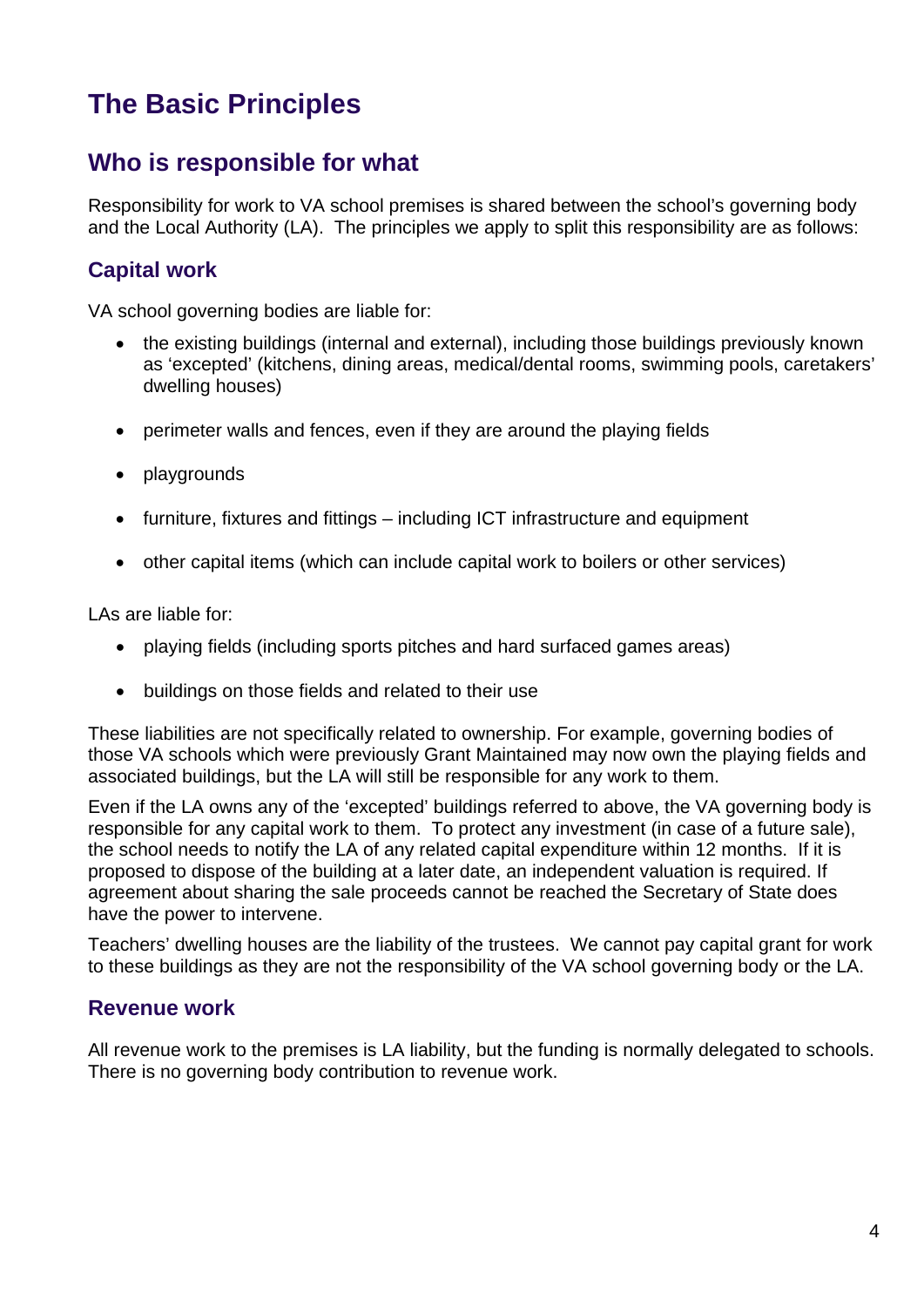# The Basic Principles

## Who is responsible for what

Responsibility for work to VA school premises is shared between the school's governing body and the Local Authority (LA). The principles we apply to split this responsibility are as follows:

### Capital work

VA school governing bodies are liable for:

- the existing buildings (internal and external), including those buildings previously known as 'excepted' (kitchens, dining areas, medical/dental rooms, swimming pools, caretakers' dwelling houses)
- perimeter walls and fences, even if they are around the playing fields
- playgrounds
- furniture, fixtures and fittings – including ICT infrastructure and equipment
- other capital items (which can include capital work to boilers or other services)

LAs are liable for:

- playing fields (including sports pitches and hard surfaced games areas)
- buildings on those fields and related to their use

These liabilities are not specifically related to ownership. For example, governing bodies of those VA schools which were previously Grant Maintained may now own the playing fields and associated buildings, but the LA will still be responsible for any work to them.

Even if the LA owns any of the 'excepted' buildings referred to above, the VA governing body is responsible for any capital work to them. To protect any investment (in case of a future sale), the school needs to notify the LA of any related capital expenditure within 12 months. If it is proposed to dispose of the building at a later date, an independent valuation is required. If agreement about sharing the sale proceeds cannot be reached the Secretary of State does have the power to intervene.

Teachers' dwelling houses are the liability of the trustees. We cannot pay capital grant for work to these buildings as they are not the responsibility of the VA school governing body or the LA.

### Revenue work

All revenue work to the premises is LA liability, but the funding is normally delegated to schools. There is no governing body contribution to revenue work.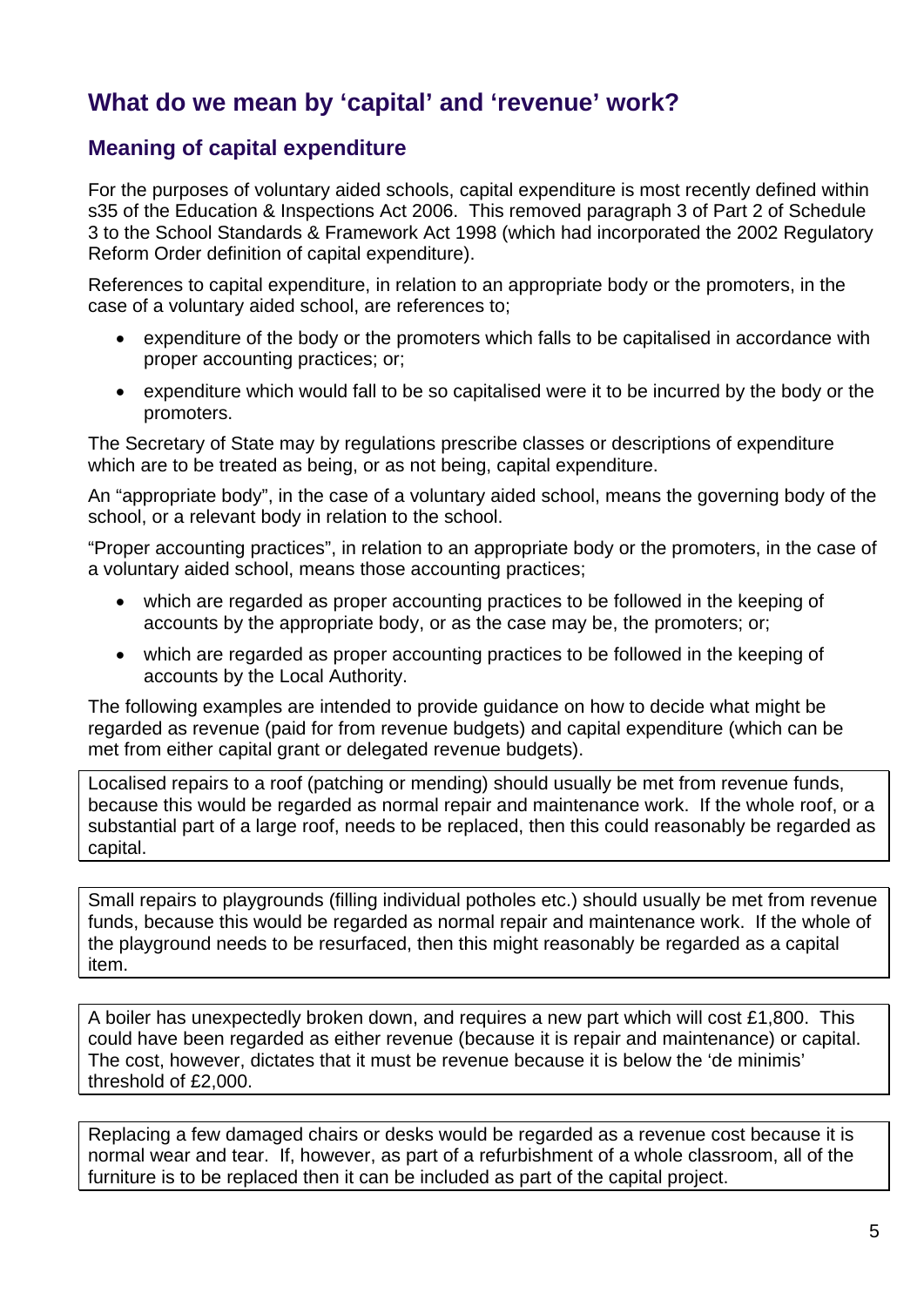## What do we mean by 'capital' and 'revenue' work?

### Meaning of capital expenditure

For the purposes of voluntary aided schools, capital expenditure is most recently defined within s35 of the Education & Inspections Act 2006. This removed paragraph 3 of Part 2 of Schedule 3 to the School Standards & Framework Act 1998 (which had incorporated the 2002 Regulatory Reform Order definition of capital expenditure).

References to capital expenditure, in relation to an appropriate body or the promoters, in the case of a voluntary aided school, are references to;

- expenditure of the body or the promoters which falls to be capitalised in accordance with proper accounting practices; or;
- expenditure which would fall to be so capitalised were it to be incurred by the body or the promoters.

The Secretary of State may by regulations prescribe classes or descriptions of expenditure which are to be treated as being, or as not being, capital expenditure.

An "appropriate body", in the case of a voluntary aided school, means the governing body of the school, or a relevant body in relation to the school.

"Proper accounting practices", in relation to an appropriate body or the promoters, in the case of a voluntary aided school, means those accounting practices;

- which are regarded as proper accounting practices to be followed in the keeping of accounts by the appropriate body, or as the case may be, the promoters; or;
- which are regarded as proper accounting practices to be followed in the keeping of accounts by the Local Authority.

The following examples are intended to provide guidance on how to decide what might be regarded as revenue (paid for from revenue budgets) and capital expenditure (which can be met from either capital grant or delegated revenue budgets).

> Localised repairs to a roof (patching or mending) should usually be met from revenue funds, because this would be regarded as normal repair and maintenance work. If the whole roof, or a substantial part of a large roof, needs to be replaced, then this could reasonably be regarded as capital.

> Small repairs to playgrounds (filling individual potholes etc.) should usually be met from revenue funds, because this would be regarded as normal repair and maintenance work. If the whole of the playground needs to be resurfaced, then this might reasonably be regarded as a capital item.

> A boiler has unexpectedly broken down, and requires a new part which will cost £1,800. This could have been regarded as either revenue (because it is repair and maintenance) or capital. The cost, however, dictates that it must be revenue because it is below the 'de minimis' threshold of £2,000.

> Replacing a few damaged chairs or desks would be regarded as a revenue cost because it is normal wear and tear. If, however, as part of a refurbishment of a whole classroom, all of the furniture is to be replaced then it can be included as part of the capital project.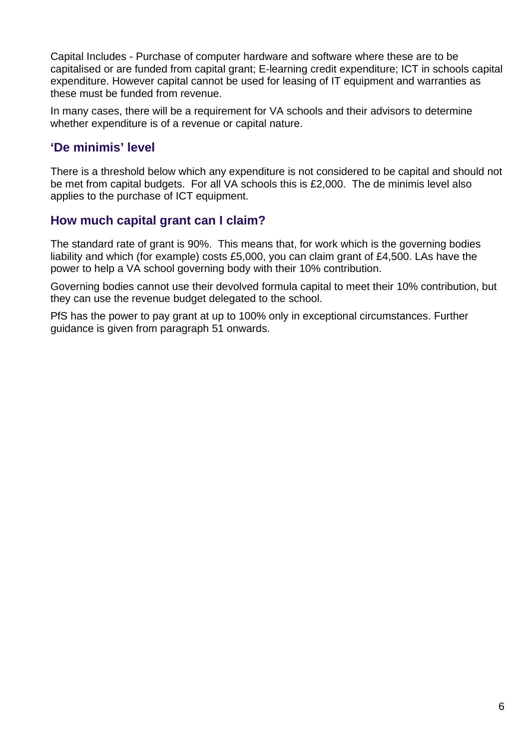Capital Includes - Purchase of computer hardware and software where these are to be capitalised or are funded from capital grant; E-learning credit expenditure; ICT in schools capital expenditure. However capital cannot be used for leasing of IT equipment and warranties as these must be funded from revenue.

In many cases, there will be a requirement for VA schools and their advisors to determine whether expenditure is of a revenue or capital nature.

## 'De minimis' level

There is a threshold below which any expenditure is not considered to be capital and should not be met from capital budgets. For all VA schools this is £2,000. The de minimis level also applies to the purchase of ICT equipment.

## How much capital grant can I claim?

The standard rate of grant is 90%. This means that, for work which is the governing bodies liability and which (for example) costs £5,000, you can claim grant of £4,500. LAs have the power to help a VA school governing body with their 10% contribution.

Governing bodies cannot use their devolved formula capital to meet their 10% contribution, but they can use the revenue budget delegated to the school.

PfS has the power to pay grant at up to 100% only in exceptional circumstances. Further guidance is given from paragraph 51 onwards.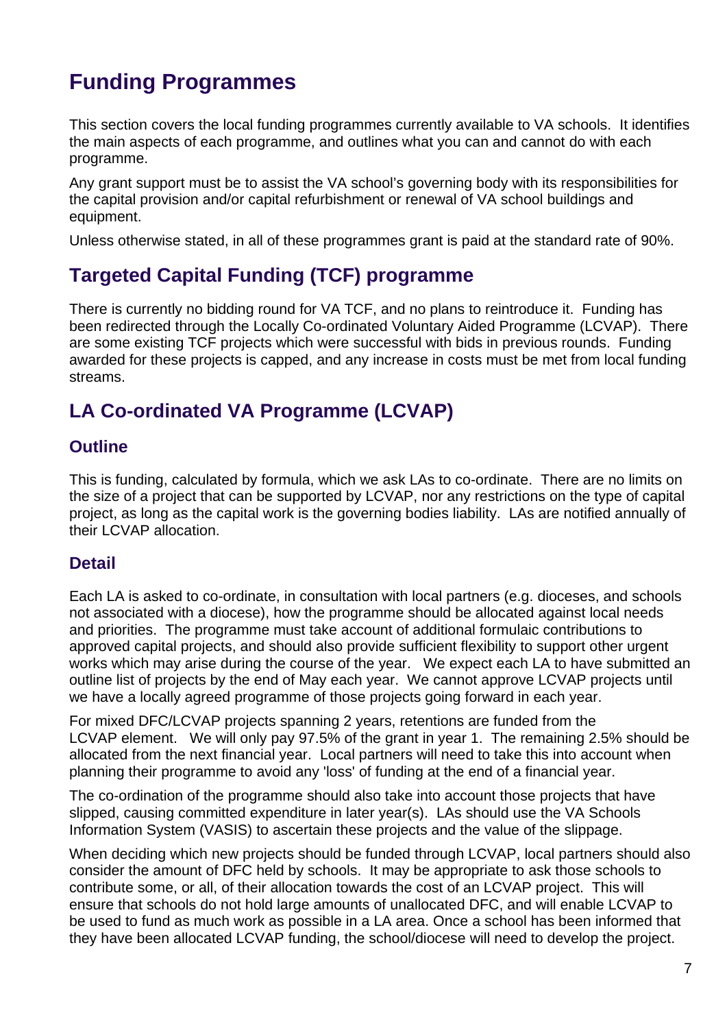# Funding Programmes

This section covers the local funding programmes currently available to VA schools. It identifies the main aspects of each programme, and outlines what you can and cannot do with each programme.

Any grant support must be to assist the VA school's governing body with its responsibilities for the capital provision and/or capital refurbishment or renewal of VA school buildings and equipment.

Unless otherwise stated, in all of these programmes grant is paid at the standard rate of 90%.

## Targeted Capital Funding (TCF) programme

There is currently no bidding round for VA TCF, and no plans to reintroduce it. Funding has been redirected through the Locally Co-ordinated Voluntary Aided Programme (LCVAP). There are some existing TCF projects which were successful with bids in previous rounds. Funding awarded for these projects is capped, and any increase in costs must be met from local funding streams.

## LA Co-ordinated VA Programme (LCVAP)

### Outline

This is funding, calculated by formula, which we ask LAs to co-ordinate. There are no limits on the size of a project that can be supported by LCVAP, nor any restrictions on the type of capital project, as long as the capital work is the governing bodies liability. LAs are notified annually of their LCVAP allocation.

### Detail

Each LA is asked to co-ordinate, in consultation with local partners (e.g. dioceses, and schools not associated with a diocese), how the programme should be allocated against local needs and priorities. The programme must take account of additional formulaic contributions to approved capital projects, and should also provide sufficient flexibility to support other urgent works which may arise during the course of the year. We expect each LA to have submitted an outline list of projects by the end of May each year. We cannot approve LCVAP projects until we have a locally agreed programme of those projects going forward in each year.

For mixed DFC/LCVAP projects spanning 2 years, retentions are funded from the LCVAP element. We will only pay 97.5% of the grant in year 1. The remaining 2.5% should be allocated from the next financial year. Local partners will need to take this into account when planning their programme to avoid any 'loss' of funding at the end of a financial year.

The co-ordination of the programme should also take into account those projects that have slipped, causing committed expenditure in later year(s). LAs should use the VA Schools Information System (VASIS) to ascertain these projects and the value of the slippage.

When deciding which new projects should be funded through LCVAP, local partners should also consider the amount of DFC held by schools. It may be appropriate to ask those schools to contribute some, or all, of their allocation towards the cost of an LCVAP project. This will ensure that schools do not hold large amounts of unallocated DFC, and will enable LCVAP to be used to fund as much work as possible in a LA area. Once a school has been informed that they have been allocated LCVAP funding, the school/diocese will need to develop the project.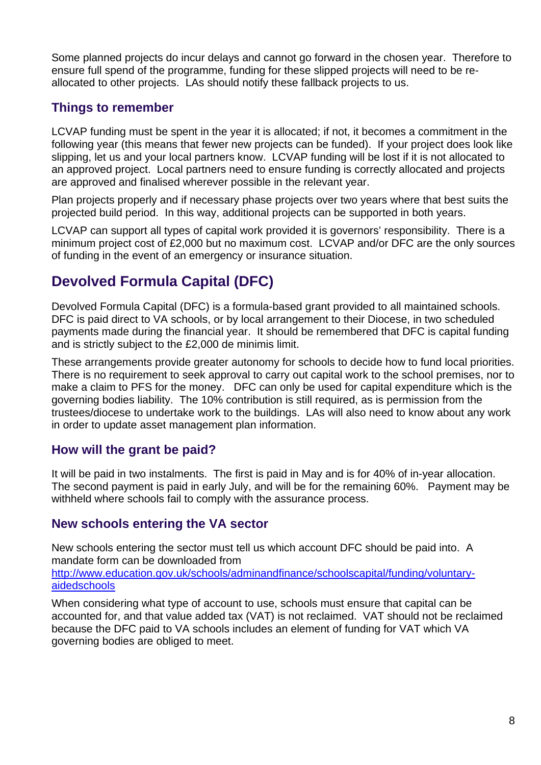Some planned projects do incur delays and cannot go forward in the chosen year. Therefore to ensure full spend of the programme, funding for these slipped projects will need to be re-allocated to other projects. LAs should notify these fallback projects to us.

### Things to remember

LCVAP funding must be spent in the year it is allocated; if not, it becomes a commitment in the following year (this means that fewer new projects can be funded). If your project does look like slipping, let us and your local partners know. LCVAP funding will be lost if it is not allocated to an approved project. Local partners need to ensure funding is correctly allocated and projects are approved and finalised wherever possible in the relevant year.

Plan projects properly and if necessary phase projects over two years where that best suits the projected build period. In this way, additional projects can be supported in both years.

LCVAP can support all types of capital work provided it is governors' responsibility. There is a minimum project cost of £2,000 but no maximum cost. LCVAP and/or DFC are the only sources of funding in the event of an emergency or insurance situation.

## Devolved Formula Capital (DFC)

Devolved Formula Capital (DFC) is a formula-based grant provided to all maintained schools. DFC is paid direct to VA schools, or by local arrangement to their Diocese, in two scheduled payments made during the financial year. It should be remembered that DFC is capital funding and is strictly subject to the £2,000 de minimis limit.

These arrangements provide greater autonomy for schools to decide how to fund local priorities. There is no requirement to seek approval to carry out capital work to the school premises, nor to make a claim to PFS for the money. DFC can only be used for capital expenditure which is the governing bodies liability. The 10% contribution is still required, as is permission from the trustees/diocese to undertake work to the buildings. LAs will also need to know about any work in order to update asset management plan information.

### How will the grant be paid?

It will be paid in two instalments. The first is paid in May and is for 40% of in-year allocation. The second payment is paid in early July, and will be for the remaining 60%. Payment may be withheld where schools fail to comply with the assurance process.

### New schools entering the VA sector

New schools entering the sector must tell us which account DFC should be paid into. A mandate form can be downloaded from
[http://www.education.gov.uk/schools/adminandfinance/schoolscapital/funding/voluntary-aidedschools](http://www.education.gov.uk/schools/adminandfinance/schoolscapital/funding/voluntary-aidedschools)

When considering what type of account to use, schools must ensure that capital can be accounted for, and that value added tax (VAT) is not reclaimed. VAT should not be reclaimed because the DFC paid to VA schools includes an element of funding for VAT which VA governing bodies are obliged to meet.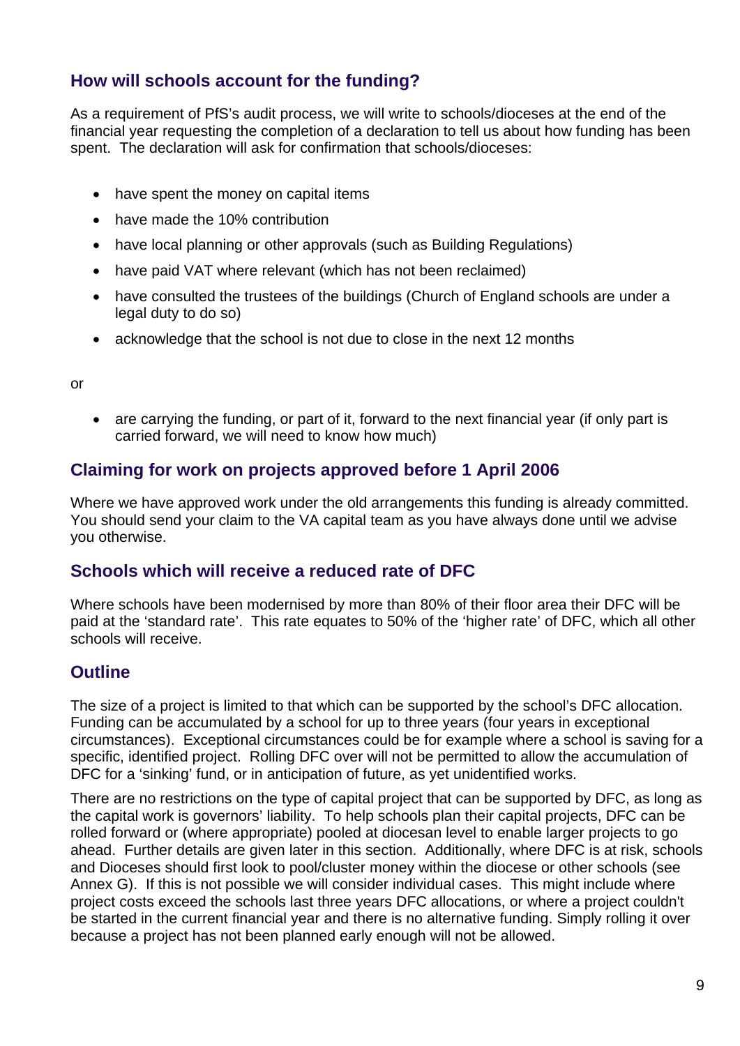## How will schools account for the funding?

As a requirement of PfS's audit process, we will write to schools/dioceses at the end of the financial year requesting the completion of a declaration to tell us about how funding has been spent. The declaration will ask for confirmation that schools/dioceses:

- have spent the money on capital items
- have made the 10% contribution
- have local planning or other approvals (such as Building Regulations)
- have paid VAT where relevant (which has not been reclaimed)
- have consulted the trustees of the buildings (Church of England schools are under a legal duty to do so)
- acknowledge that the school is not due to close in the next 12 months

or

- are carrying the funding, or part of it, forward to the next financial year (if only part is carried forward, we will need to know how much)

## Claiming for work on projects approved before 1 April 2006

Where we have approved work under the old arrangements this funding is already committed. You should send your claim to the VA capital team as you have always done until we advise you otherwise.

## Schools which will receive a reduced rate of DFC

Where schools have been modernised by more than 80% of their floor area their DFC will be paid at the 'standard rate'. This rate equates to 50% of the 'higher rate' of DFC, which all other schools will receive.

## Outline

The size of a project is limited to that which can be supported by the school's DFC allocation. Funding can be accumulated by a school for up to three years (four years in exceptional circumstances). Exceptional circumstances could be for example where a school is saving for a specific, identified project. Rolling DFC over will not be permitted to allow the accumulation of DFC for a 'sinking' fund, or in anticipation of future, as yet unidentified works.

There are no restrictions on the type of capital project that can be supported by DFC, as long as the capital work is governors' liability. To help schools plan their capital projects, DFC can be rolled forward or (where appropriate) pooled at diocesan level to enable larger projects to go ahead. Further details are given later in this section. Additionally, where DFC is at risk, schools and Dioceses should first look to pool/cluster money within the diocese or other schools (see Annex G). If this is not possible we will consider individual cases. This might include where project costs exceed the schools last three years DFC allocations, or where a project couldn't be started in the current financial year and there is no alternative funding. Simply rolling it over because a project has not been planned early enough will not be allowed.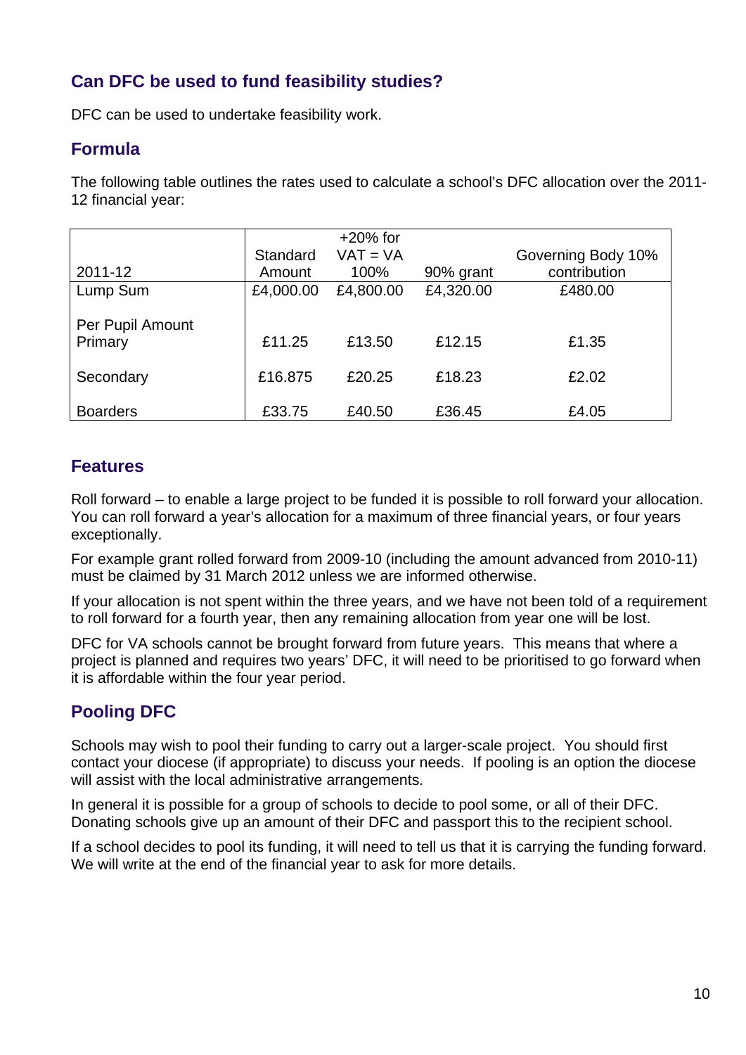## Can DFC be used to fund feasibility studies?

DFC can be used to undertake feasibility work.

## Formula

The following table outlines the rates used to calculate a school's DFC allocation over the 2011-12 financial year:

| 2011-12 | Standard Amount | +20% for VAT = VA 100% | 90% grant | Governing Body 10% contribution |
|---|---|---|---|---|
| Lump Sum | £4,000.00 | £4,800.00 | £4,320.00 | £480.00 |
| Per Pupil Amount Primary | £11.25 | £13.50 | £12.15 | £1.35 |
| Secondary | £16.875 | £20.25 | £18.23 | £2.02 |
| Boarders | £33.75 | £40.50 | £36.45 | £4.05 |

## Features

Roll forward – to enable a large project to be funded it is possible to roll forward your allocation. You can roll forward a year's allocation for a maximum of three financial years, or four years exceptionally.

For example grant rolled forward from 2009-10 (including the amount advanced from 2010-11) must be claimed by 31 March 2012 unless we are informed otherwise.

If your allocation is not spent within the three years, and we have not been told of a requirement to roll forward for a fourth year, then any remaining allocation from year one will be lost.

DFC for VA schools cannot be brought forward from future years. This means that where a project is planned and requires two years' DFC, it will need to be prioritised to go forward when it is affordable within the four year period.

## Pooling DFC

Schools may wish to pool their funding to carry out a larger-scale project. You should first contact your diocese (if appropriate) to discuss your needs. If pooling is an option the diocese will assist with the local administrative arrangements.

In general it is possible for a group of schools to decide to pool some, or all of their DFC. Donating schools give up an amount of their DFC and passport this to the recipient school.

If a school decides to pool its funding, it will need to tell us that it is carrying the funding forward. We will write at the end of the financial year to ask for more details.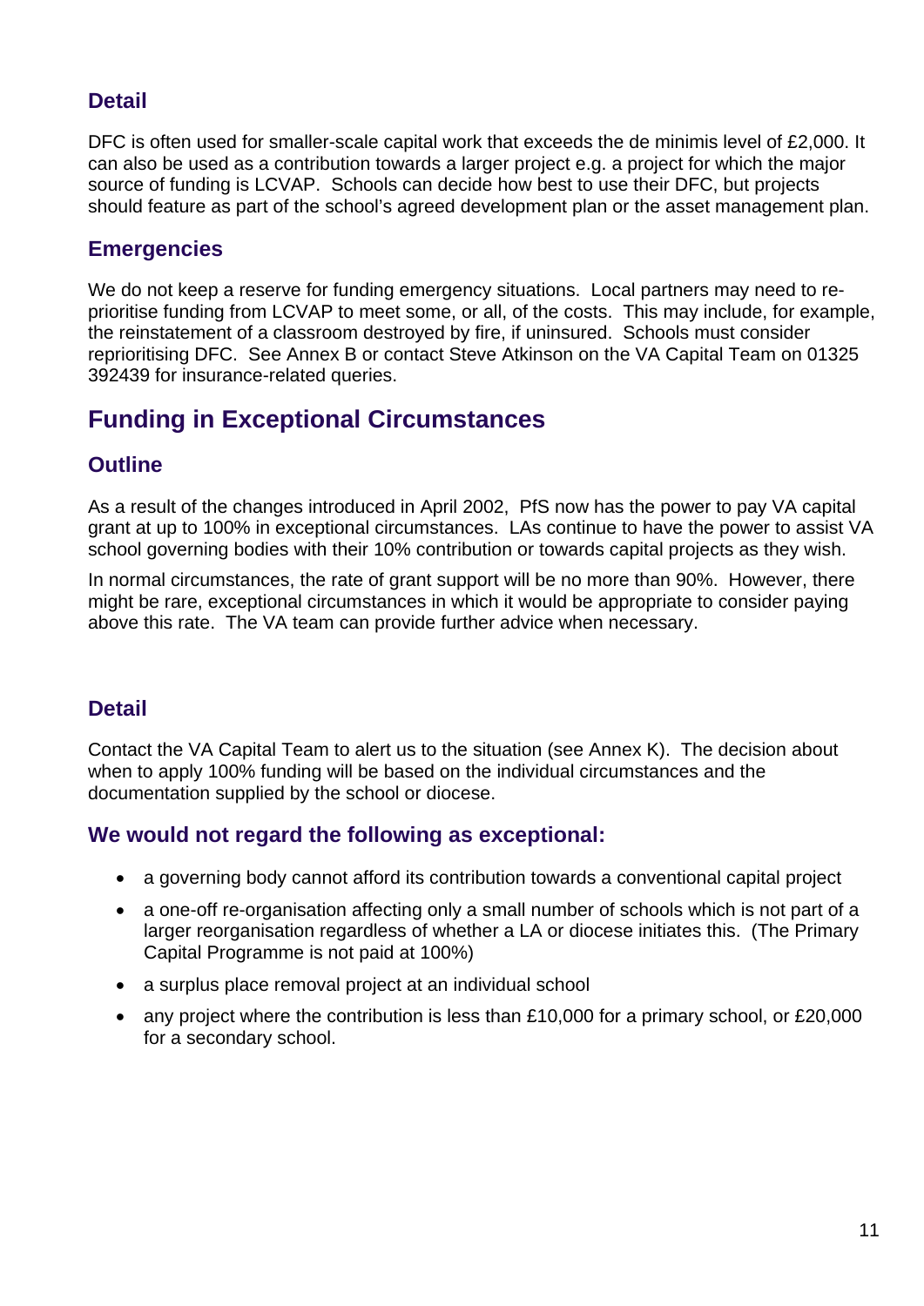### Detail

DFC is often used for smaller-scale capital work that exceeds the de minimis level of £2,000. It can also be used as a contribution towards a larger project e.g. a project for which the major source of funding is LCVAP. Schools can decide how best to use their DFC, but projects should feature as part of the school's agreed development plan or the asset management plan.

### Emergencies

We do not keep a reserve for funding emergency situations. Local partners may need to re-prioritise funding from LCVAP to meet some, or all, of the costs. This may include, for example, the reinstatement of a classroom destroyed by fire, if uninsured. Schools must consider reprioritising DFC. See Annex B or contact Steve Atkinson on the VA Capital Team on 01325 392439 for insurance-related queries.

## Funding in Exceptional Circumstances

### Outline

As a result of the changes introduced in April 2002, PfS now has the power to pay VA capital grant at up to 100% in exceptional circumstances. LAs continue to have the power to assist VA school governing bodies with their 10% contribution or towards capital projects as they wish.

In normal circumstances, the rate of grant support will be no more than 90%. However, there might be rare, exceptional circumstances in which it would be appropriate to consider paying above this rate. The VA team can provide further advice when necessary.

### Detail

Contact the VA Capital Team to alert us to the situation (see Annex K). The decision about when to apply 100% funding will be based on the individual circumstances and the documentation supplied by the school or diocese.

### We would not regard the following as exceptional:

- a governing body cannot afford its contribution towards a conventional capital project
- a one-off re-organisation affecting only a small number of schools which is not part of a larger reorganisation regardless of whether a LA or diocese initiates this. (The Primary Capital Programme is not paid at 100%)
- a surplus place removal project at an individual school
- any project where the contribution is less than £10,000 for a primary school, or £20,000 for a secondary school.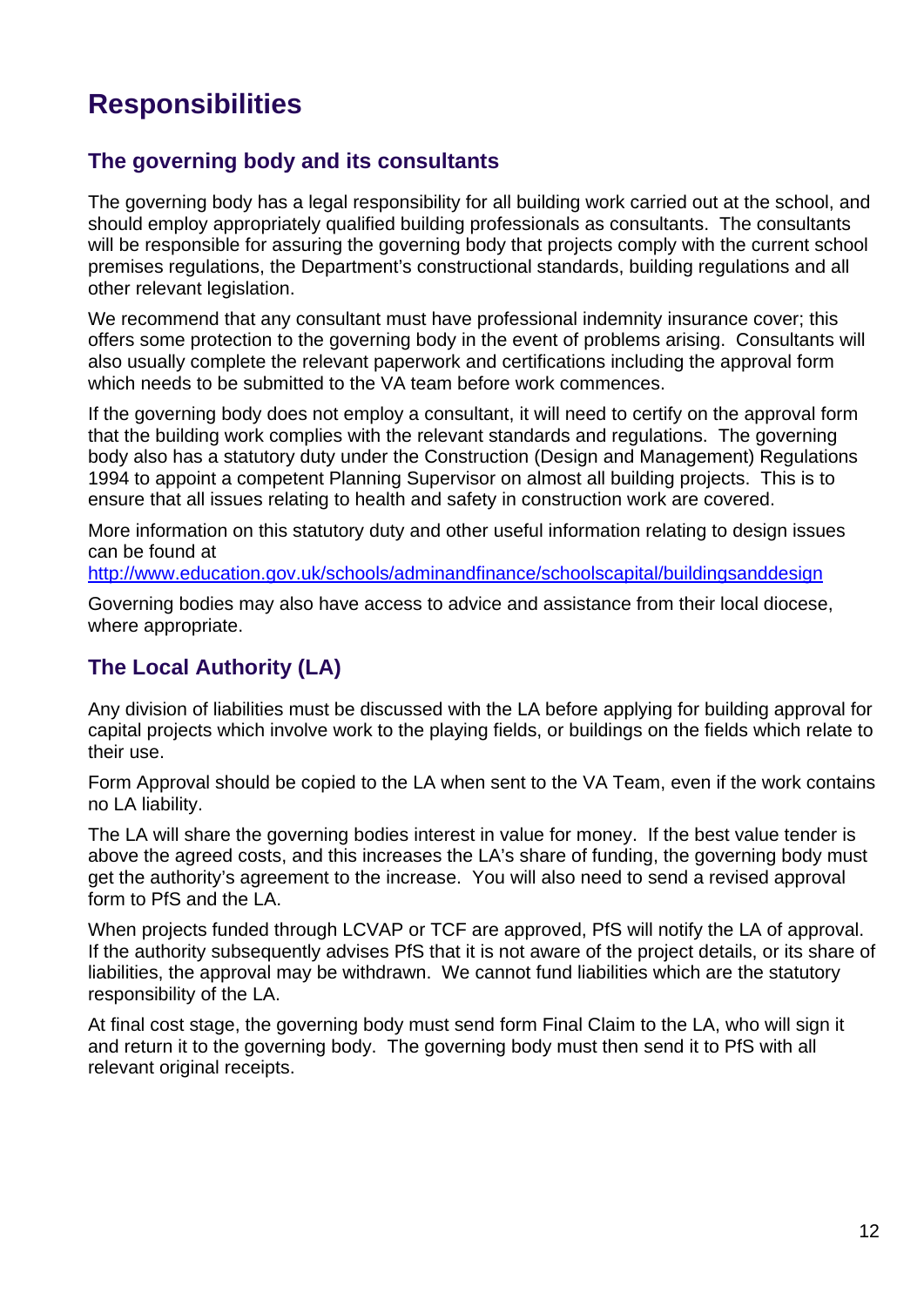# Responsibilities

## The governing body and its consultants

The governing body has a legal responsibility for all building work carried out at the school, and should employ appropriately qualified building professionals as consultants. The consultants will be responsible for assuring the governing body that projects comply with the current school premises regulations, the Department's constructional standards, building regulations and all other relevant legislation.

We recommend that any consultant must have professional indemnity insurance cover; this offers some protection to the governing body in the event of problems arising. Consultants will also usually complete the relevant paperwork and certifications including the approval form which needs to be submitted to the VA team before work commences.

If the governing body does not employ a consultant, it will need to certify on the approval form that the building work complies with the relevant standards and regulations. The governing body also has a statutory duty under the Construction (Design and Management) Regulations 1994 to appoint a competent Planning Supervisor on almost all building projects. This is to ensure that all issues relating to health and safety in construction work are covered.

More information on this statutory duty and other useful information relating to design issues can be found at
http://www.education.gov.uk/schools/adminandfinance/schoolscapital/buildingsanddesign

Governing bodies may also have access to advice and assistance from their local diocese, where appropriate.

## The Local Authority (LA)

Any division of liabilities must be discussed with the LA before applying for building approval for capital projects which involve work to the playing fields, or buildings on the fields which relate to their use.

Form Approval should be copied to the LA when sent to the VA Team, even if the work contains no LA liability.

The LA will share the governing bodies interest in value for money. If the best value tender is above the agreed costs, and this increases the LA's share of funding, the governing body must get the authority's agreement to the increase. You will also need to send a revised approval form to PfS and the LA.

When projects funded through LCVAP or TCF are approved, PfS will notify the LA of approval. If the authority subsequently advises PfS that it is not aware of the project details, or its share of liabilities, the approval may be withdrawn. We cannot fund liabilities which are the statutory responsibility of the LA.

At final cost stage, the governing body must send form Final Claim to the LA, who will sign it and return it to the governing body. The governing body must then send it to PfS with all relevant original receipts.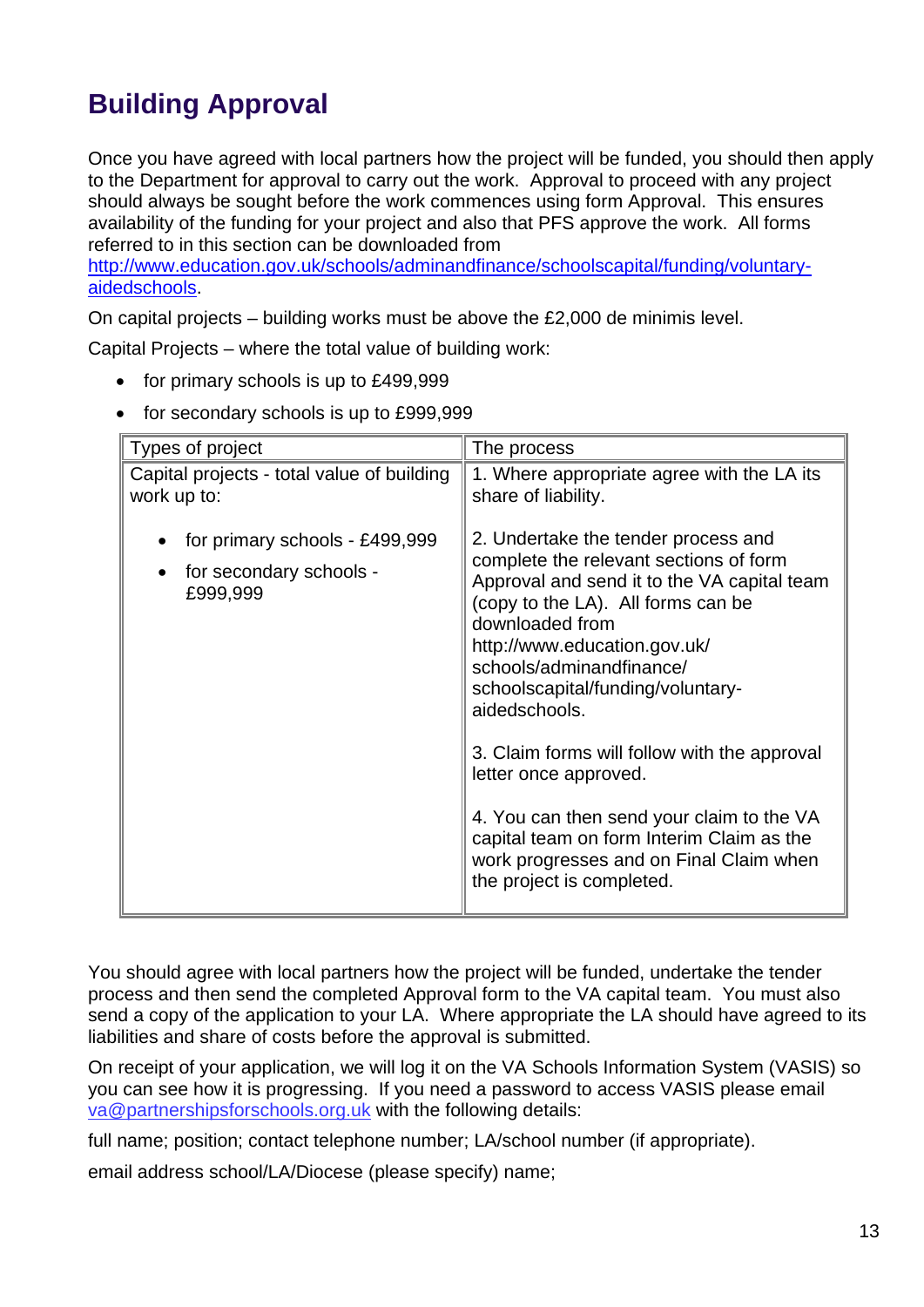## Building Approval

Once you have agreed with local partners how the project will be funded, you should then apply to the Department for approval to carry out the work. Approval to proceed with any project should always be sought before the work commences using form Approval. This ensures availability of the funding for your project and also that PFS approve the work. All forms referred to in this section can be downloaded from [http://www.education.gov.uk/schools/adminandfinance/schoolscapital/funding/voluntary-aidedschools](http://www.education.gov.uk/schools/adminandfinance/schoolscapital/funding/voluntary-aidedschools).

On capital projects – building works must be above the £2,000 de minimis level.

Capital Projects – where the total value of building work:

- for primary schools is up to £499,999
- for secondary schools is up to £999,999

| Types of project | The process |
|---|---|
| Capital projects - total value of building work up to:<br><br>• for primary schools - £499,999<br>• for secondary schools - £999,999 | 1. Where appropriate agree with the LA its share of liability.<br><br>2. Undertake the tender process and complete the relevant sections of form Approval and send it to the VA capital team (copy to the LA). All forms can be downloaded from http://www.education.gov.uk/schools/adminandfinance/schoolscapital/funding/voluntary-aidedschools.<br><br>3. Claim forms will follow with the approval letter once approved.<br><br>4. You can then send your claim to the VA capital team on form Interim Claim as the work progresses and on Final Claim when the project is completed. |

You should agree with local partners how the project will be funded, undertake the tender process and then send the completed Approval form to the VA capital team. You must also send a copy of the application to your LA. Where appropriate the LA should have agreed to its liabilities and share of costs before the approval is submitted.

On receipt of your application, we will log it on the VA Schools Information System (VASIS) so you can see how it is progressing. If you need a password to access VASIS please email [va@partnershipsforschools.org.uk](mailto:va@partnershipsforschools.org.uk) with the following details:

full name; position; contact telephone number; LA/school number (if appropriate).

email address school/LA/Diocese (please specify) name;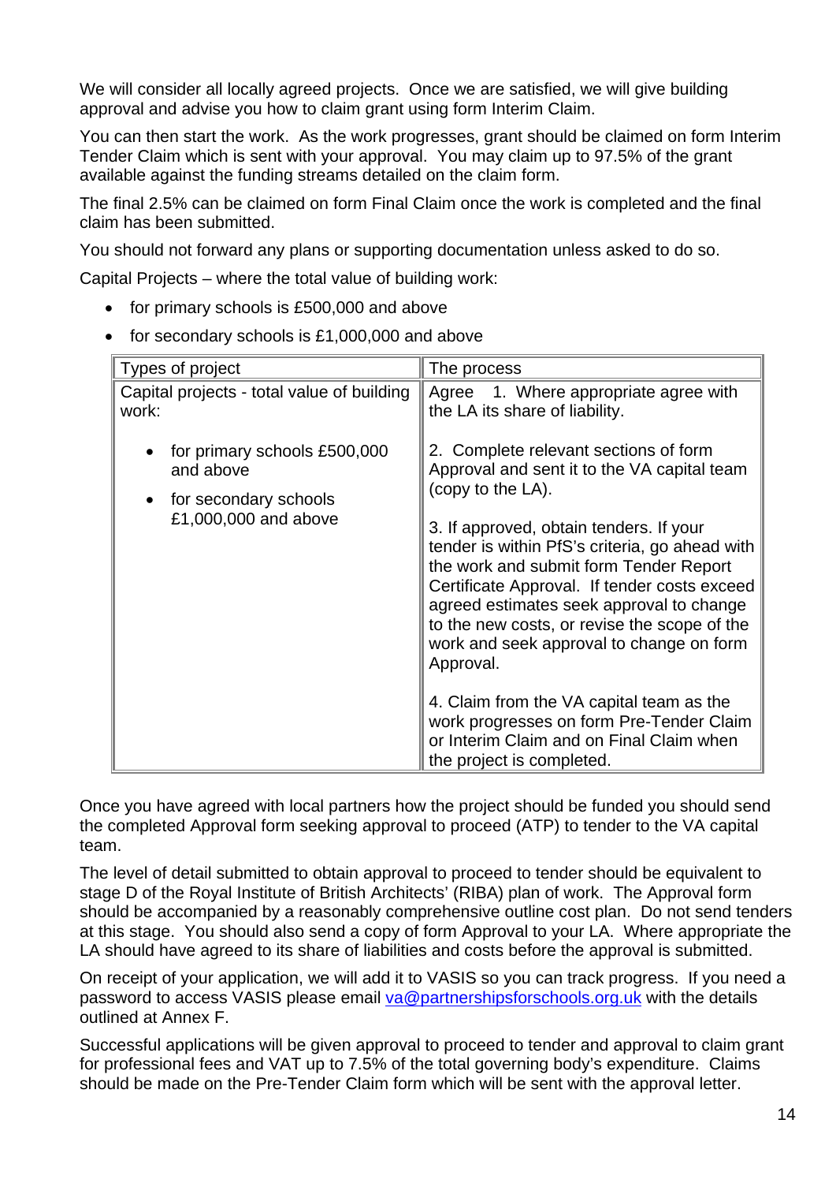We will consider all locally agreed projects. Once we are satisfied, we will give building approval and advise you how to claim grant using form Interim Claim.

You can then start the work. As the work progresses, grant should be claimed on form Interim Tender Claim which is sent with your approval. You may claim up to 97.5% of the grant available against the funding streams detailed on the claim form.

The final 2.5% can be claimed on form Final Claim once the work is completed and the final claim has been submitted.

You should not forward any plans or supporting documentation unless asked to do so.

Capital Projects – where the total value of building work:

- for primary schools is £500,000 and above
- for secondary schools is £1,000,000 and above

| Types of project | The process |
|---|---|
| Capital projects - total value of building work:<br><br>• for primary schools £500,000 and above<br>• for secondary schools £1,000,000 and above | Agree 1. Where appropriate agree with the LA its share of liability.<br><br>2. Complete relevant sections of form Approval and sent it to the VA capital team (copy to the LA).<br><br>3. If approved, obtain tenders. If your tender is within PfS's criteria, go ahead with the work and submit form Tender Report Certificate Approval. If tender costs exceed agreed estimates seek approval to change to the new costs, or revise the scope of the work and seek approval to change on form Approval.<br><br>4. Claim from the VA capital team as the work progresses on form Pre-Tender Claim or Interim Claim and on Final Claim when the project is completed. |

Once you have agreed with local partners how the project should be funded you should send the completed Approval form seeking approval to proceed (ATP) to tender to the VA capital team.

The level of detail submitted to obtain approval to proceed to tender should be equivalent to stage D of the Royal Institute of British Architects' (RIBA) plan of work. The Approval form should be accompanied by a reasonably comprehensive outline cost plan. Do not send tenders at this stage. You should also send a copy of form Approval to your LA. Where appropriate the LA should have agreed to its share of liabilities and costs before the approval is submitted.

On receipt of your application, we will add it to VASIS so you can track progress. If you need a password to access VASIS please email va@partnershipsforschools.org.uk with the details outlined at Annex F.

Successful applications will be given approval to proceed to tender and approval to claim grant for professional fees and VAT up to 7.5% of the total governing body's expenditure. Claims should be made on the Pre-Tender Claim form which will be sent with the approval letter.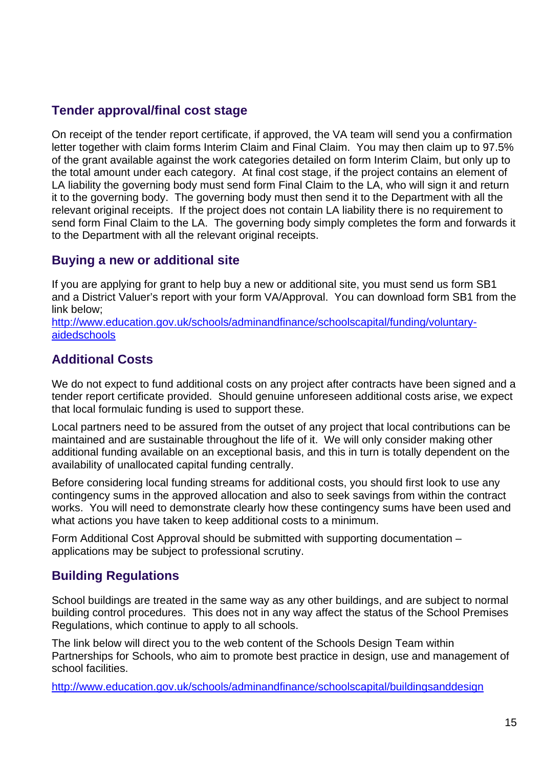## Tender approval/final cost stage

On receipt of the tender report certificate, if approved, the VA team will send you a confirmation letter together with claim forms Interim Claim and Final Claim. You may then claim up to 97.5% of the grant available against the work categories detailed on form Interim Claim, but only up to the total amount under each category. At final cost stage, if the project contains an element of LA liability the governing body must send form Final Claim to the LA, who will sign it and return it to the governing body. The governing body must then send it to the Department with all the relevant original receipts. If the project does not contain LA liability there is no requirement to send form Final Claim to the LA. The governing body simply completes the form and forwards it to the Department with all the relevant original receipts.

## Buying a new or additional site

If you are applying for grant to help buy a new or additional site, you must send us form SB1 and a District Valuer's report with your form VA/Approval. You can download form SB1 from the link below;
[http://www.education.gov.uk/schools/adminandfinance/schoolscapital/funding/voluntary-aidedschools](http://www.education.gov.uk/schools/adminandfinance/schoolscapital/funding/voluntary-aidedschools)

## Additional Costs

We do not expect to fund additional costs on any project after contracts have been signed and a tender report certificate provided. Should genuine unforeseen additional costs arise, we expect that local formulaic funding is used to support these.

Local partners need to be assured from the outset of any project that local contributions can be maintained and are sustainable throughout the life of it. We will only consider making other additional funding available on an exceptional basis, and this in turn is totally dependent on the availability of unallocated capital funding centrally.

Before considering local funding streams for additional costs, you should first look to use any contingency sums in the approved allocation and also to seek savings from within the contract works. You will need to demonstrate clearly how these contingency sums have been used and what actions you have taken to keep additional costs to a minimum.

Form Additional Cost Approval should be submitted with supporting documentation – applications may be subject to professional scrutiny.

## Building Regulations

School buildings are treated in the same way as any other buildings, and are subject to normal building control procedures. This does not in any way affect the status of the School Premises Regulations, which continue to apply to all schools.

The link below will direct you to the web content of the Schools Design Team within Partnerships for Schools, who aim to promote best practice in design, use and management of school facilities.

[http://www.education.gov.uk/schools/adminandfinance/schoolscapital/buildingsanddesign](http://www.education.gov.uk/schools/adminandfinance/schoolscapital/buildingsanddesign)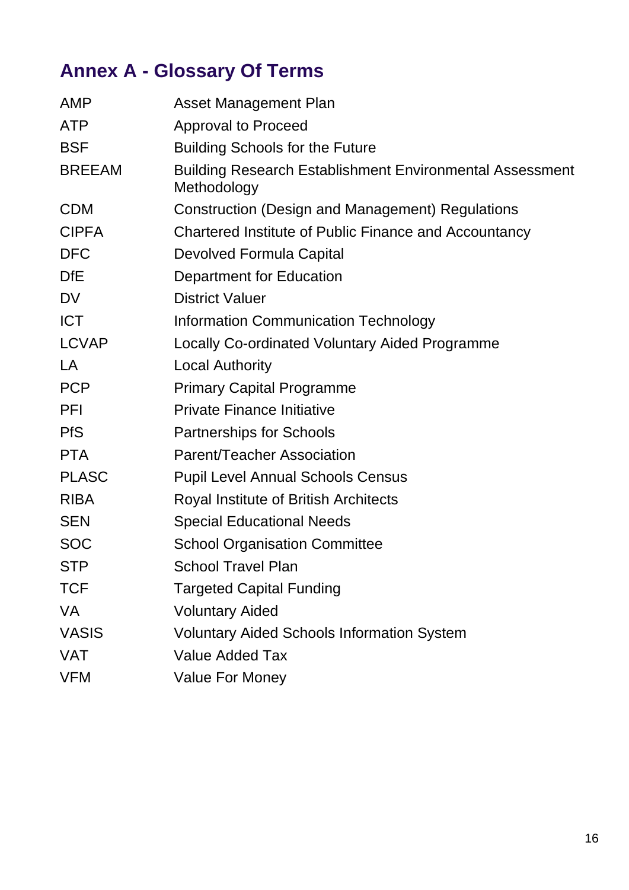## Annex A - Glossary Of Terms

| | |
|---|---|
| AMP | Asset Management Plan |
| ATP | Approval to Proceed |
| BSF | Building Schools for the Future |
| BREEAM | Building Research Establishment Environmental Assessment Methodology |
| CDM | Construction (Design and Management) Regulations |
| CIPFA | Chartered Institute of Public Finance and Accountancy |
| DFC | Devolved Formula Capital |
| DfE | Department for Education |
| DV | District Valuer |
| ICT | Information Communication Technology |
| LCVAP | Locally Co-ordinated Voluntary Aided Programme |
| LA | Local Authority |
| PCP | Primary Capital Programme |
| PFI | Private Finance Initiative |
| PfS | Partnerships for Schools |
| PTA | Parent/Teacher Association |
| PLASC | Pupil Level Annual Schools Census |
| RIBA | Royal Institute of British Architects |
| SEN | Special Educational Needs |
| SOC | School Organisation Committee |
| STP | School Travel Plan |
| TCF | Targeted Capital Funding |
| VA | Voluntary Aided |
| VASIS | Voluntary Aided Schools Information System |
| VAT | Value Added Tax |
| VFM | Value For Money |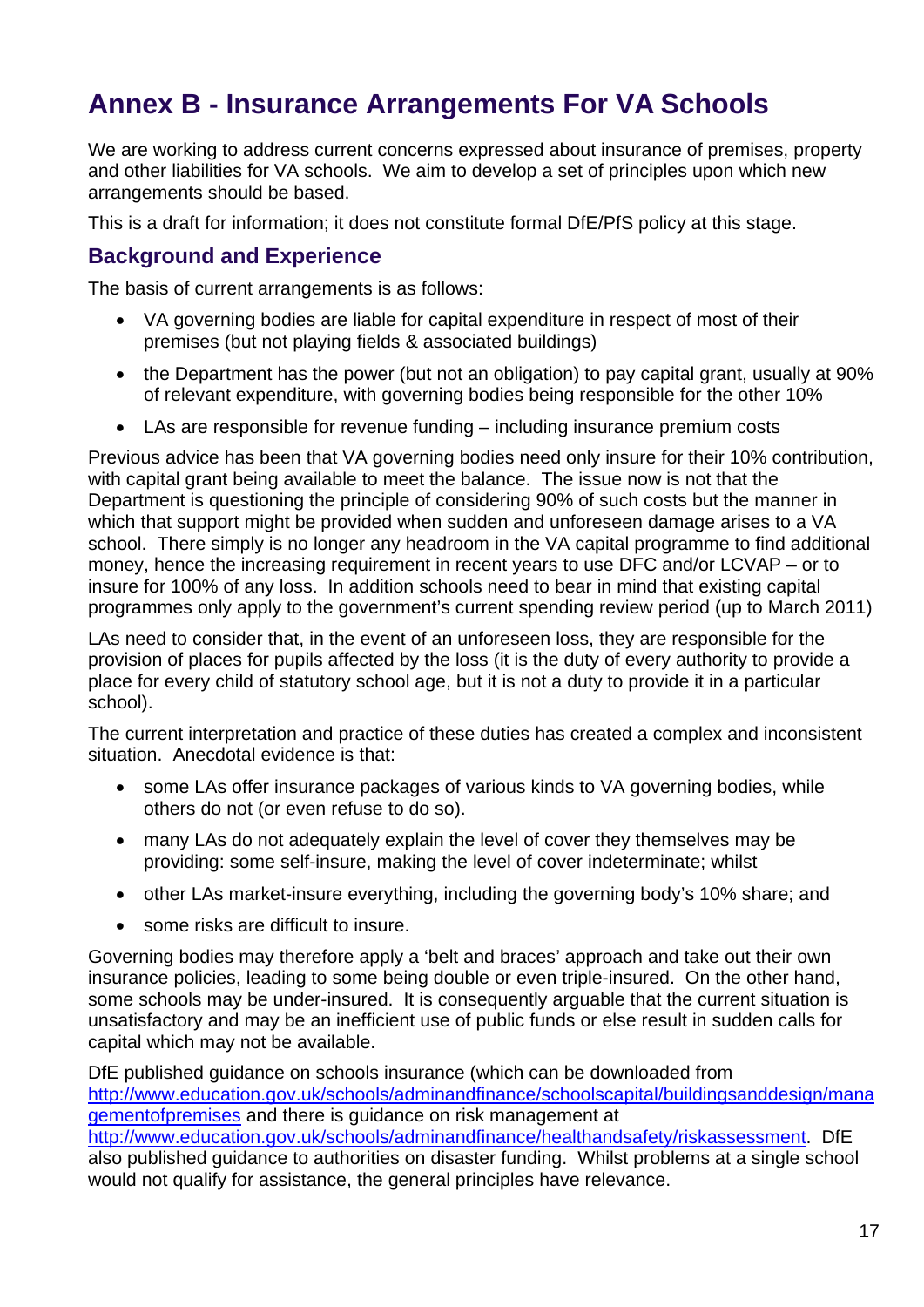# Annex B - Insurance Arrangements For VA Schools

We are working to address current concerns expressed about insurance of premises, property and other liabilities for VA schools. We aim to develop a set of principles upon which new arrangements should be based.

This is a draft for information; it does not constitute formal DfE/PfS policy at this stage.

## Background and Experience

The basis of current arrangements is as follows:

- VA governing bodies are liable for capital expenditure in respect of most of their premises (but not playing fields & associated buildings)
- the Department has the power (but not an obligation) to pay capital grant, usually at 90% of relevant expenditure, with governing bodies being responsible for the other 10%
- LAs are responsible for revenue funding – including insurance premium costs

Previous advice has been that VA governing bodies need only insure for their 10% contribution, with capital grant being available to meet the balance. The issue now is not that the Department is questioning the principle of considering 90% of such costs but the manner in which that support might be provided when sudden and unforeseen damage arises to a VA school. There simply is no longer any headroom in the VA capital programme to find additional money, hence the increasing requirement in recent years to use DFC and/or LCVAP – or to insure for 100% of any loss. In addition schools need to bear in mind that existing capital programmes only apply to the government's current spending review period (up to March 2011)

LAs need to consider that, in the event of an unforeseen loss, they are responsible for the provision of places for pupils affected by the loss (it is the duty of every authority to provide a place for every child of statutory school age, but it is not a duty to provide it in a particular school).

The current interpretation and practice of these duties has created a complex and inconsistent situation. Anecdotal evidence is that:

- some LAs offer insurance packages of various kinds to VA governing bodies, while others do not (or even refuse to do so).
- many LAs do not adequately explain the level of cover they themselves may be providing: some self-insure, making the level of cover indeterminate; whilst
- other LAs market-insure everything, including the governing body's 10% share; and
- some risks are difficult to insure.

Governing bodies may therefore apply a 'belt and braces' approach and take out their own insurance policies, leading to some being double or even triple-insured. On the other hand, some schools may be under-insured. It is consequently arguable that the current situation is unsatisfactory and may be an inefficient use of public funds or else result in sudden calls for capital which may not be available.

DfE published guidance on schools insurance (which can be downloaded from [http://www.education.gov.uk/schools/adminandfinance/schoolscapital/buildingsanddesign/managementofpremises](http://www.education.gov.uk/schools/adminandfinance/schoolscapital/buildingsanddesign/managementofpremises) and there is guidance on risk management at [http://www.education.gov.uk/schools/adminandfinance/healthandsafety/riskassessment](http://www.education.gov.uk/schools/adminandfinance/healthandsafety/riskassessment). DfE also published guidance to authorities on disaster funding. Whilst problems at a single school would not qualify for assistance, the general principles have relevance.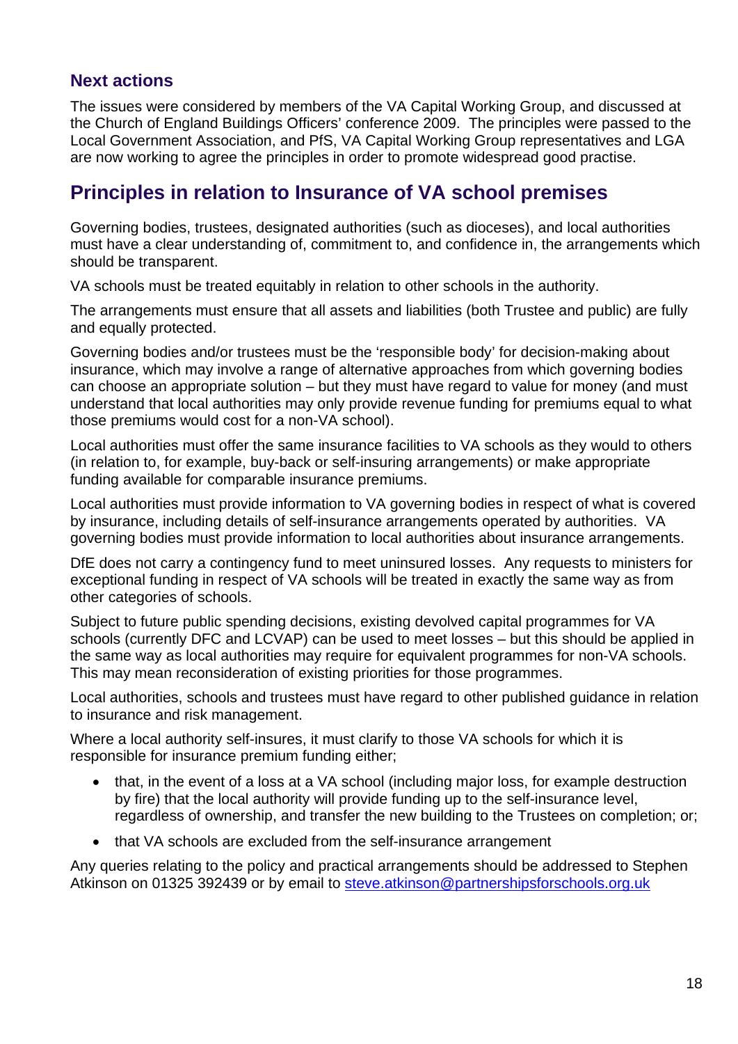### Next actions

The issues were considered by members of the VA Capital Working Group, and discussed at the Church of England Buildings Officers' conference 2009. The principles were passed to the Local Government Association, and PfS, VA Capital Working Group representatives and LGA are now working to agree the principles in order to promote widespread good practise.

## Principles in relation to Insurance of VA school premises

Governing bodies, trustees, designated authorities (such as dioceses), and local authorities must have a clear understanding of, commitment to, and confidence in, the arrangements which should be transparent.

VA schools must be treated equitably in relation to other schools in the authority.

The arrangements must ensure that all assets and liabilities (both Trustee and public) are fully and equally protected.

Governing bodies and/or trustees must be the 'responsible body' for decision-making about insurance, which may involve a range of alternative approaches from which governing bodies can choose an appropriate solution – but they must have regard to value for money (and must understand that local authorities may only provide revenue funding for premiums equal to what those premiums would cost for a non-VA school).

Local authorities must offer the same insurance facilities to VA schools as they would to others (in relation to, for example, buy-back or self-insuring arrangements) or make appropriate funding available for comparable insurance premiums.

Local authorities must provide information to VA governing bodies in respect of what is covered by insurance, including details of self-insurance arrangements operated by authorities. VA governing bodies must provide information to local authorities about insurance arrangements.

DfE does not carry a contingency fund to meet uninsured losses. Any requests to ministers for exceptional funding in respect of VA schools will be treated in exactly the same way as from other categories of schools.

Subject to future public spending decisions, existing devolved capital programmes for VA schools (currently DFC and LCVAP) can be used to meet losses – but this should be applied in the same way as local authorities may require for equivalent programmes for non-VA schools. This may mean reconsideration of existing priorities for those programmes.

Local authorities, schools and trustees must have regard to other published guidance in relation to insurance and risk management.

Where a local authority self-insures, it must clarify to those VA schools for which it is responsible for insurance premium funding either;

- that, in the event of a loss at a VA school (including major loss, for example destruction by fire) that the local authority will provide funding up to the self-insurance level, regardless of ownership, and transfer the new building to the Trustees on completion; or;
- that VA schools are excluded from the self-insurance arrangement

Any queries relating to the policy and practical arrangements should be addressed to Stephen Atkinson on 01325 392439 or by email to steve.atkinson@partnershipsforschools.org.uk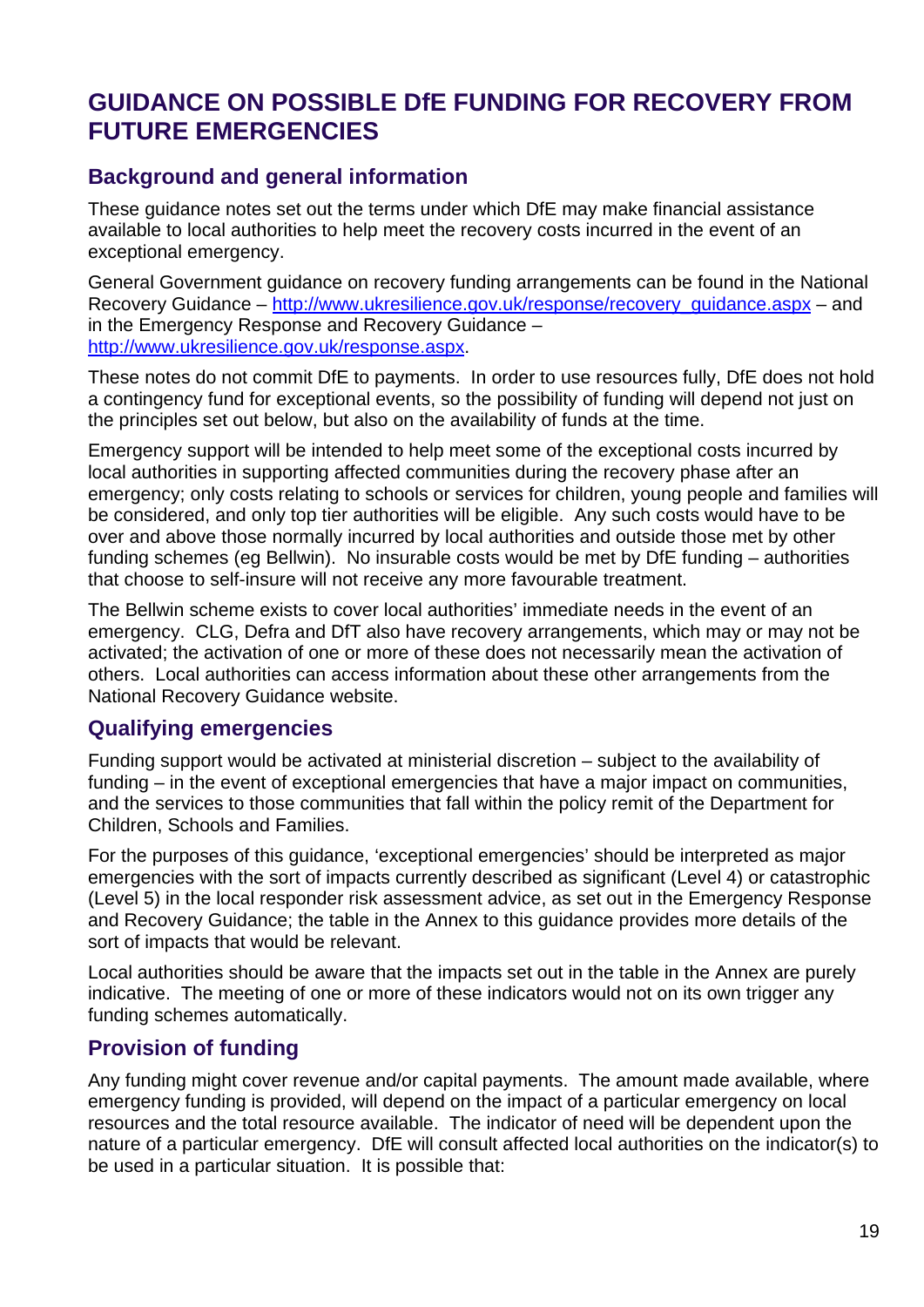# GUIDANCE ON POSSIBLE DfE FUNDING FOR RECOVERY FROM FUTURE EMERGENCIES

## Background and general information

These guidance notes set out the terms under which DfE may make financial assistance available to local authorities to help meet the recovery costs incurred in the event of an exceptional emergency.

General Government guidance on recovery funding arrangements can be found in the National Recovery Guidance – [http://www.ukresilience.gov.uk/response/recovery_guidance.aspx](http://www.ukresilience.gov.uk/response/recovery_guidance.aspx) – and in the Emergency Response and Recovery Guidance – [http://www.ukresilience.gov.uk/response.aspx](http://www.ukresilience.gov.uk/response.aspx).

These notes do not commit DfE to payments. In order to use resources fully, DfE does not hold a contingency fund for exceptional events, so the possibility of funding will depend not just on the principles set out below, but also on the availability of funds at the time.

Emergency support will be intended to help meet some of the exceptional costs incurred by local authorities in supporting affected communities during the recovery phase after an emergency; only costs relating to schools or services for children, young people and families will be considered, and only top tier authorities will be eligible. Any such costs would have to be over and above those normally incurred by local authorities and outside those met by other funding schemes (eg Bellwin). No insurable costs would be met by DfE funding – authorities that choose to self-insure will not receive any more favourable treatment.

The Bellwin scheme exists to cover local authorities' immediate needs in the event of an emergency. CLG, Defra and DfT also have recovery arrangements, which may or may not be activated; the activation of one or more of these does not necessarily mean the activation of others. Local authorities can access information about these other arrangements from the National Recovery Guidance website.

## Qualifying emergencies

Funding support would be activated at ministerial discretion – subject to the availability of funding – in the event of exceptional emergencies that have a major impact on communities, and the services to those communities that fall within the policy remit of the Department for Children, Schools and Families.

For the purposes of this guidance, 'exceptional emergencies' should be interpreted as major emergencies with the sort of impacts currently described as significant (Level 4) or catastrophic (Level 5) in the local responder risk assessment advice, as set out in the Emergency Response and Recovery Guidance; the table in the Annex to this guidance provides more details of the sort of impacts that would be relevant.

Local authorities should be aware that the impacts set out in the table in the Annex are purely indicative. The meeting of one or more of these indicators would not on its own trigger any funding schemes automatically.

## Provision of funding

Any funding might cover revenue and/or capital payments. The amount made available, where emergency funding is provided, will depend on the impact of a particular emergency on local resources and the total resource available. The indicator of need will be dependent upon the nature of a particular emergency. DfE will consult affected local authorities on the indicator(s) to be used in a particular situation. It is possible that: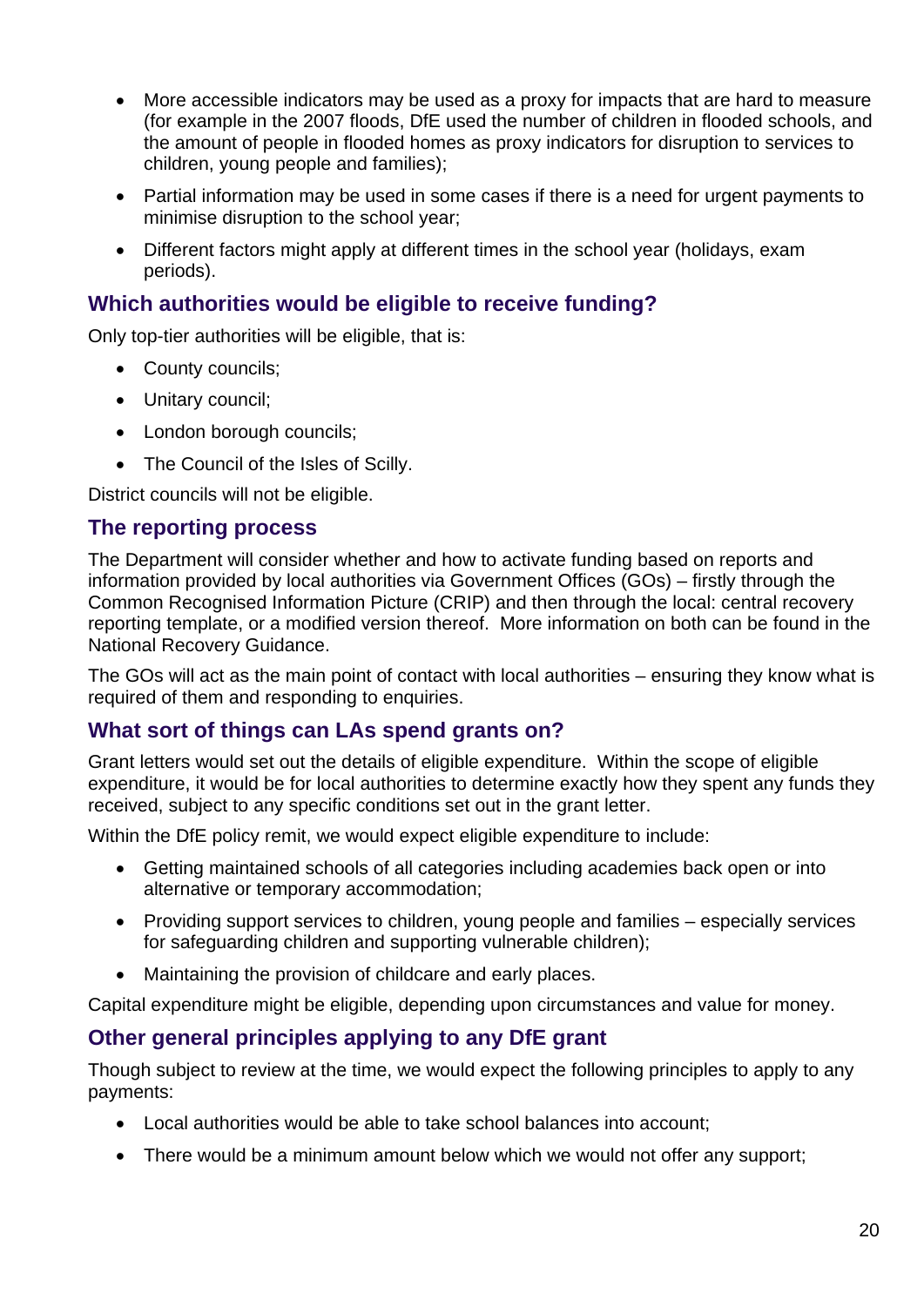- More accessible indicators may be used as a proxy for impacts that are hard to measure (for example in the 2007 floods, DfE used the number of children in flooded schools, and the amount of people in flooded homes as proxy indicators for disruption to services to children, young people and families);
- Partial information may be used in some cases if there is a need for urgent payments to minimise disruption to the school year;
- Different factors might apply at different times in the school year (holidays, exam periods).

## Which authorities would be eligible to receive funding?

Only top-tier authorities will be eligible, that is:

- County councils;
- Unitary council;
- London borough councils;
- The Council of the Isles of Scilly.

District councils will not be eligible.

## The reporting process

The Department will consider whether and how to activate funding based on reports and information provided by local authorities via Government Offices (GOs) – firstly through the Common Recognised Information Picture (CRIP) and then through the local: central recovery reporting template, or a modified version thereof. More information on both can be found in the National Recovery Guidance.

The GOs will act as the main point of contact with local authorities – ensuring they know what is required of them and responding to enquiries.

## What sort of things can LAs spend grants on?

Grant letters would set out the details of eligible expenditure. Within the scope of eligible expenditure, it would be for local authorities to determine exactly how they spent any funds they received, subject to any specific conditions set out in the grant letter.

Within the DfE policy remit, we would expect eligible expenditure to include:

- Getting maintained schools of all categories including academies back open or into alternative or temporary accommodation;
- Providing support services to children, young people and families – especially services for safeguarding children and supporting vulnerable children);
- Maintaining the provision of childcare and early places.

Capital expenditure might be eligible, depending upon circumstances and value for money.

## Other general principles applying to any DfE grant

Though subject to review at the time, we would expect the following principles to apply to any payments:

- Local authorities would be able to take school balances into account;
- There would be a minimum amount below which we would not offer any support;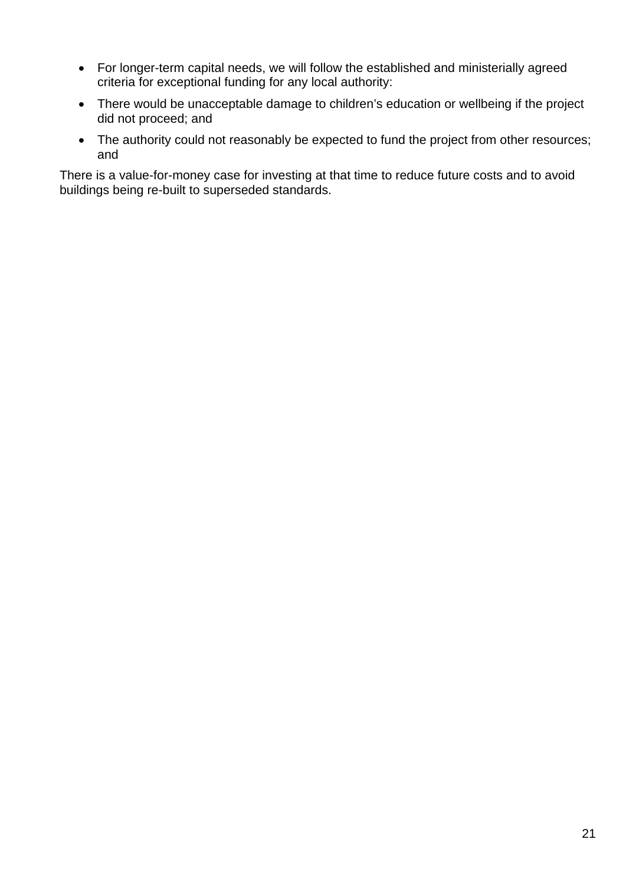- For longer-term capital needs, we will follow the established and ministerially agreed criteria for exceptional funding for any local authority:
- There would be unacceptable damage to children's education or wellbeing if the project did not proceed; and
- The authority could not reasonably be expected to fund the project from other resources; and

There is a value-for-money case for investing at that time to reduce future costs and to avoid buildings being re-built to superseded standards.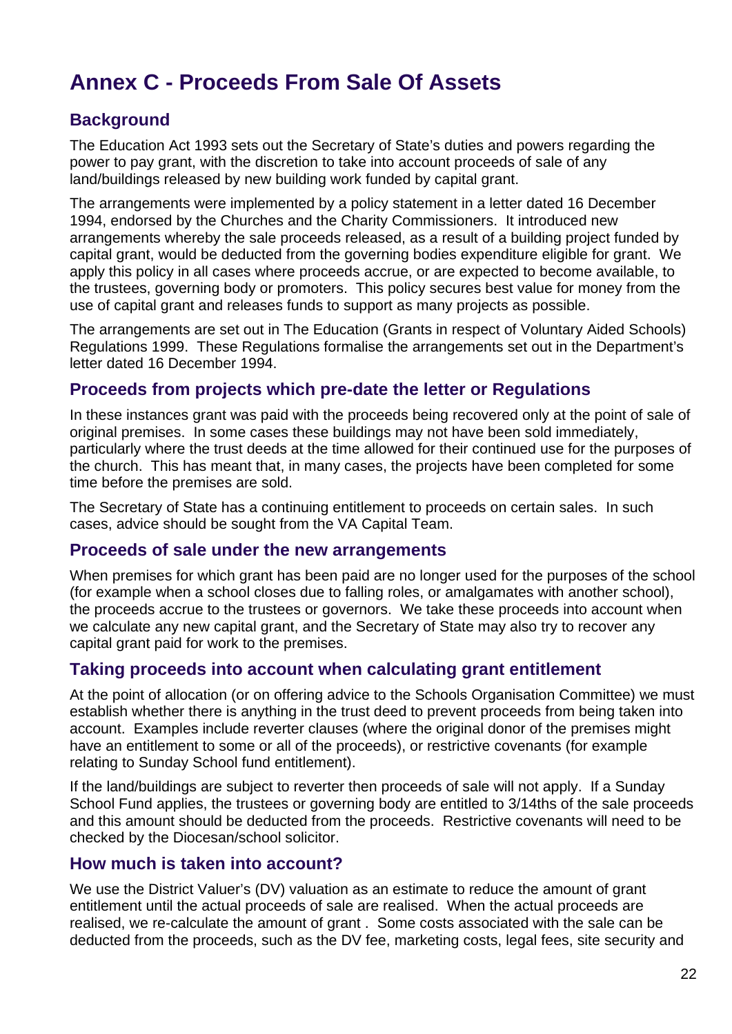# Annex C - Proceeds From Sale Of Assets

## Background

The Education Act 1993 sets out the Secretary of State's duties and powers regarding the power to pay grant, with the discretion to take into account proceeds of sale of any land/buildings released by new building work funded by capital grant.

The arrangements were implemented by a policy statement in a letter dated 16 December 1994, endorsed by the Churches and the Charity Commissioners. It introduced new arrangements whereby the sale proceeds released, as a result of a building project funded by capital grant, would be deducted from the governing bodies expenditure eligible for grant. We apply this policy in all cases where proceeds accrue, or are expected to become available, to the trustees, governing body or promoters. This policy secures best value for money from the use of capital grant and releases funds to support as many projects as possible.

The arrangements are set out in The Education (Grants in respect of Voluntary Aided Schools) Regulations 1999. These Regulations formalise the arrangements set out in the Department's letter dated 16 December 1994.

## Proceeds from projects which pre-date the letter or Regulations

In these instances grant was paid with the proceeds being recovered only at the point of sale of original premises. In some cases these buildings may not have been sold immediately, particularly where the trust deeds at the time allowed for their continued use for the purposes of the church. This has meant that, in many cases, the projects have been completed for some time before the premises are sold.

The Secretary of State has a continuing entitlement to proceeds on certain sales. In such cases, advice should be sought from the VA Capital Team.

## Proceeds of sale under the new arrangements

When premises for which grant has been paid are no longer used for the purposes of the school (for example when a school closes due to falling roles, or amalgamates with another school), the proceeds accrue to the trustees or governors. We take these proceeds into account when we calculate any new capital grant, and the Secretary of State may also try to recover any capital grant paid for work to the premises.

## Taking proceeds into account when calculating grant entitlement

At the point of allocation (or on offering advice to the Schools Organisation Committee) we must establish whether there is anything in the trust deed to prevent proceeds from being taken into account. Examples include reverter clauses (where the original donor of the premises might have an entitlement to some or all of the proceeds), or restrictive covenants (for example relating to Sunday School fund entitlement).

If the land/buildings are subject to reverter then proceeds of sale will not apply. If a Sunday School Fund applies, the trustees or governing body are entitled to 3/14ths of the sale proceeds and this amount should be deducted from the proceeds. Restrictive covenants will need to be checked by the Diocesan/school solicitor.

## How much is taken into account?

We use the District Valuer's (DV) valuation as an estimate to reduce the amount of grant entitlement until the actual proceeds of sale are realised. When the actual proceeds are realised, we re-calculate the amount of grant . Some costs associated with the sale can be deducted from the proceeds, such as the DV fee, marketing costs, legal fees, site security and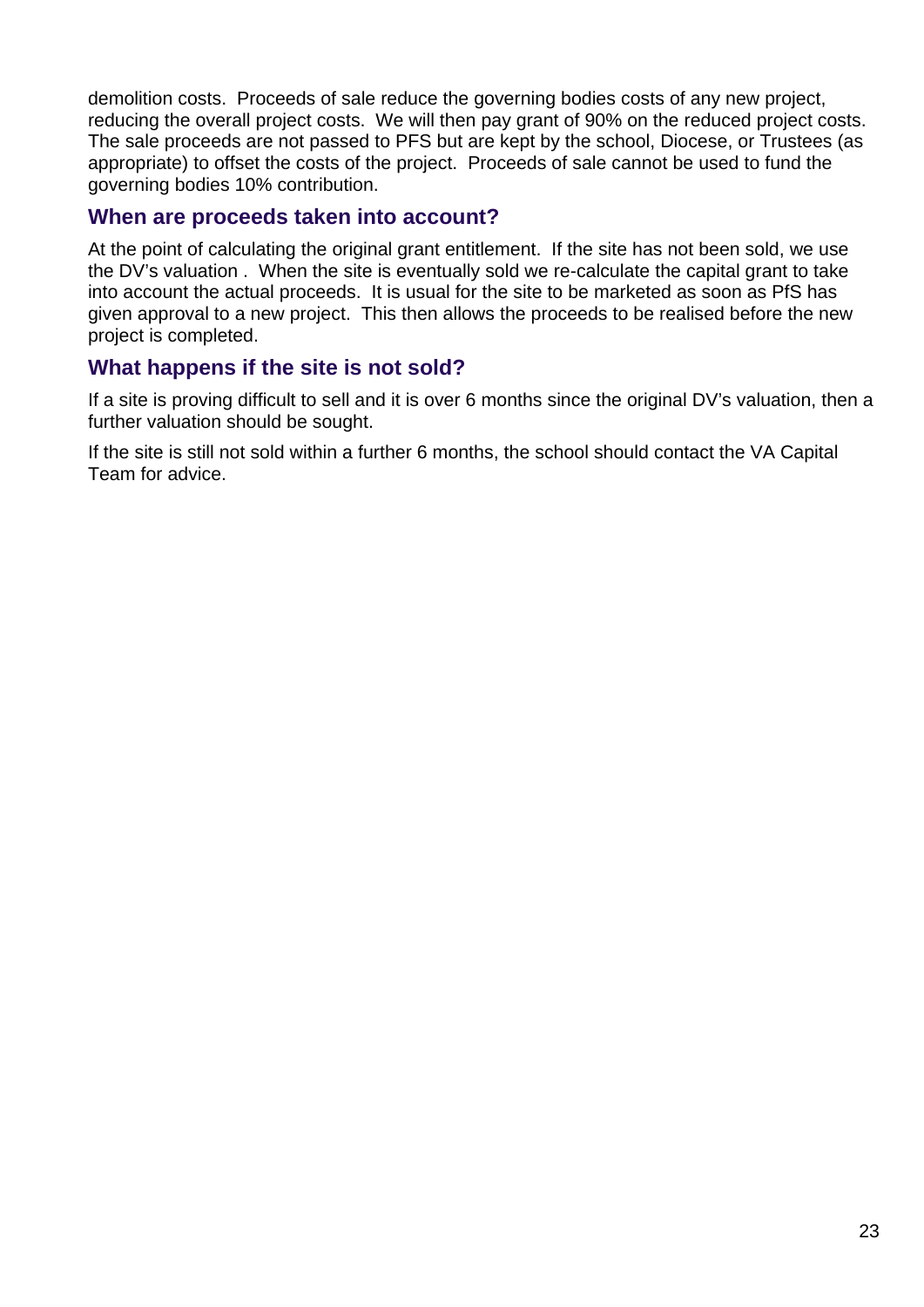demolition costs. Proceeds of sale reduce the governing bodies costs of any new project, reducing the overall project costs. We will then pay grant of 90% on the reduced project costs. The sale proceeds are not passed to PFS but are kept by the school, Diocese, or Trustees (as appropriate) to offset the costs of the project. Proceeds of sale cannot be used to fund the governing bodies 10% contribution.

### When are proceeds taken into account?

At the point of calculating the original grant entitlement. If the site has not been sold, we use the DV's valuation . When the site is eventually sold we re-calculate the capital grant to take into account the actual proceeds. It is usual for the site to be marketed as soon as PfS has given approval to a new project. This then allows the proceeds to be realised before the new project is completed.

### What happens if the site is not sold?

If a site is proving difficult to sell and it is over 6 months since the original DV's valuation, then a further valuation should be sought.

If the site is still not sold within a further 6 months, the school should contact the VA Capital Team for advice.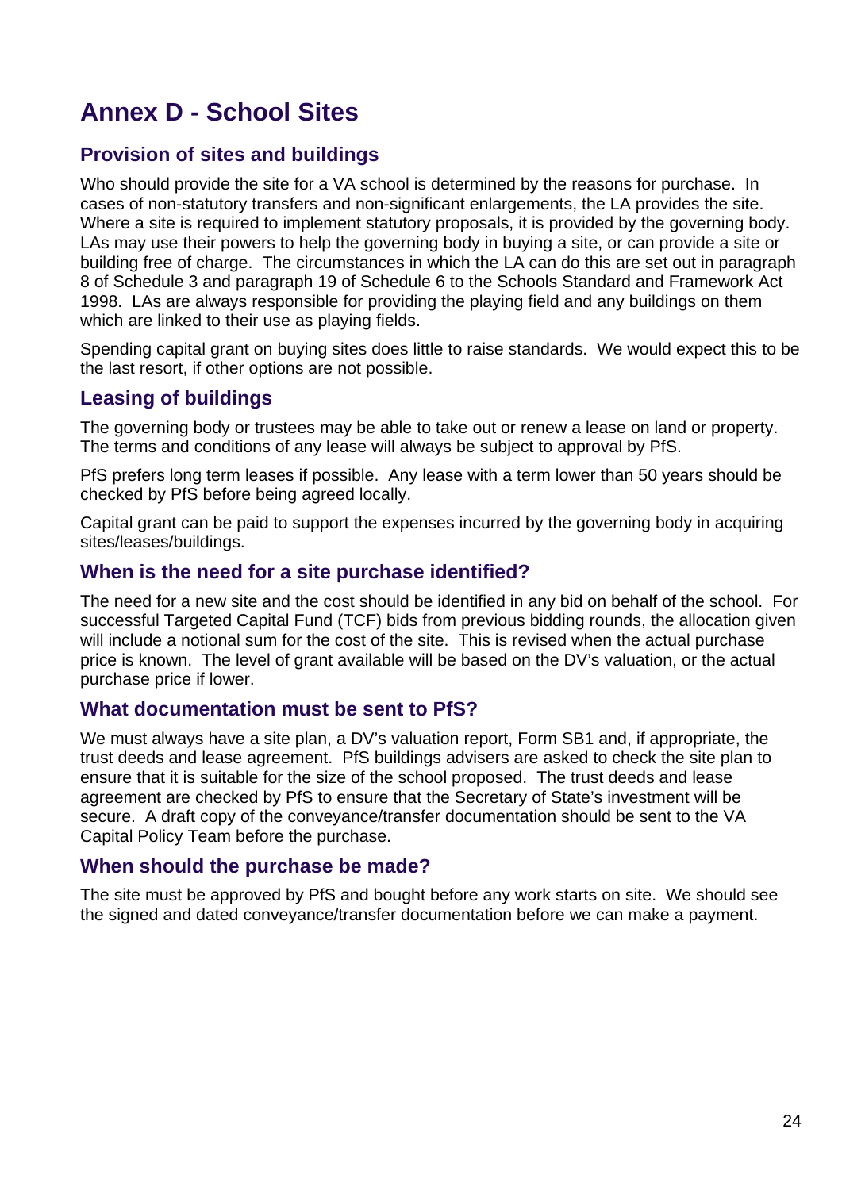# Annex D - School Sites

## Provision of sites and buildings

Who should provide the site for a VA school is determined by the reasons for purchase. In cases of non-statutory transfers and non-significant enlargements, the LA provides the site. Where a site is required to implement statutory proposals, it is provided by the governing body. LAs may use their powers to help the governing body in buying a site, or can provide a site or building free of charge. The circumstances in which the LA can do this are set out in paragraph 8 of Schedule 3 and paragraph 19 of Schedule 6 to the Schools Standard and Framework Act 1998. LAs are always responsible for providing the playing field and any buildings on them which are linked to their use as playing fields.

Spending capital grant on buying sites does little to raise standards. We would expect this to be the last resort, if other options are not possible.

## Leasing of buildings

The governing body or trustees may be able to take out or renew a lease on land or property. The terms and conditions of any lease will always be subject to approval by PfS.

PfS prefers long term leases if possible. Any lease with a term lower than 50 years should be checked by PfS before being agreed locally.

Capital grant can be paid to support the expenses incurred by the governing body in acquiring sites/leases/buildings.

## When is the need for a site purchase identified?

The need for a new site and the cost should be identified in any bid on behalf of the school. For successful Targeted Capital Fund (TCF) bids from previous bidding rounds, the allocation given will include a notional sum for the cost of the site. This is revised when the actual purchase price is known. The level of grant available will be based on the DV's valuation, or the actual purchase price if lower.

## What documentation must be sent to PfS?

We must always have a site plan, a DV's valuation report, Form SB1 and, if appropriate, the trust deeds and lease agreement. PfS buildings advisers are asked to check the site plan to ensure that it is suitable for the size of the school proposed. The trust deeds and lease agreement are checked by PfS to ensure that the Secretary of State's investment will be secure. A draft copy of the conveyance/transfer documentation should be sent to the VA Capital Policy Team before the purchase.

## When should the purchase be made?

The site must be approved by PfS and bought before any work starts on site. We should see the signed and dated conveyance/transfer documentation before we can make a payment.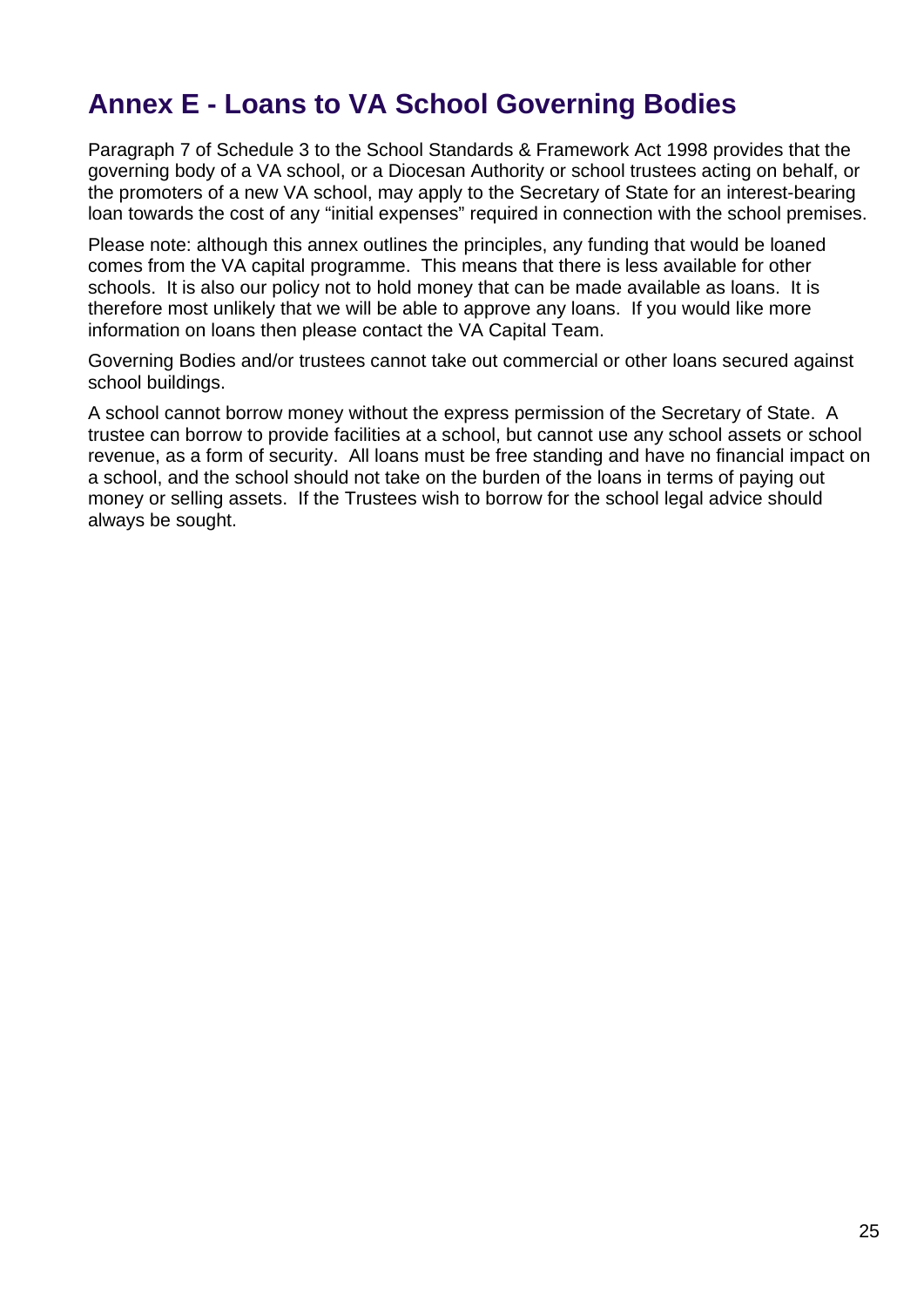# Annex E - Loans to VA School Governing Bodies

Paragraph 7 of Schedule 3 to the School Standards & Framework Act 1998 provides that the governing body of a VA school, or a Diocesan Authority or school trustees acting on behalf, or the promoters of a new VA school, may apply to the Secretary of State for an interest-bearing loan towards the cost of any "initial expenses" required in connection with the school premises.

Please note: although this annex outlines the principles, any funding that would be loaned comes from the VA capital programme. This means that there is less available for other schools. It is also our policy not to hold money that can be made available as loans. It is therefore most unlikely that we will be able to approve any loans. If you would like more information on loans then please contact the VA Capital Team.

Governing Bodies and/or trustees cannot take out commercial or other loans secured against school buildings.

A school cannot borrow money without the express permission of the Secretary of State. A trustee can borrow to provide facilities at a school, but cannot use any school assets or school revenue, as a form of security. All loans must be free standing and have no financial impact on a school, and the school should not take on the burden of the loans in terms of paying out money or selling assets. If the Trustees wish to borrow for the school legal advice should always be sought.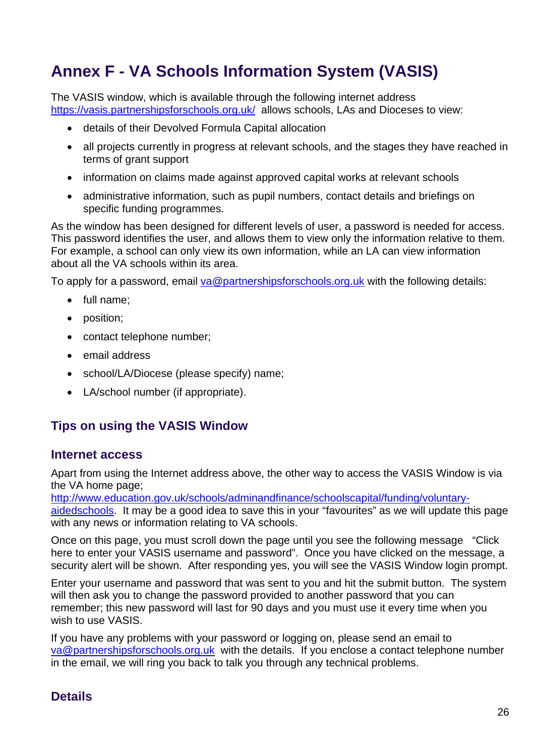# Annex F - VA Schools Information System (VASIS)

The VASIS window, which is available through the following internet address [https://vasis.partnershipsforschools.org.uk/](https://vasis.partnershipsforschools.org.uk/) allows schools, LAs and Dioceses to view:

- details of their Devolved Formula Capital allocation
- all projects currently in progress at relevant schools, and the stages they have reached in terms of grant support
- information on claims made against approved capital works at relevant schools
- administrative information, such as pupil numbers, contact details and briefings on specific funding programmes.

As the window has been designed for different levels of user, a password is needed for access. This password identifies the user, and allows them to view only the information relative to them. For example, a school can only view its own information, while an LA can view information about all the VA schools within its area.

To apply for a password, email [va@partnershipsforschools.org.uk](mailto:va@partnershipsforschools.org.uk) with the following details:

- full name;
- position;
- contact telephone number;
- email address
- school/LA/Diocese (please specify) name;
- LA/school number (if appropriate).

## Tips on using the VASIS Window

### Internet access

Apart from using the Internet address above, the other way to access the VASIS Window is via the VA home page; [http://www.education.gov.uk/schools/adminandfinance/schoolscapital/funding/voluntary-aidedschools](http://www.education.gov.uk/schools/adminandfinance/schoolscapital/funding/voluntary-aidedschools). It may be a good idea to save this in your "favourites" as we will update this page with any news or information relating to VA schools.

Once on this page, you must scroll down the page until you see the following message "Click here to enter your VASIS username and password". Once you have clicked on the message, a security alert will be shown. After responding yes, you will see the VASIS Window login prompt.

Enter your username and password that was sent to you and hit the submit button. The system will then ask you to change the password provided to another password that you can remember; this new password will last for 90 days and you must use it every time when you wish to use VASIS.

If you have any problems with your password or logging on, please send an email to [va@partnershipsforschools.org.uk](mailto:va@partnershipsforschools.org.uk) with the details. If you enclose a contact telephone number in the email, we will ring you back to talk you through any technical problems.

### Details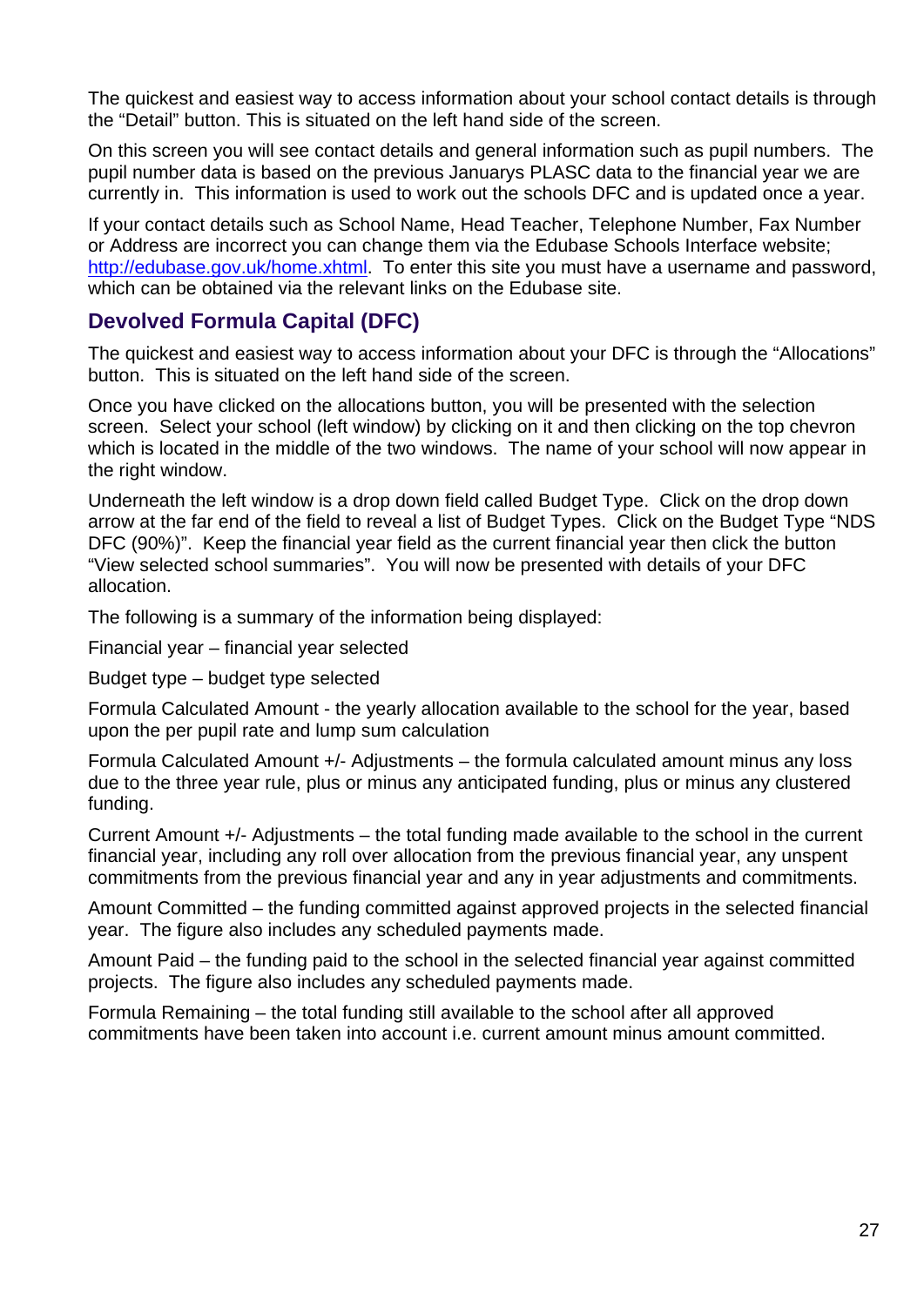The quickest and easiest way to access information about your school contact details is through the "Detail" button. This is situated on the left hand side of the screen.

On this screen you will see contact details and general information such as pupil numbers. The pupil number data is based on the previous Januarys PLASC data to the financial year we are currently in. This information is used to work out the schools DFC and is updated once a year.

If your contact details such as School Name, Head Teacher, Telephone Number, Fax Number or Address are incorrect you can change them via the Edubase Schools Interface website; [http://edubase.gov.uk/home.xhtml](http://edubase.gov.uk/home.xhtml). To enter this site you must have a username and password, which can be obtained via the relevant links on the Edubase site.

## Devolved Formula Capital (DFC)

The quickest and easiest way to access information about your DFC is through the "Allocations" button. This is situated on the left hand side of the screen.

Once you have clicked on the allocations button, you will be presented with the selection screen. Select your school (left window) by clicking on it and then clicking on the top chevron which is located in the middle of the two windows. The name of your school will now appear in the right window.

Underneath the left window is a drop down field called Budget Type. Click on the drop down arrow at the far end of the field to reveal a list of Budget Types. Click on the Budget Type "NDS DFC (90%)". Keep the financial year field as the current financial year then click the button "View selected school summaries". You will now be presented with details of your DFC allocation.

The following is a summary of the information being displayed:

Financial year – financial year selected

Budget type – budget type selected

Formula Calculated Amount - the yearly allocation available to the school for the year, based upon the per pupil rate and lump sum calculation

Formula Calculated Amount +/- Adjustments – the formula calculated amount minus any loss due to the three year rule, plus or minus any anticipated funding, plus or minus any clustered funding.

Current Amount +/- Adjustments – the total funding made available to the school in the current financial year, including any roll over allocation from the previous financial year, any unspent commitments from the previous financial year and any in year adjustments and commitments.

Amount Committed – the funding committed against approved projects in the selected financial year. The figure also includes any scheduled payments made.

Amount Paid – the funding paid to the school in the selected financial year against committed projects. The figure also includes any scheduled payments made.

Formula Remaining – the total funding still available to the school after all approved commitments have been taken into account i.e. current amount minus amount committed.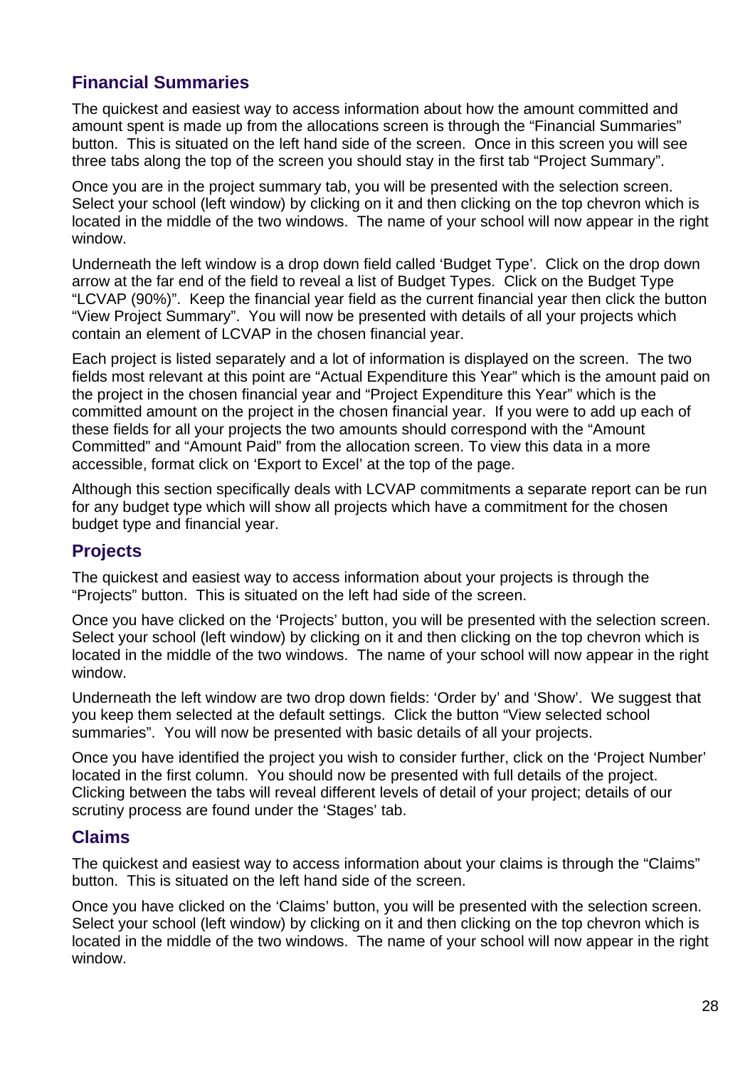## Financial Summaries

The quickest and easiest way to access information about how the amount committed and amount spent is made up from the allocations screen is through the "Financial Summaries" button. This is situated on the left hand side of the screen. Once in this screen you will see three tabs along the top of the screen you should stay in the first tab "Project Summary".

Once you are in the project summary tab, you will be presented with the selection screen. Select your school (left window) by clicking on it and then clicking on the top chevron which is located in the middle of the two windows. The name of your school will now appear in the right window.

Underneath the left window is a drop down field called 'Budget Type'. Click on the drop down arrow at the far end of the field to reveal a list of Budget Types. Click on the Budget Type "LCVAP (90%)". Keep the financial year field as the current financial year then click the button "View Project Summary". You will now be presented with details of all your projects which contain an element of LCVAP in the chosen financial year.

Each project is listed separately and a lot of information is displayed on the screen. The two fields most relevant at this point are "Actual Expenditure this Year" which is the amount paid on the project in the chosen financial year and "Project Expenditure this Year" which is the committed amount on the project in the chosen financial year. If you were to add up each of these fields for all your projects the two amounts should correspond with the "Amount Committed" and "Amount Paid" from the allocation screen. To view this data in a more accessible, format click on 'Export to Excel' at the top of the page.

Although this section specifically deals with LCVAP commitments a separate report can be run for any budget type which will show all projects which have a commitment for the chosen budget type and financial year.

## Projects

The quickest and easiest way to access information about your projects is through the "Projects" button. This is situated on the left had side of the screen.

Once you have clicked on the 'Projects' button, you will be presented with the selection screen. Select your school (left window) by clicking on it and then clicking on the top chevron which is located in the middle of the two windows. The name of your school will now appear in the right window.

Underneath the left window are two drop down fields: 'Order by' and 'Show'. We suggest that you keep them selected at the default settings. Click the button "View selected school summaries". You will now be presented with basic details of all your projects.

Once you have identified the project you wish to consider further, click on the 'Project Number' located in the first column. You should now be presented with full details of the project. Clicking between the tabs will reveal different levels of detail of your project; details of our scrutiny process are found under the 'Stages' tab.

## Claims

The quickest and easiest way to access information about your claims is through the "Claims" button. This is situated on the left hand side of the screen.

Once you have clicked on the 'Claims' button, you will be presented with the selection screen. Select your school (left window) by clicking on it and then clicking on the top chevron which is located in the middle of the two windows. The name of your school will now appear in the right window.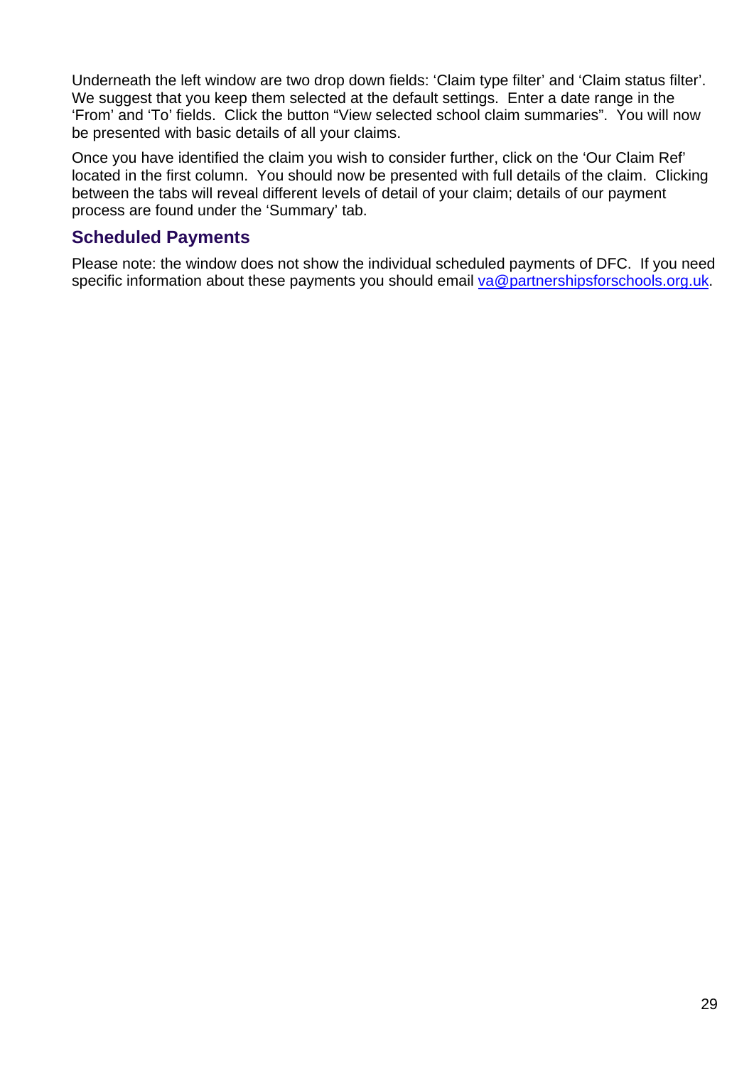Underneath the left window are two drop down fields: 'Claim type filter' and 'Claim status filter'. We suggest that you keep them selected at the default settings. Enter a date range in the 'From' and 'To' fields. Click the button "View selected school claim summaries". You will now be presented with basic details of all your claims.

Once you have identified the claim you wish to consider further, click on the 'Our Claim Ref' located in the first column. You should now be presented with full details of the claim. Clicking between the tabs will reveal different levels of detail of your claim; details of our payment process are found under the 'Summary' tab.

## Scheduled Payments

Please note: the window does not show the individual scheduled payments of DFC. If you need specific information about these payments you should email va@partnershipsforschools.org.uk.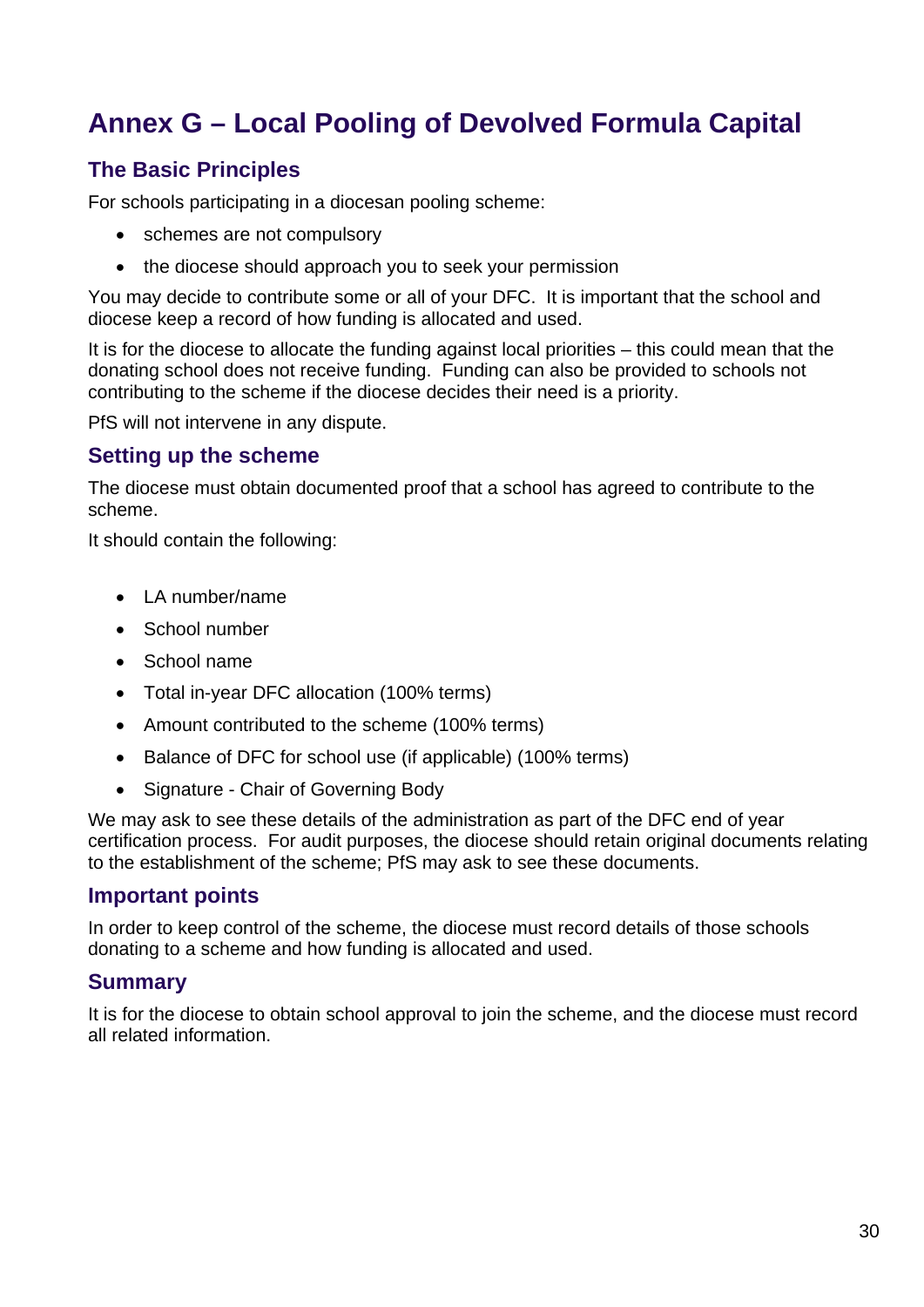# Annex G – Local Pooling of Devolved Formula Capital

## The Basic Principles

For schools participating in a diocesan pooling scheme:

- schemes are not compulsory
- the diocese should approach you to seek your permission

You may decide to contribute some or all of your DFC. It is important that the school and diocese keep a record of how funding is allocated and used.

It is for the diocese to allocate the funding against local priorities – this could mean that the donating school does not receive funding. Funding can also be provided to schools not contributing to the scheme if the diocese decides their need is a priority.

PfS will not intervene in any dispute.

## Setting up the scheme

The diocese must obtain documented proof that a school has agreed to contribute to the scheme.

It should contain the following:

- LA number/name
- School number
- School name
- Total in-year DFC allocation (100% terms)
- Amount contributed to the scheme (100% terms)
- Balance of DFC for school use (if applicable) (100% terms)
- Signature - Chair of Governing Body

We may ask to see these details of the administration as part of the DFC end of year certification process. For audit purposes, the diocese should retain original documents relating to the establishment of the scheme; PfS may ask to see these documents.

## Important points

In order to keep control of the scheme, the diocese must record details of those schools donating to a scheme and how funding is allocated and used.

## Summary

It is for the diocese to obtain school approval to join the scheme, and the diocese must record all related information.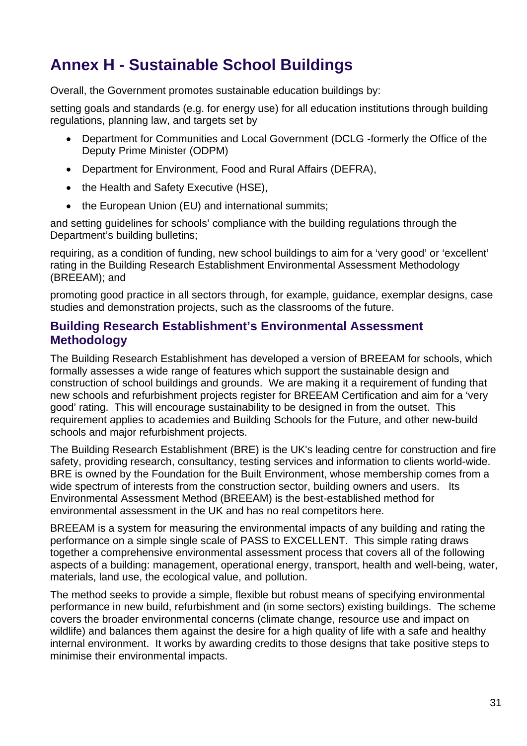# Annex H - Sustainable School Buildings

Overall, the Government promotes sustainable education buildings by:

setting goals and standards (e.g. for energy use) for all education institutions through building regulations, planning law, and targets set by

- Department for Communities and Local Government (DCLG -formerly the Office of the Deputy Prime Minister (ODPM)
- Department for Environment, Food and Rural Affairs (DEFRA),
- the Health and Safety Executive (HSE),
- the European Union (EU) and international summits;

and setting guidelines for schools' compliance with the building regulations through the Department's building bulletins;

requiring, as a condition of funding, new school buildings to aim for a 'very good' or 'excellent' rating in the Building Research Establishment Environmental Assessment Methodology (BREEAM); and

promoting good practice in all sectors through, for example, guidance, exemplar designs, case studies and demonstration projects, such as the classrooms of the future.

## Building Research Establishment's Environmental Assessment Methodology

The Building Research Establishment has developed a version of BREEAM for schools, which formally assesses a wide range of features which support the sustainable design and construction of school buildings and grounds. We are making it a requirement of funding that new schools and refurbishment projects register for BREEAM Certification and aim for a 'very good' rating. This will encourage sustainability to be designed in from the outset. This requirement applies to academies and Building Schools for the Future, and other new-build schools and major refurbishment projects.

The Building Research Establishment (BRE) is the UK's leading centre for construction and fire safety, providing research, consultancy, testing services and information to clients world-wide. BRE is owned by the Foundation for the Built Environment, whose membership comes from a wide spectrum of interests from the construction sector, building owners and users. Its Environmental Assessment Method (BREEAM) is the best-established method for environmental assessment in the UK and has no real competitors here.

BREEAM is a system for measuring the environmental impacts of any building and rating the performance on a simple single scale of PASS to EXCELLENT. This simple rating draws together a comprehensive environmental assessment process that covers all of the following aspects of a building: management, operational energy, transport, health and well-being, water, materials, land use, the ecological value, and pollution.

The method seeks to provide a simple, flexible but robust means of specifying environmental performance in new build, refurbishment and (in some sectors) existing buildings. The scheme covers the broader environmental concerns (climate change, resource use and impact on wildlife) and balances them against the desire for a high quality of life with a safe and healthy internal environment. It works by awarding credits to those designs that take positive steps to minimise their environmental impacts.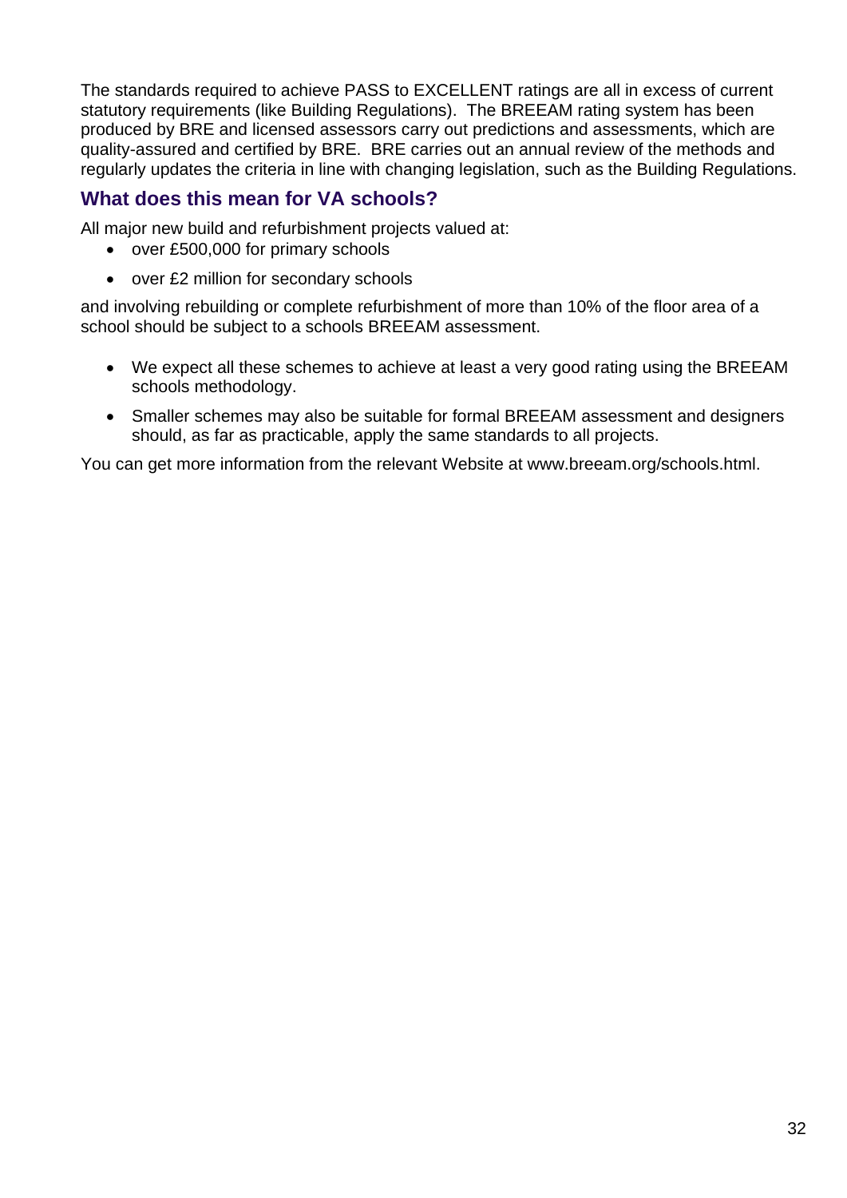The standards required to achieve PASS to EXCELLENT ratings are all in excess of current statutory requirements (like Building Regulations). The BREEAM rating system has been produced by BRE and licensed assessors carry out predictions and assessments, which are quality-assured and certified by BRE. BRE carries out an annual review of the methods and regularly updates the criteria in line with changing legislation, such as the Building Regulations.

## What does this mean for VA schools?

All major new build and refurbishment projects valued at:

- over £500,000 for primary schools
- over £2 million for secondary schools

and involving rebuilding or complete refurbishment of more than 10% of the floor area of a school should be subject to a schools BREEAM assessment.

- We expect all these schemes to achieve at least a very good rating using the BREEAM schools methodology.
- Smaller schemes may also be suitable for formal BREEAM assessment and designers should, as far as practicable, apply the same standards to all projects.

You can get more information from the relevant Website at www.breeam.org/schools.html.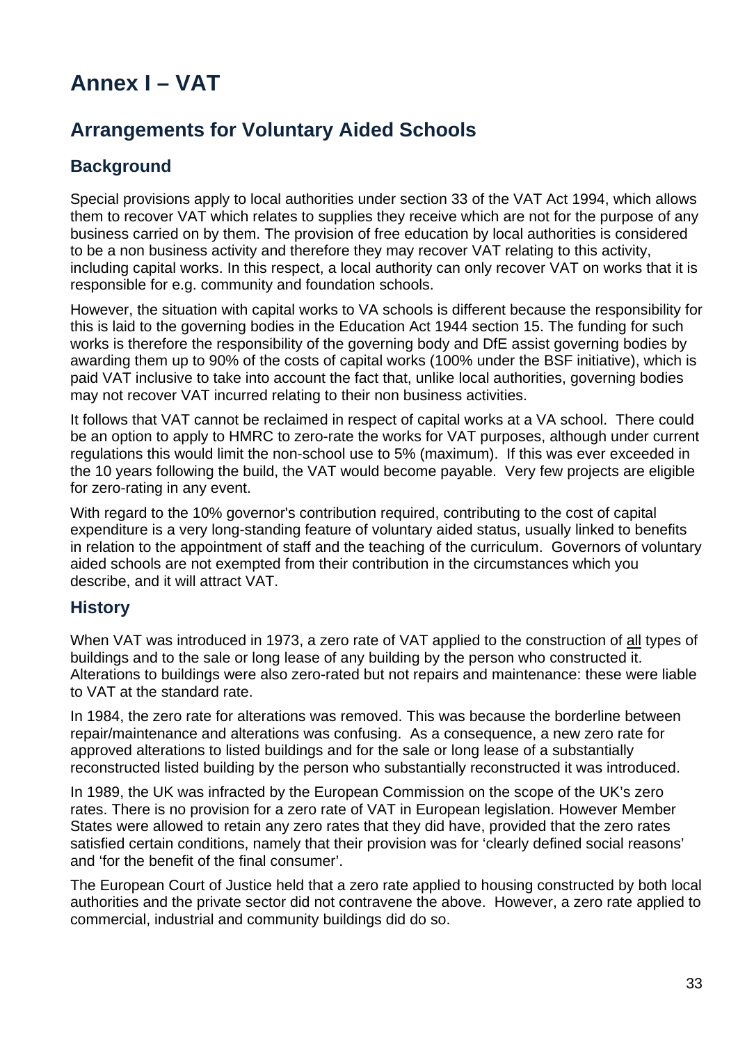# Annex I – VAT

## Arrangements for Voluntary Aided Schools

### Background

Special provisions apply to local authorities under section 33 of the VAT Act 1994, which allows them to recover VAT which relates to supplies they receive which are not for the purpose of any business carried on by them. The provision of free education by local authorities is considered to be a non business activity and therefore they may recover VAT relating to this activity, including capital works. In this respect, a local authority can only recover VAT on works that it is responsible for e.g. community and foundation schools.

However, the situation with capital works to VA schools is different because the responsibility for this is laid to the governing bodies in the Education Act 1944 section 15. The funding for such works is therefore the responsibility of the governing body and DfE assist governing bodies by awarding them up to 90% of the costs of capital works (100% under the BSF initiative), which is paid VAT inclusive to take into account the fact that, unlike local authorities, governing bodies may not recover VAT incurred relating to their non business activities.

It follows that VAT cannot be reclaimed in respect of capital works at a VA school. There could be an option to apply to HMRC to zero-rate the works for VAT purposes, although under current regulations this would limit the non-school use to 5% (maximum). If this was ever exceeded in the 10 years following the build, the VAT would become payable. Very few projects are eligible for zero-rating in any event.

With regard to the 10% governor's contribution required, contributing to the cost of capital expenditure is a very long-standing feature of voluntary aided status, usually linked to benefits in relation to the appointment of staff and the teaching of the curriculum. Governors of voluntary aided schools are not exempted from their contribution in the circumstances which you describe, and it will attract VAT.

### History

When VAT was introduced in 1973, a zero rate of VAT applied to the construction of <u>all</u> types of buildings and to the sale or long lease of any building by the person who constructed it. Alterations to buildings were also zero-rated but not repairs and maintenance: these were liable to VAT at the standard rate.

In 1984, the zero rate for alterations was removed. This was because the borderline between repair/maintenance and alterations was confusing. As a consequence, a new zero rate for approved alterations to listed buildings and for the sale or long lease of a substantially reconstructed listed building by the person who substantially reconstructed it was introduced.

In 1989, the UK was infracted by the European Commission on the scope of the UK's zero rates. There is no provision for a zero rate of VAT in European legislation. However Member States were allowed to retain any zero rates that they did have, provided that the zero rates satisfied certain conditions, namely that their provision was for 'clearly defined social reasons' and 'for the benefit of the final consumer'.

The European Court of Justice held that a zero rate applied to housing constructed by both local authorities and the private sector did not contravene the above. However, a zero rate applied to commercial, industrial and community buildings did do so.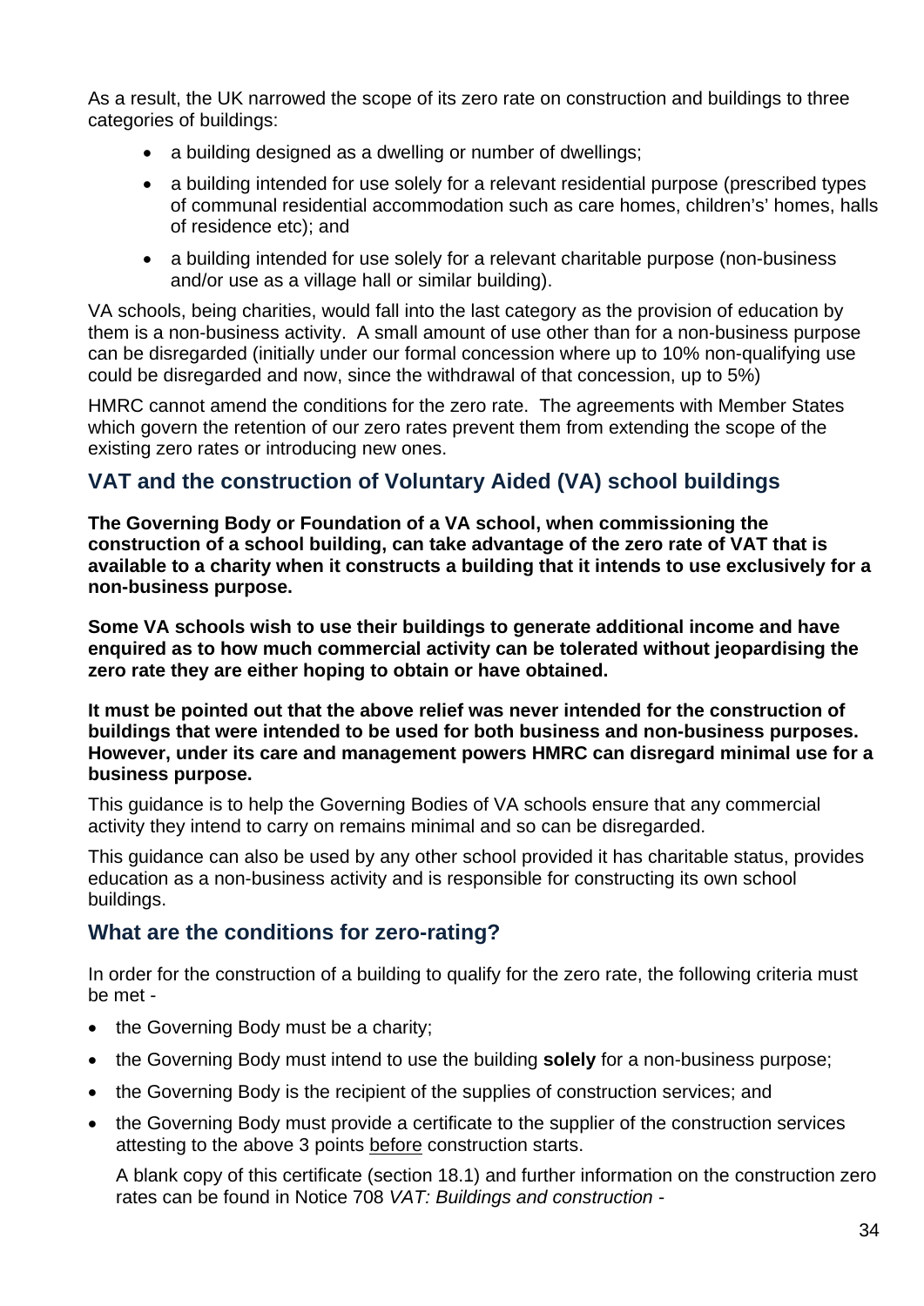As a result, the UK narrowed the scope of its zero rate on construction and buildings to three categories of buildings:

- a building designed as a dwelling or number of dwellings;
- a building intended for use solely for a relevant residential purpose (prescribed types of communal residential accommodation such as care homes, children's' homes, halls of residence etc); and
- a building intended for use solely for a relevant charitable purpose (non-business and/or use as a village hall or similar building).

VA schools, being charities, would fall into the last category as the provision of education by them is a non-business activity. A small amount of use other than for a non-business purpose can be disregarded (initially under our formal concession where up to 10% non-qualifying use could be disregarded and now, since the withdrawal of that concession, up to 5%)

HMRC cannot amend the conditions for the zero rate. The agreements with Member States which govern the retention of our zero rates prevent them from extending the scope of the existing zero rates or introducing new ones.

## VAT and the construction of Voluntary Aided (VA) school buildings

**The Governing Body or Foundation of a VA school, when commissioning the construction of a school building, can take advantage of the zero rate of VAT that is available to a charity when it constructs a building that it intends to use exclusively for a non-business purpose.**

**Some VA schools wish to use their buildings to generate additional income and have enquired as to how much commercial activity can be tolerated without jeopardising the zero rate they are either hoping to obtain or have obtained.**

**It must be pointed out that the above relief was never intended for the construction of buildings that were intended to be used for both business and non-business purposes. However, under its care and management powers HMRC can disregard minimal use for a business purpose.**

This guidance is to help the Governing Bodies of VA schools ensure that any commercial activity they intend to carry on remains minimal and so can be disregarded.

This guidance can also be used by any other school provided it has charitable status, provides education as a non-business activity and is responsible for constructing its own school buildings.

## What are the conditions for zero-rating?

In order for the construction of a building to qualify for the zero rate, the following criteria must be met -

- the Governing Body must be a charity;
- the Governing Body must intend to use the building **solely** for a non-business purpose;
- the Governing Body is the recipient of the supplies of construction services; and
- the Governing Body must provide a certificate to the supplier of the construction services attesting to the above 3 points <u>before</u> construction starts.

  A blank copy of this certificate (section 18.1) and further information on the construction zero rates can be found in Notice 708 *VAT: Buildings and construction* -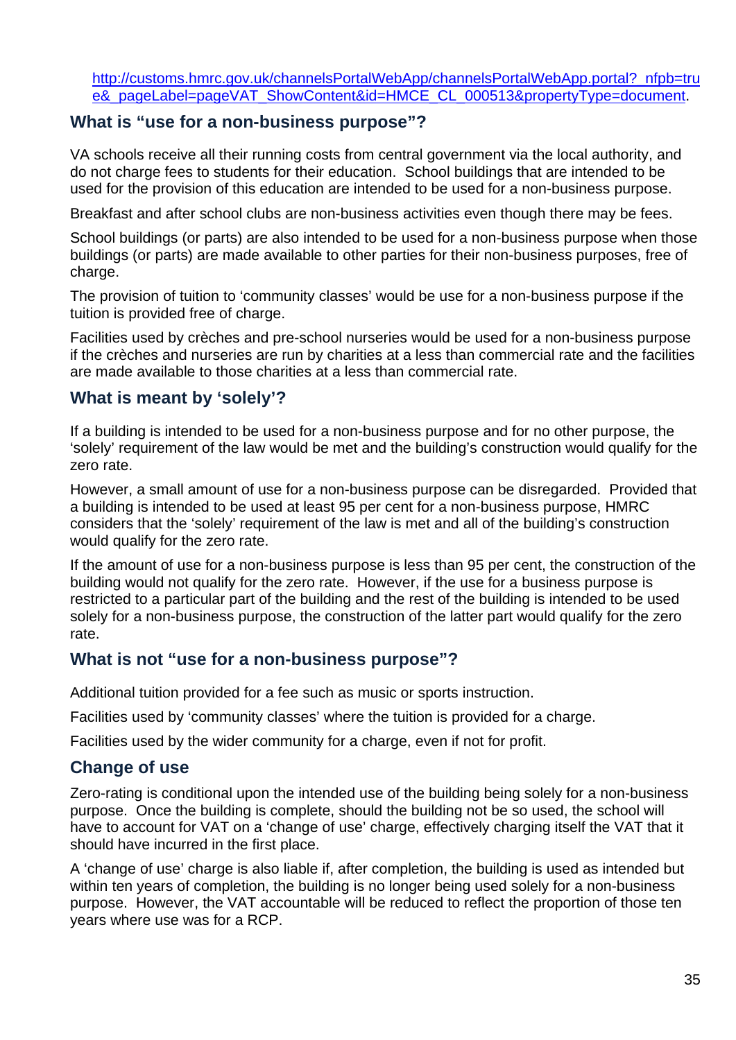http://customs.hmrc.gov.uk/channelsPortalWebApp/channelsPortalWebApp.portal?_nfpb=true&_pageLabel=pageVAT_ShowContent&id=HMCE_CL_000513&propertyType=document.

### What is "use for a non-business purpose"?

VA schools receive all their running costs from central government via the local authority, and do not charge fees to students for their education. School buildings that are intended to be used for the provision of this education are intended to be used for a non-business purpose.

Breakfast and after school clubs are non-business activities even though there may be fees.

School buildings (or parts) are also intended to be used for a non-business purpose when those buildings (or parts) are made available to other parties for their non-business purposes, free of charge.

The provision of tuition to 'community classes' would be use for a non-business purpose if the tuition is provided free of charge.

Facilities used by crèches and pre-school nurseries would be used for a non-business purpose if the crèches and nurseries are run by charities at a less than commercial rate and the facilities are made available to those charities at a less than commercial rate.

### What is meant by 'solely'?

If a building is intended to be used for a non-business purpose and for no other purpose, the 'solely' requirement of the law would be met and the building's construction would qualify for the zero rate.

However, a small amount of use for a non-business purpose can be disregarded. Provided that a building is intended to be used at least 95 per cent for a non-business purpose, HMRC considers that the 'solely' requirement of the law is met and all of the building's construction would qualify for the zero rate.

If the amount of use for a non-business purpose is less than 95 per cent, the construction of the building would not qualify for the zero rate. However, if the use for a business purpose is restricted to a particular part of the building and the rest of the building is intended to be used solely for a non-business purpose, the construction of the latter part would qualify for the zero rate.

### What is not "use for a non-business purpose"?

Additional tuition provided for a fee such as music or sports instruction.

Facilities used by 'community classes' where the tuition is provided for a charge.

Facilities used by the wider community for a charge, even if not for profit.

### Change of use

Zero-rating is conditional upon the intended use of the building being solely for a non-business purpose. Once the building is complete, should the building not be so used, the school will have to account for VAT on a 'change of use' charge, effectively charging itself the VAT that it should have incurred in the first place.

A 'change of use' charge is also liable if, after completion, the building is used as intended but within ten years of completion, the building is no longer being used solely for a non-business purpose. However, the VAT accountable will be reduced to reflect the proportion of those ten years where use was for a RCP.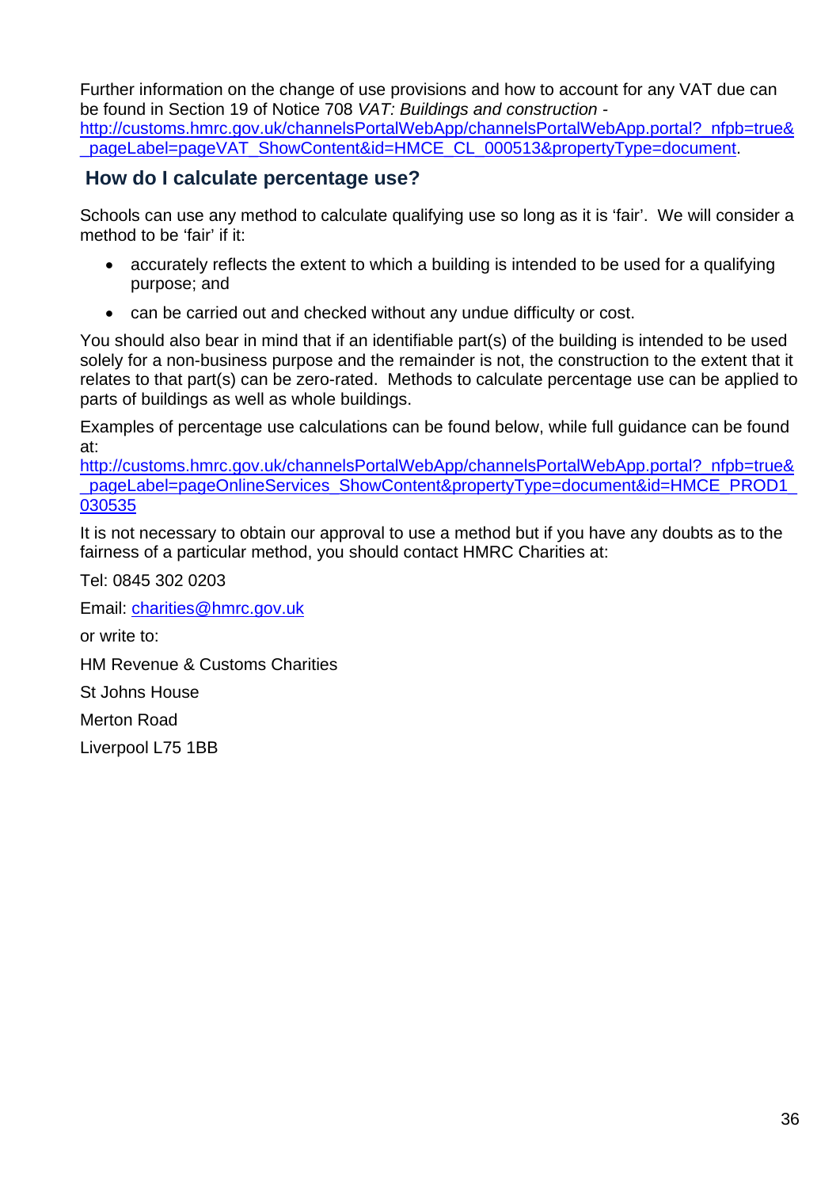Further information on the change of use provisions and how to account for any VAT due can be found in Section 19 of Notice 708 *VAT: Buildings and construction* - http://customs.hmrc.gov.uk/channelsPortalWebApp/channelsPortalWebApp.portal?_nfpb=true&_pageLabel=pageVAT_ShowContent&id=HMCE_CL_000513&propertyType=document.

## How do I calculate percentage use?

Schools can use any method to calculate qualifying use so long as it is 'fair'. We will consider a method to be 'fair' if it:

- accurately reflects the extent to which a building is intended to be used for a qualifying purpose; and
- can be carried out and checked without any undue difficulty or cost.

You should also bear in mind that if an identifiable part(s) of the building is intended to be used solely for a non-business purpose and the remainder is not, the construction to the extent that it relates to that part(s) can be zero-rated. Methods to calculate percentage use can be applied to parts of buildings as well as whole buildings.

Examples of percentage use calculations can be found below, while full guidance can be found at:
http://customs.hmrc.gov.uk/channelsPortalWebApp/channelsPortalWebApp.portal?_nfpb=true&_pageLabel=pageOnlineServices_ShowContent&propertyType=document&id=HMCE_PROD1_030535

It is not necessary to obtain our approval to use a method but if you have any doubts as to the fairness of a particular method, you should contact HMRC Charities at:

Tel: 0845 302 0203

Email: charities@hmrc.gov.uk

or write to:

HM Revenue & Customs Charities

St Johns House

Merton Road

Liverpool L75 1BB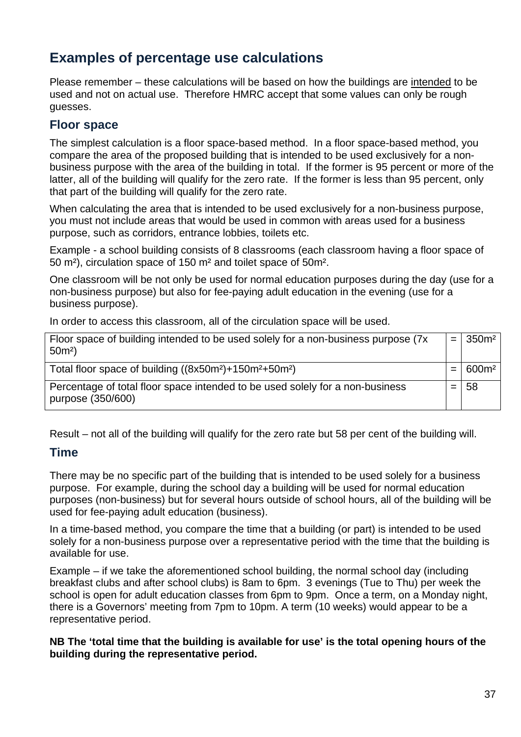## Examples of percentage use calculations

Please remember – these calculations will be based on how the buildings are intended to be used and not on actual use. Therefore HMRC accept that some values can only be rough guesses.

### Floor space

The simplest calculation is a floor space-based method. In a floor space-based method, you compare the area of the proposed building that is intended to be used exclusively for a non-business purpose with the area of the building in total. If the former is 95 percent or more of the latter, all of the building will qualify for the zero rate. If the former is less than 95 percent, only that part of the building will qualify for the zero rate.

When calculating the area that is intended to be used exclusively for a non-business purpose, you must not include areas that would be used in common with areas used for a business purpose, such as corridors, entrance lobbies, toilets etc.

Example - a school building consists of 8 classrooms (each classroom having a floor space of 50 m²), circulation space of 150 m² and toilet space of 50m².

One classroom will be not only be used for normal education purposes during the day (use for a non-business purpose) but also for fee-paying adult education in the evening (use for a business purpose).

In order to access this classroom, all of the circulation space will be used.

| | | |
|---|---|---|
| Floor space of building intended to be used solely for a non-business purpose (7x 50m²) | = | 350m² |
| Total floor space of building ((8x50m²)+150m²+50m²) | = | 600m² |
| Percentage of total floor space intended to be used solely for a non-business purpose (350/600) | = | 58 |

Result – not all of the building will qualify for the zero rate but 58 per cent of the building will.

### Time

There may be no specific part of the building that is intended to be used solely for a business purpose. For example, during the school day a building will be used for normal education purposes (non-business) but for several hours outside of school hours, all of the building will be used for fee-paying adult education (business).

In a time-based method, you compare the time that a building (or part) is intended to be used solely for a non-business purpose over a representative period with the time that the building is available for use.

Example – if we take the aforementioned school building, the normal school day (including breakfast clubs and after school clubs) is 8am to 6pm. 3 evenings (Tue to Thu) per week the school is open for adult education classes from 6pm to 9pm. Once a term, on a Monday night, there is a Governors' meeting from 7pm to 10pm. A term (10 weeks) would appear to be a representative period.

**NB The 'total time that the building is available for use' is the total opening hours of the building during the representative period.**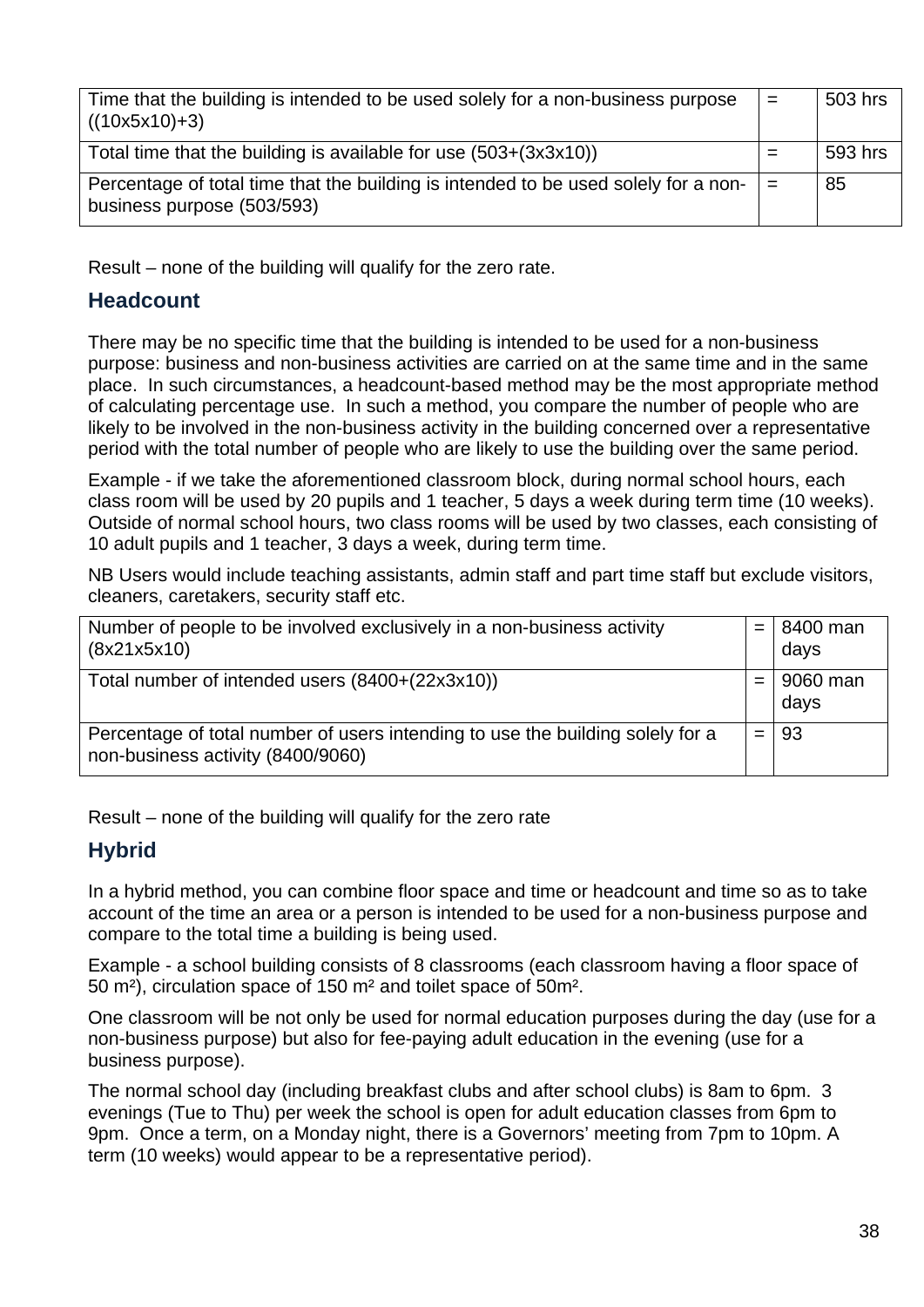| | | |
|---|---|---|
| Time that the building is intended to be used solely for a non-business purpose ((10x5x10)+3) | = | 503 hrs |
| Total time that the building is available for use (503+(3x3x10)) | = | 593 hrs |
| Percentage of total time that the building is intended to be used solely for a non-business purpose (503/593) | = | 85 |

Result – none of the building will qualify for the zero rate.

## Headcount

There may be no specific time that the building is intended to be used for a non-business purpose: business and non-business activities are carried on at the same time and in the same place. In such circumstances, a headcount-based method may be the most appropriate method of calculating percentage use. In such a method, you compare the number of people who are likely to be involved in the non-business activity in the building concerned over a representative period with the total number of people who are likely to use the building over the same period.

Example - if we take the aforementioned classroom block, during normal school hours, each class room will be used by 20 pupils and 1 teacher, 5 days a week during term time (10 weeks). Outside of normal school hours, two class rooms will be used by two classes, each consisting of 10 adult pupils and 1 teacher, 3 days a week, during term time.

NB Users would include teaching assistants, admin staff and part time staff but exclude visitors, cleaners, caretakers, security staff etc.

| | | |
|---|---|---|
| Number of people to be involved exclusively in a non-business activity (8x21x5x10) | = | 8400 man days |
| Total number of intended users (8400+(22x3x10)) | = | 9060 man days |
| Percentage of total number of users intending to use the building solely for a non-business activity (8400/9060) | = | 93 |

Result – none of the building will qualify for the zero rate

## Hybrid

In a hybrid method, you can combine floor space and time or headcount and time so as to take account of the time an area or a person is intended to be used for a non-business purpose and compare to the total time a building is being used.

Example - a school building consists of 8 classrooms (each classroom having a floor space of 50 m²), circulation space of 150 m² and toilet space of 50m².

One classroom will be not only be used for normal education purposes during the day (use for a non-business purpose) but also for fee-paying adult education in the evening (use for a business purpose).

The normal school day (including breakfast clubs and after school clubs) is 8am to 6pm. 3 evenings (Tue to Thu) per week the school is open for adult education classes from 6pm to 9pm. Once a term, on a Monday night, there is a Governors' meeting from 7pm to 10pm. A term (10 weeks) would appear to be a representative period).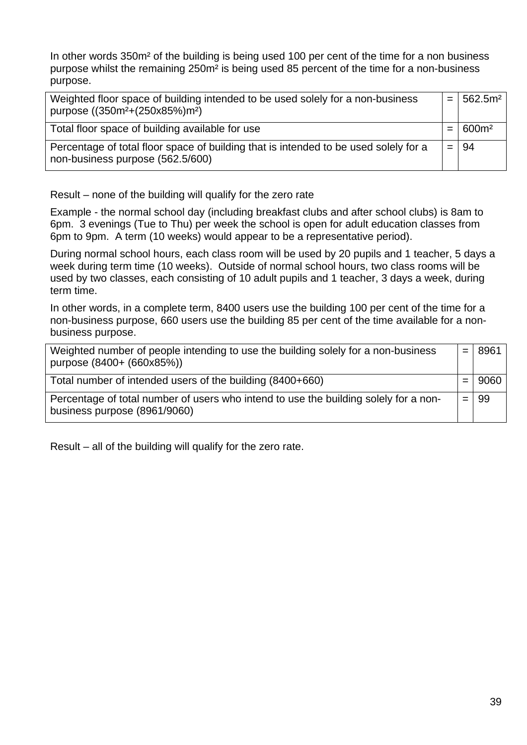In other words 350m² of the building is being used 100 per cent of the time for a non business purpose whilst the remaining 250m² is being used 85 percent of the time for a non-business purpose.

| | | |
|---|---|---|
| Weighted floor space of building intended to be used solely for a non-business purpose ((350m²+(250x85%)m²) | = | 562.5m² |
| Total floor space of building available for use | = | 600m² |
| Percentage of total floor space of building that is intended to be used solely for a non-business purpose (562.5/600) | = | 94 |

Result – none of the building will qualify for the zero rate

Example - the normal school day (including breakfast clubs and after school clubs) is 8am to 6pm. 3 evenings (Tue to Thu) per week the school is open for adult education classes from 6pm to 9pm. A term (10 weeks) would appear to be a representative period).

During normal school hours, each class room will be used by 20 pupils and 1 teacher, 5 days a week during term time (10 weeks). Outside of normal school hours, two class rooms will be used by two classes, each consisting of 10 adult pupils and 1 teacher, 3 days a week, during term time.

In other words, in a complete term, 8400 users use the building 100 per cent of the time for a non-business purpose, 660 users use the building 85 per cent of the time available for a non-business purpose.

| | | |
|---|---|---|
| Weighted number of people intending to use the building solely for a non-business purpose (8400+ (660x85%)) | = | 8961 |
| Total number of intended users of the building (8400+660) | = | 9060 |
| Percentage of total number of users who intend to use the building solely for a non-business purpose (8961/9060) | = | 99 |

Result – all of the building will qualify for the zero rate.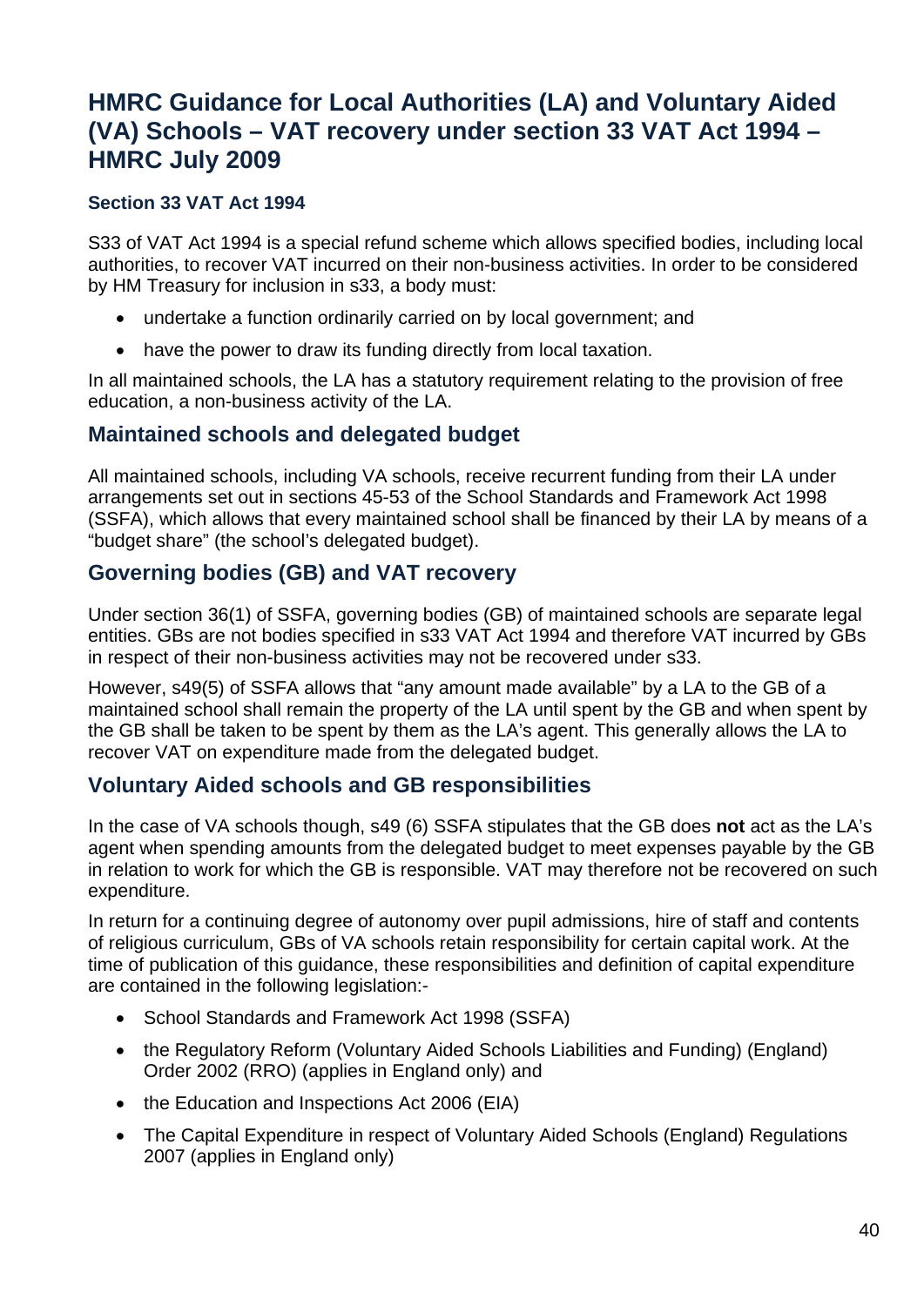# HMRC Guidance for Local Authorities (LA) and Voluntary Aided (VA) Schools – VAT recovery under section 33 VAT Act 1994 – HMRC July 2009

### Section 33 VAT Act 1994

S33 of VAT Act 1994 is a special refund scheme which allows specified bodies, including local authorities, to recover VAT incurred on their non-business activities. In order to be considered by HM Treasury for inclusion in s33, a body must:

- undertake a function ordinarily carried on by local government; and
- have the power to draw its funding directly from local taxation.

In all maintained schools, the LA has a statutory requirement relating to the provision of free education, a non-business activity of the LA.

## Maintained schools and delegated budget

All maintained schools, including VA schools, receive recurrent funding from their LA under arrangements set out in sections 45-53 of the School Standards and Framework Act 1998 (SSFA), which allows that every maintained school shall be financed by their LA by means of a "budget share" (the school's delegated budget).

## Governing bodies (GB) and VAT recovery

Under section 36(1) of SSFA, governing bodies (GB) of maintained schools are separate legal entities. GBs are not bodies specified in s33 VAT Act 1994 and therefore VAT incurred by GBs in respect of their non-business activities may not be recovered under s33.

However, s49(5) of SSFA allows that "any amount made available" by a LA to the GB of a maintained school shall remain the property of the LA until spent by the GB and when spent by the GB shall be taken to be spent by them as the LA's agent. This generally allows the LA to recover VAT on expenditure made from the delegated budget.

## Voluntary Aided schools and GB responsibilities

In the case of VA schools though, s49 (6) SSFA stipulates that the GB does **not** act as the LA's agent when spending amounts from the delegated budget to meet expenses payable by the GB in relation to work for which the GB is responsible. VAT may therefore not be recovered on such expenditure.

In return for a continuing degree of autonomy over pupil admissions, hire of staff and contents of religious curriculum, GBs of VA schools retain responsibility for certain capital work. At the time of publication of this guidance, these responsibilities and definition of capital expenditure are contained in the following legislation:-

- School Standards and Framework Act 1998 (SSFA)
- the Regulatory Reform (Voluntary Aided Schools Liabilities and Funding) (England) Order 2002 (RRO) (applies in England only) and
- the Education and Inspections Act 2006 (EIA)
- The Capital Expenditure in respect of Voluntary Aided Schools (England) Regulations 2007 (applies in England only)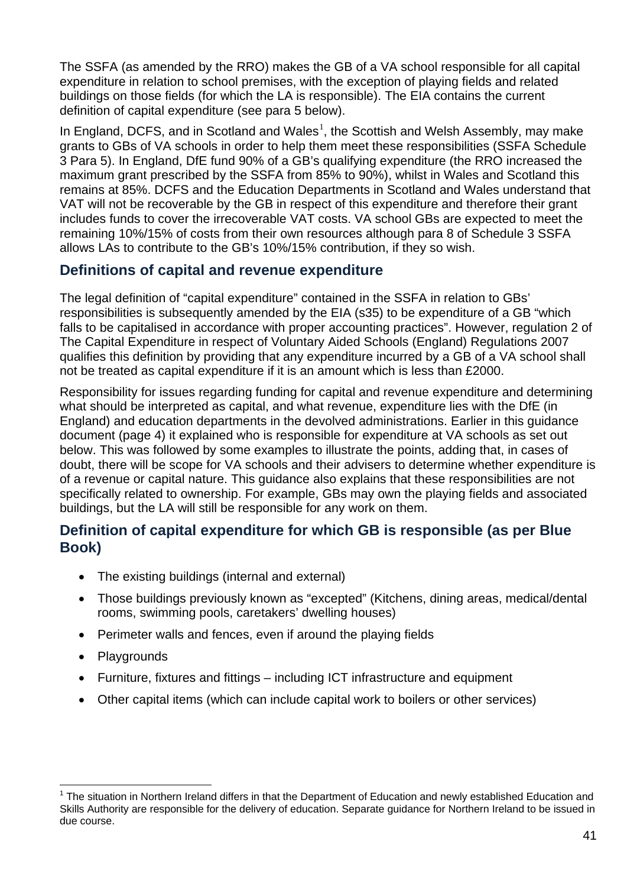The SSFA (as amended by the RRO) makes the GB of a VA school responsible for all capital expenditure in relation to school premises, with the exception of playing fields and related buildings on those fields (for which the LA is responsible). The EIA contains the current definition of capital expenditure (see para 5 below).

In England, DCFS, and in Scotland and Wales[1], the Scottish and Welsh Assembly, may make grants to GBs of VA schools in order to help them meet these responsibilities (SSFA Schedule 3 Para 5). In England, DfE fund 90% of a GB's qualifying expenditure (the RRO increased the maximum grant prescribed by the SSFA from 85% to 90%), whilst in Wales and Scotland this remains at 85%. DCFS and the Education Departments in Scotland and Wales understand that VAT will not be recoverable by the GB in respect of this expenditure and therefore their grant includes funds to cover the irrecoverable VAT costs. VA school GBs are expected to meet the remaining 10%/15% of costs from their own resources although para 8 of Schedule 3 SSFA allows LAs to contribute to the GB's 10%/15% contribution, if they so wish.

## Definitions of capital and revenue expenditure

The legal definition of "capital expenditure" contained in the SSFA in relation to GBs' responsibilities is subsequently amended by the EIA (s35) to be expenditure of a GB "which falls to be capitalised in accordance with proper accounting practices". However, regulation 2 of The Capital Expenditure in respect of Voluntary Aided Schools (England) Regulations 2007 qualifies this definition by providing that any expenditure incurred by a GB of a VA school shall not be treated as capital expenditure if it is an amount which is less than £2000.

Responsibility for issues regarding funding for capital and revenue expenditure and determining what should be interpreted as capital, and what revenue, expenditure lies with the DfE (in England) and education departments in the devolved administrations. Earlier in this guidance document (page 4) it explained who is responsible for expenditure at VA schools as set out below. This was followed by some examples to illustrate the points, adding that, in cases of doubt, there will be scope for VA schools and their advisers to determine whether expenditure is of a revenue or capital nature. This guidance also explains that these responsibilities are not specifically related to ownership. For example, GBs may own the playing fields and associated buildings, but the LA will still be responsible for any work on them.

## Definition of capital expenditure for which GB is responsible (as per Blue Book)

- The existing buildings (internal and external)
- Those buildings previously known as "excepted" (Kitchens, dining areas, medical/dental rooms, swimming pools, caretakers' dwelling houses)
- Perimeter walls and fences, even if around the playing fields
- Playgrounds
- Furniture, fixtures and fittings – including ICT infrastructure and equipment
- Other capital items (which can include capital work to boilers or other services)

[1] The situation in Northern Ireland differs in that the Department of Education and newly established Education and Skills Authority are responsible for the delivery of education. Separate guidance for Northern Ireland to be issued in due course.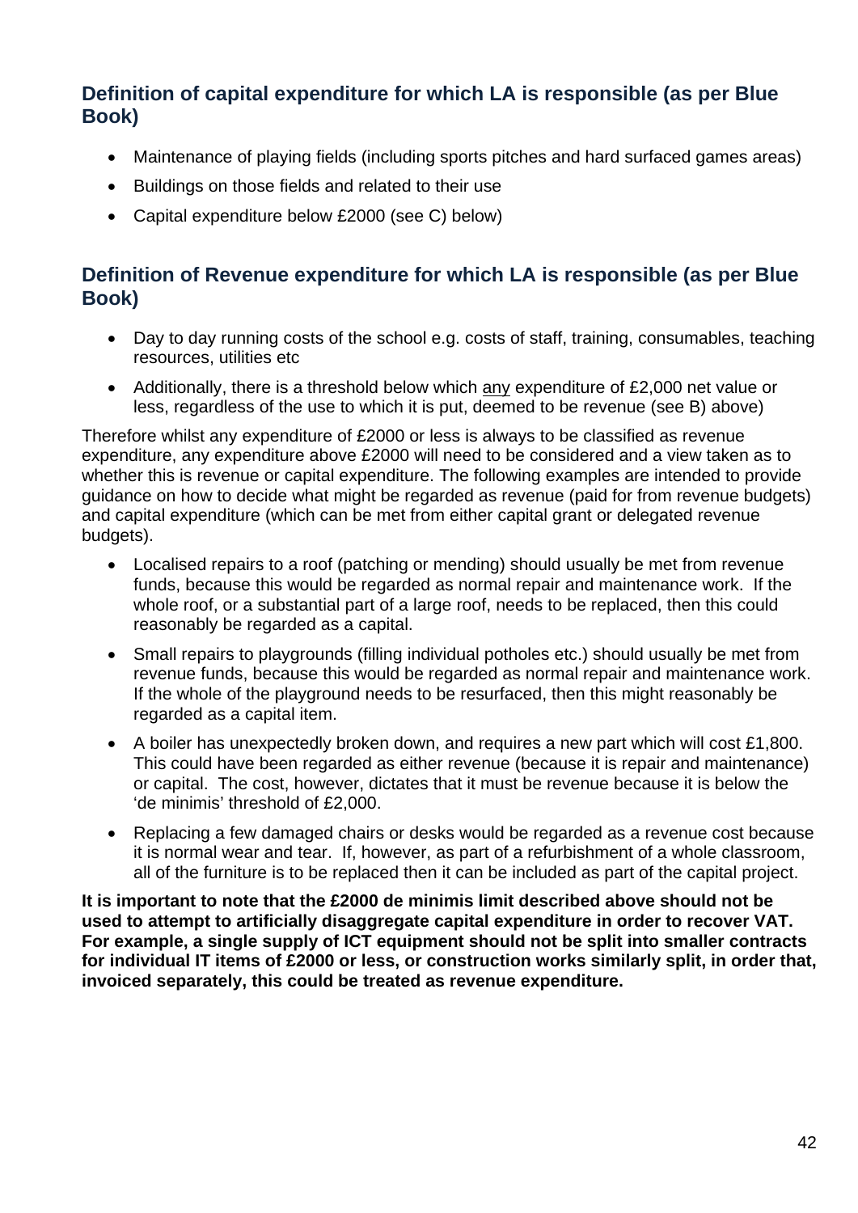## Definition of capital expenditure for which LA is responsible (as per Blue Book)

- Maintenance of playing fields (including sports pitches and hard surfaced games areas)
- Buildings on those fields and related to their use
- Capital expenditure below £2000 (see C) below)

## Definition of Revenue expenditure for which LA is responsible (as per Blue Book)

- Day to day running costs of the school e.g. costs of staff, training, consumables, teaching resources, utilities etc
- Additionally, there is a threshold below which any expenditure of £2,000 net value or less, regardless of the use to which it is put, deemed to be revenue (see B) above)

Therefore whilst any expenditure of £2000 or less is always to be classified as revenue expenditure, any expenditure above £2000 will need to be considered and a view taken as to whether this is revenue or capital expenditure. The following examples are intended to provide guidance on how to decide what might be regarded as revenue (paid for from revenue budgets) and capital expenditure (which can be met from either capital grant or delegated revenue budgets).

- Localised repairs to a roof (patching or mending) should usually be met from revenue funds, because this would be regarded as normal repair and maintenance work. If the whole roof, or a substantial part of a large roof, needs to be replaced, then this could reasonably be regarded as a capital.
- Small repairs to playgrounds (filling individual potholes etc.) should usually be met from revenue funds, because this would be regarded as normal repair and maintenance work. If the whole of the playground needs to be resurfaced, then this might reasonably be regarded as a capital item.
- A boiler has unexpectedly broken down, and requires a new part which will cost £1,800. This could have been regarded as either revenue (because it is repair and maintenance) or capital. The cost, however, dictates that it must be revenue because it is below the 'de minimis' threshold of £2,000.
- Replacing a few damaged chairs or desks would be regarded as a revenue cost because it is normal wear and tear. If, however, as part of a refurbishment of a whole classroom, all of the furniture is to be replaced then it can be included as part of the capital project.

**It is important to note that the £2000 de minimis limit described above should not be used to attempt to artificially disaggregate capital expenditure in order to recover VAT. For example, a single supply of ICT equipment should not be split into smaller contracts for individual IT items of £2000 or less, or construction works similarly split, in order that, invoiced separately, this could be treated as revenue expenditure.**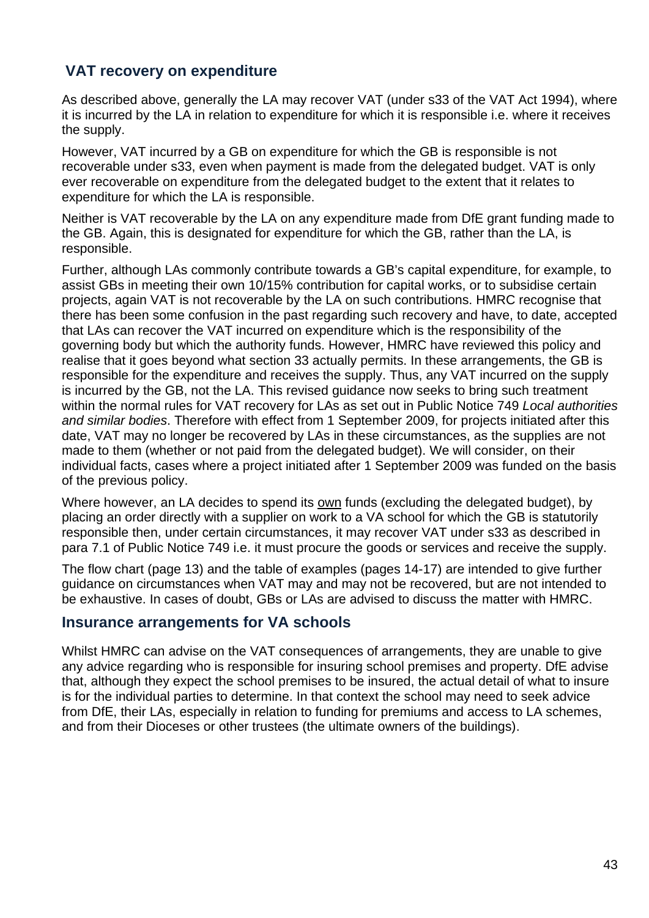## VAT recovery on expenditure

As described above, generally the LA may recover VAT (under s33 of the VAT Act 1994), where it is incurred by the LA in relation to expenditure for which it is responsible i.e. where it receives the supply.

However, VAT incurred by a GB on expenditure for which the GB is responsible is not recoverable under s33, even when payment is made from the delegated budget. VAT is only ever recoverable on expenditure from the delegated budget to the extent that it relates to expenditure for which the LA is responsible.

Neither is VAT recoverable by the LA on any expenditure made from DfE grant funding made to the GB. Again, this is designated for expenditure for which the GB, rather than the LA, is responsible.

Further, although LAs commonly contribute towards a GB's capital expenditure, for example, to assist GBs in meeting their own 10/15% contribution for capital works, or to subsidise certain projects, again VAT is not recoverable by the LA on such contributions. HMRC recognise that there has been some confusion in the past regarding such recovery and have, to date, accepted that LAs can recover the VAT incurred on expenditure which is the responsibility of the governing body but which the authority funds. However, HMRC have reviewed this policy and realise that it goes beyond what section 33 actually permits. In these arrangements, the GB is responsible for the expenditure and receives the supply. Thus, any VAT incurred on the supply is incurred by the GB, not the LA. This revised guidance now seeks to bring such treatment within the normal rules for VAT recovery for LAs as set out in Public Notice 749 *Local authorities and similar bodies*. Therefore with effect from 1 September 2009, for projects initiated after this date, VAT may no longer be recovered by LAs in these circumstances, as the supplies are not made to them (whether or not paid from the delegated budget). We will consider, on their individual facts, cases where a project initiated after 1 September 2009 was funded on the basis of the previous policy.

Where however, an LA decides to spend its <u>own</u> funds (excluding the delegated budget), by placing an order directly with a supplier on work to a VA school for which the GB is statutorily responsible then, under certain circumstances, it may recover VAT under s33 as described in para 7.1 of Public Notice 749 i.e. it must procure the goods or services and receive the supply.

The flow chart (page 13) and the table of examples (pages 14-17) are intended to give further guidance on circumstances when VAT may and may not be recovered, but are not intended to be exhaustive. In cases of doubt, GBs or LAs are advised to discuss the matter with HMRC.

## Insurance arrangements for VA schools

Whilst HMRC can advise on the VAT consequences of arrangements, they are unable to give any advice regarding who is responsible for insuring school premises and property. DfE advise that, although they expect the school premises to be insured, the actual detail of what to insure is for the individual parties to determine. In that context the school may need to seek advice from DfE, their LAs, especially in relation to funding for premiums and access to LA schemes, and from their Dioceses or other trustees (the ultimate owners of the buildings).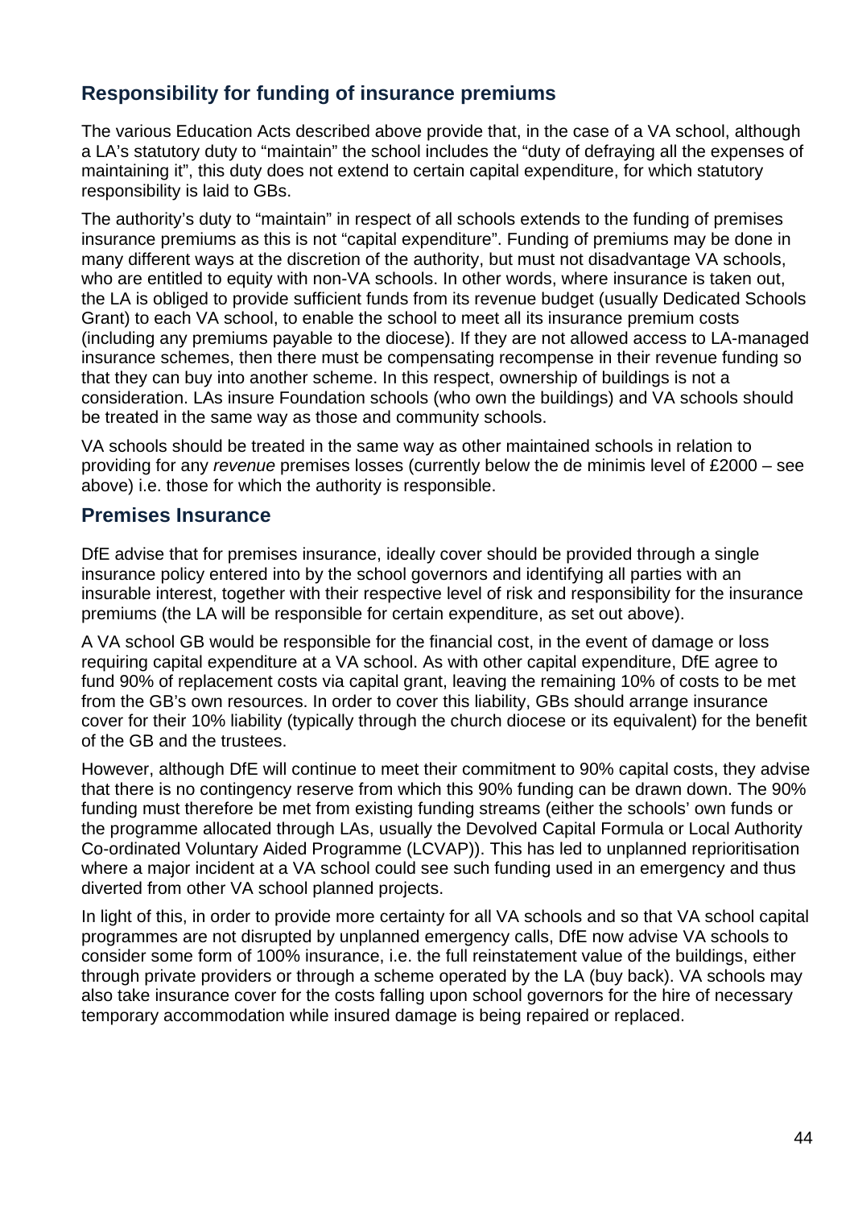## Responsibility for funding of insurance premiums

The various Education Acts described above provide that, in the case of a VA school, although a LA's statutory duty to "maintain" the school includes the "duty of defraying all the expenses of maintaining it", this duty does not extend to certain capital expenditure, for which statutory responsibility is laid to GBs.

The authority's duty to "maintain" in respect of all schools extends to the funding of premises insurance premiums as this is not "capital expenditure". Funding of premiums may be done in many different ways at the discretion of the authority, but must not disadvantage VA schools, who are entitled to equity with non-VA schools. In other words, where insurance is taken out, the LA is obliged to provide sufficient funds from its revenue budget (usually Dedicated Schools Grant) to each VA school, to enable the school to meet all its insurance premium costs (including any premiums payable to the diocese). If they are not allowed access to LA-managed insurance schemes, then there must be compensating recompense in their revenue funding so that they can buy into another scheme. In this respect, ownership of buildings is not a consideration. LAs insure Foundation schools (who own the buildings) and VA schools should be treated in the same way as those and community schools.

VA schools should be treated in the same way as other maintained schools in relation to providing for any *revenue* premises losses (currently below the de minimis level of £2000 – see above) i.e. those for which the authority is responsible.

## Premises Insurance

DfE advise that for premises insurance, ideally cover should be provided through a single insurance policy entered into by the school governors and identifying all parties with an insurable interest, together with their respective level of risk and responsibility for the insurance premiums (the LA will be responsible for certain expenditure, as set out above).

A VA school GB would be responsible for the financial cost, in the event of damage or loss requiring capital expenditure at a VA school. As with other capital expenditure, DfE agree to fund 90% of replacement costs via capital grant, leaving the remaining 10% of costs to be met from the GB's own resources. In order to cover this liability, GBs should arrange insurance cover for their 10% liability (typically through the church diocese or its equivalent) for the benefit of the GB and the trustees.

However, although DfE will continue to meet their commitment to 90% capital costs, they advise that there is no contingency reserve from which this 90% funding can be drawn down. The 90% funding must therefore be met from existing funding streams (either the schools' own funds or the programme allocated through LAs, usually the Devolved Capital Formula or Local Authority Co-ordinated Voluntary Aided Programme (LCVAP)). This has led to unplanned reprioritisation where a major incident at a VA school could see such funding used in an emergency and thus diverted from other VA school planned projects.

In light of this, in order to provide more certainty for all VA schools and so that VA school capital programmes are not disrupted by unplanned emergency calls, DfE now advise VA schools to consider some form of 100% insurance, i.e. the full reinstatement value of the buildings, either through private providers or through a scheme operated by the LA (buy back). VA schools may also take insurance cover for the costs falling upon school governors for the hire of necessary temporary accommodation while insured damage is being repaired or replaced.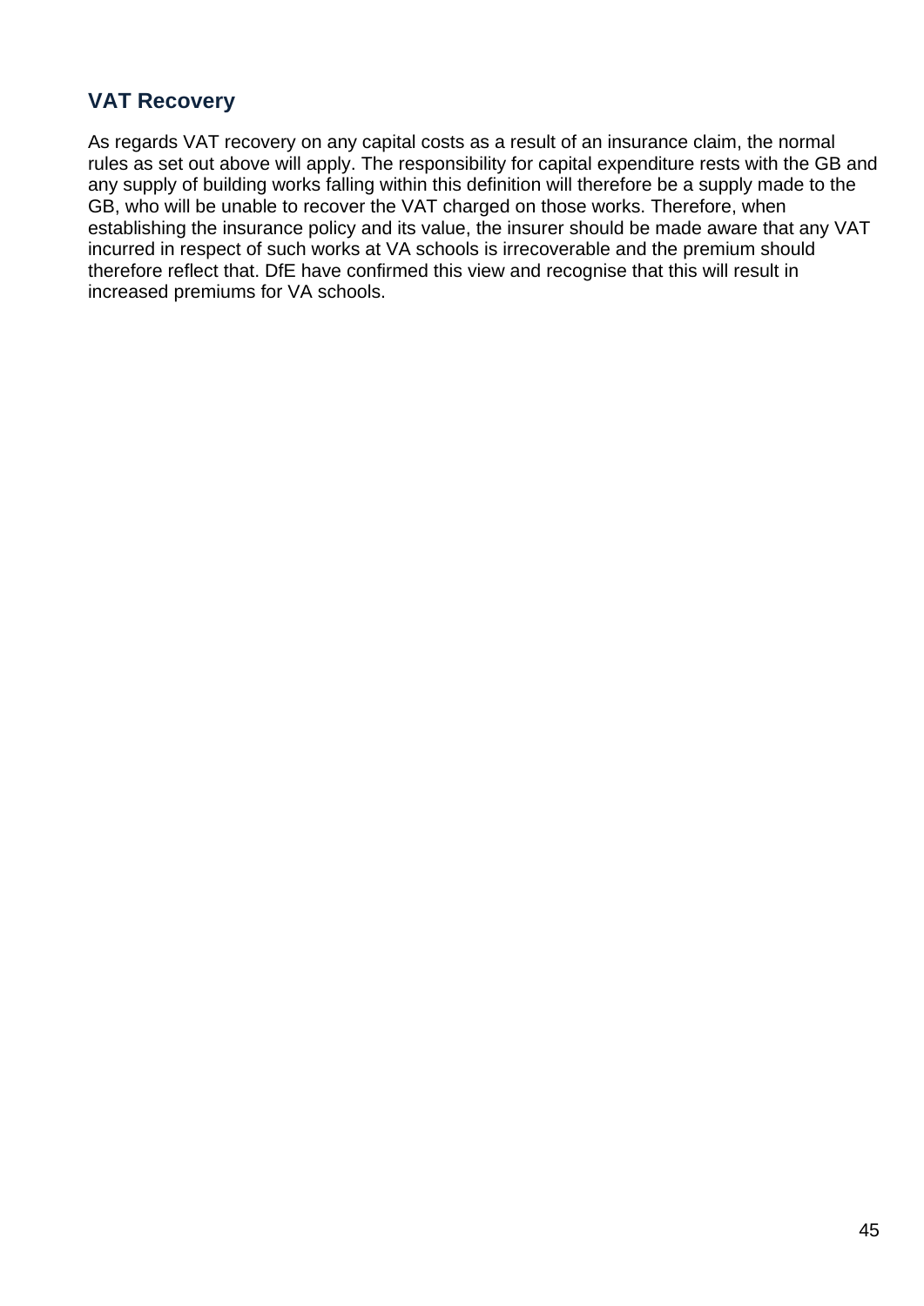## VAT Recovery

As regards VAT recovery on any capital costs as a result of an insurance claim, the normal rules as set out above will apply. The responsibility for capital expenditure rests with the GB and any supply of building works falling within this definition will therefore be a supply made to the GB, who will be unable to recover the VAT charged on those works. Therefore, when establishing the insurance policy and its value, the insurer should be made aware that any VAT incurred in respect of such works at VA schools is irrecoverable and the premium should therefore reflect that. DfE have confirmed this view and recognise that this will result in increased premiums for VA schools.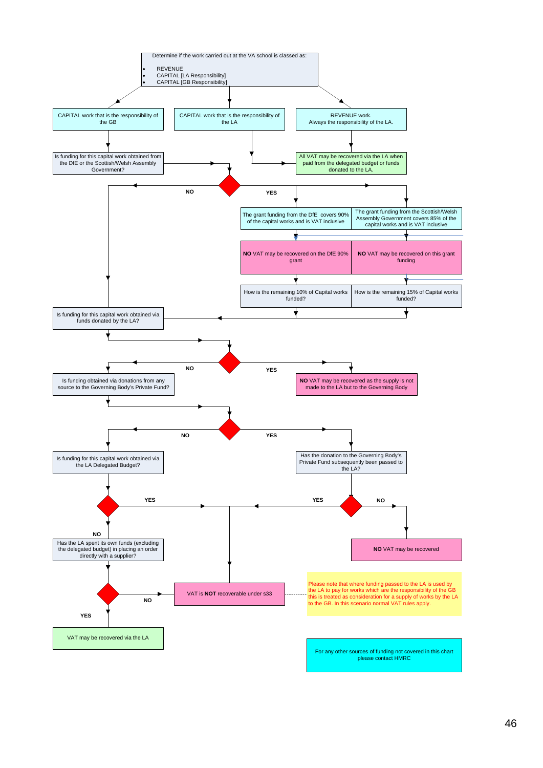Determine if the work carried out at the VA school is classed as:

- REVENUE
- CAPITAL [LA Responsibility]
- CAPITAL [GB Responsibility]

CAPITAL work that is the responsibility of the GB

CAPITAL work that is the responsibility of the LA

REVENUE work. Always the responsibility of the LA.

Is funding for this capital work obtained from the DfE or the Scottish/Welsh Assembly Government?

All VAT may be recovered via the LA when paid from the delegated budget or funds donated to the LA.

NO

YES

The grant funding from the DfE covers 90% of the capital works and is VAT inclusive

The grant funding from the Scottish/Welsh Assembly Government covers 85% of the capital works and is VAT inclusive

**NO** VAT may be recovered on the DfE 90% grant

**NO** VAT may be recovered on this grant funding

How is the remaining 10% of Capital works funded?

How is the remaining 15% of Capital works funded?

Is funding for this capital work obtained via funds donated by the LA?

NO

YES

Is funding obtained via donations from any source to the Governing Body's Private Fund?

**NO** VAT may be recovered as the supply is not made to the LA but to the Governing Body

NO

YES

Is funding for this capital work obtained via the LA Delegated Budget?

Has the donation to the Governing Body's Private Fund subsequently been passed to the LA?

YES

YES

NO

NO

Has the LA spent its own funds (excluding the delegated budget) in placing an order directly with a supplier?

**NO** VAT may be recovered

NO

VAT is **NOT** recoverable under s33

Please note that where funding passed to the LA is used by the LA to pay for works which are the responsibility of the GB this is treated as consideration for a supply of works by the LA to the GB. In this scenario normal VAT rules apply.

YES

VAT may be recovered via the LA

For any other sources of funding not covered in this chart please contact HMRC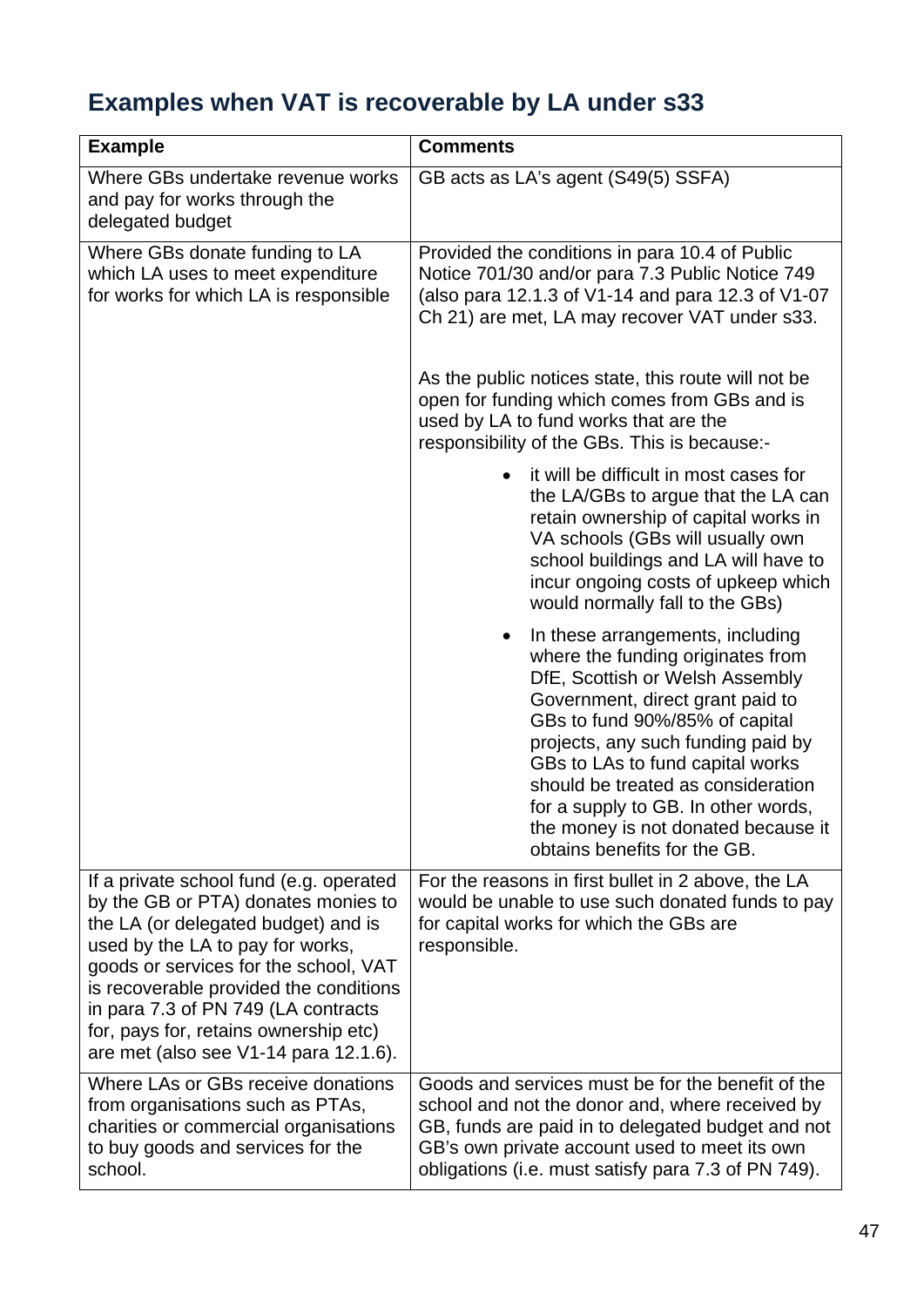## Examples when VAT is recoverable by LA under s33

| Example | Comments |
|---|---|
| Where GBs undertake revenue works and pay for works through the delegated budget | GB acts as LA's agent (S49(5) SSFA) |
| Where GBs donate funding to LA which LA uses to meet expenditure for works for which LA is responsible | Provided the conditions in para 10.4 of Public Notice 701/30 and/or para 7.3 Public Notice 749 (also para 12.1.3 of V1-14 and para 12.3 of V1-07 Ch 21) are met, LA may recover VAT under s33.<br><br>As the public notices state, this route will not be open for funding which comes from GBs and is used by LA to fund works that are the responsibility of the GBs. This is because:-<br><br>• it will be difficult in most cases for the LA/GBs to argue that the LA can retain ownership of capital works in VA schools (GBs will usually own school buildings and LA will have to incur ongoing costs of upkeep which would normally fall to the GBs)<br><br>• In these arrangements, including where the funding originates from DfE, Scottish or Welsh Assembly Government, direct grant paid to GBs to fund 90%/85% of capital projects, any such funding paid by GBs to LAs to fund capital works should be treated as consideration for a supply to GB. In other words, the money is not donated because it obtains benefits for the GB. |
| If a private school fund (e.g. operated by the GB or PTA) donates monies to the LA (or delegated budget) and is used by the LA to pay for works, goods or services for the school, VAT is recoverable provided the conditions in para 7.3 of PN 749 (LA contracts for, pays for, retains ownership etc) are met (also see V1-14 para 12.1.6). | For the reasons in first bullet in 2 above, the LA would be unable to use such donated funds to pay for capital works for which the GBs are responsible. |
| Where LAs or GBs receive donations from organisations such as PTAs, charities or commercial organisations to buy goods and services for the school. | Goods and services must be for the benefit of the school and not the donor and, where received by GB, funds are paid in to delegated budget and not GB's own private account used to meet its own obligations (i.e. must satisfy para 7.3 of PN 749). |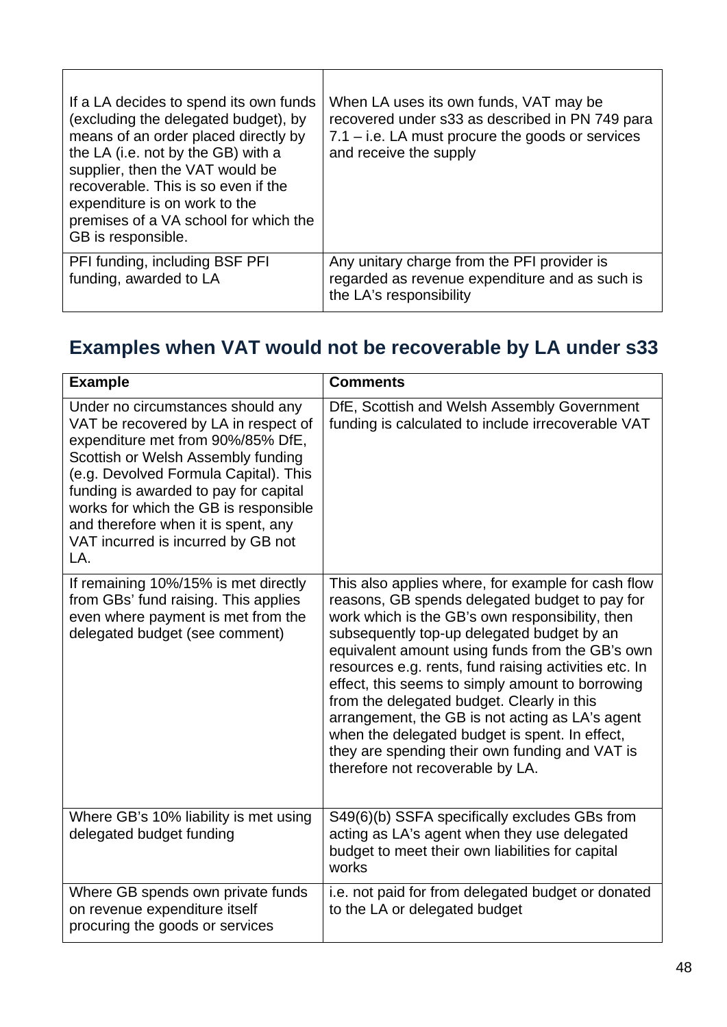| | |
|---|---|
| If a LA decides to spend its own funds (excluding the delegated budget), by means of an order placed directly by the LA (i.e. not by the GB) with a supplier, then the VAT would be recoverable. This is so even if the expenditure is on work to the premises of a VA school for which the GB is responsible. | When LA uses its own funds, VAT may be recovered under s33 as described in PN 749 para 7.1 – i.e. LA must procure the goods or services and receive the supply |
| PFI funding, including BSF PFI funding, awarded to LA | Any unitary charge from the PFI provider is regarded as revenue expenditure and as such is the LA's responsibility |

## Examples when VAT would not be recoverable by LA under s33

| Example | Comments |
|---|---|
| Under no circumstances should any VAT be recovered by LA in respect of expenditure met from 90%/85% DfE, Scottish or Welsh Assembly funding (e.g. Devolved Formula Capital). This funding is awarded to pay for capital works for which the GB is responsible and therefore when it is spent, any VAT incurred is incurred by GB not LA. | DfE, Scottish and Welsh Assembly Government funding is calculated to include irrecoverable VAT |
| If remaining 10%/15% is met directly from GBs' fund raising. This applies even where payment is met from the delegated budget (see comment) | This also applies where, for example for cash flow reasons, GB spends delegated budget to pay for work which is the GB's own responsibility, then subsequently top-up delegated budget by an equivalent amount using funds from the GB's own resources e.g. rents, fund raising activities etc. In effect, this seems to simply amount to borrowing from the delegated budget. Clearly in this arrangement, the GB is not acting as LA's agent when the delegated budget is spent. In effect, they are spending their own funding and VAT is therefore not recoverable by LA. |
| Where GB's 10% liability is met using delegated budget funding | S49(6)(b) SSFA specifically excludes GBs from acting as LA's agent when they use delegated budget to meet their own liabilities for capital works |
| Where GB spends own private funds on revenue expenditure itself procuring the goods or services | i.e. not paid for from delegated budget or donated to the LA or delegated budget |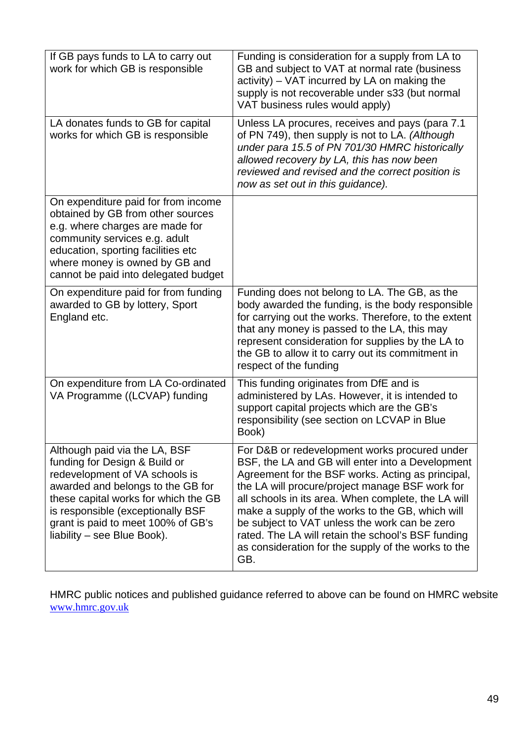| | |
|---|---|
| If GB pays funds to LA to carry out work for which GB is responsible | Funding is consideration for a supply from LA to GB and subject to VAT at normal rate (business activity) – VAT incurred by LA on making the supply is not recoverable under s33 (but normal VAT business rules would apply) |
| LA donates funds to GB for capital works for which GB is responsible | Unless LA procures, receives and pays (para 7.1 of PN 749), then supply is not to LA. *(Although under para 15.5 of PN 701/30 HMRC historically allowed recovery by LA, this has now been reviewed and revised and the correct position is now as set out in this guidance).* |
| On expenditure paid for from income obtained by GB from other sources e.g. where charges are made for community services e.g. adult education, sporting facilities etc where money is owned by GB and cannot be paid into delegated budget | |
| On expenditure paid for from funding awarded to GB by lottery, Sport England etc. | Funding does not belong to LA. The GB, as the body awarded the funding, is the body responsible for carrying out the works. Therefore, to the extent that any money is passed to the LA, this may represent consideration for supplies by the LA to the GB to allow it to carry out its commitment in respect of the funding |
| On expenditure from LA Co-ordinated VA Programme ((LCVAP) funding | This funding originates from DfE and is administered by LAs. However, it is intended to support capital projects which are the GB's responsibility (see section on LCVAP in Blue Book) |
| Although paid via the LA, BSF funding for Design & Build or redevelopment of VA schools is awarded and belongs to the GB for these capital works for which the GB is responsible (exceptionally BSF grant is paid to meet 100% of GB's liability – see Blue Book). | For D&B or redevelopment works procured under BSF, the LA and GB will enter into a Development Agreement for the BSF works. Acting as principal, the LA will procure/project manage BSF work for all schools in its area. When complete, the LA will make a supply of the works to the GB, which will be subject to VAT unless the work can be zero rated. The LA will retain the school's BSF funding as consideration for the supply of the works to the GB. |

HMRC public notices and published guidance referred to above can be found on HMRC website [www.hmrc.gov.uk](http://www.hmrc.gov.uk)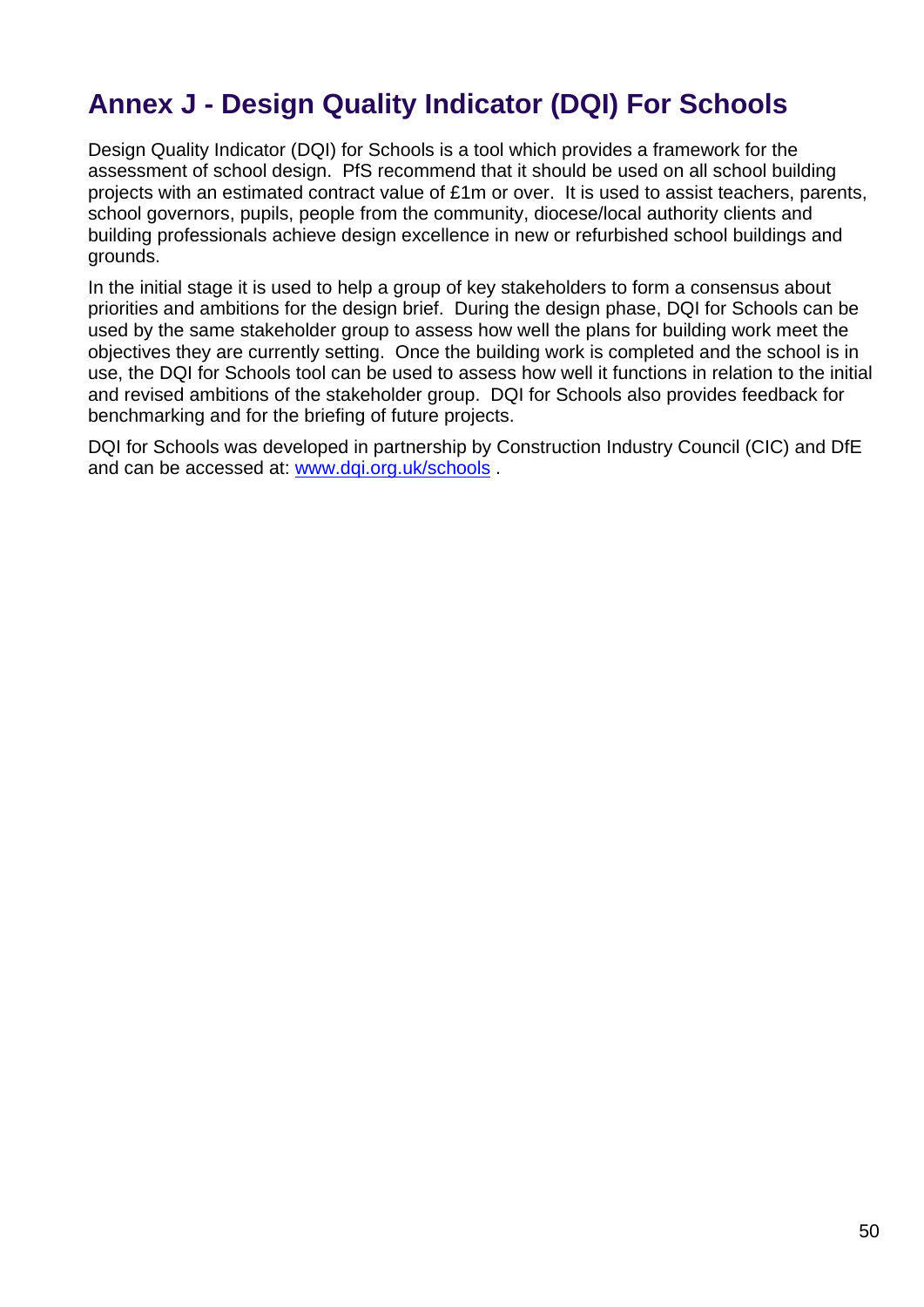# Annex J - Design Quality Indicator (DQI) For Schools

Design Quality Indicator (DQI) for Schools is a tool which provides a framework for the assessment of school design. PfS recommend that it should be used on all school building projects with an estimated contract value of £1m or over. It is used to assist teachers, parents, school governors, pupils, people from the community, diocese/local authority clients and building professionals achieve design excellence in new or refurbished school buildings and grounds.

In the initial stage it is used to help a group of key stakeholders to form a consensus about priorities and ambitions for the design brief. During the design phase, DQI for Schools can be used by the same stakeholder group to assess how well the plans for building work meet the objectives they are currently setting. Once the building work is completed and the school is in use, the DQI for Schools tool can be used to assess how well it functions in relation to the initial and revised ambitions of the stakeholder group. DQI for Schools also provides feedback for benchmarking and for the briefing of future projects.

DQI for Schools was developed in partnership by Construction Industry Council (CIC) and DfE and can be accessed at: [www.dqi.org.uk/schools](http://www.dqi.org.uk/schools) .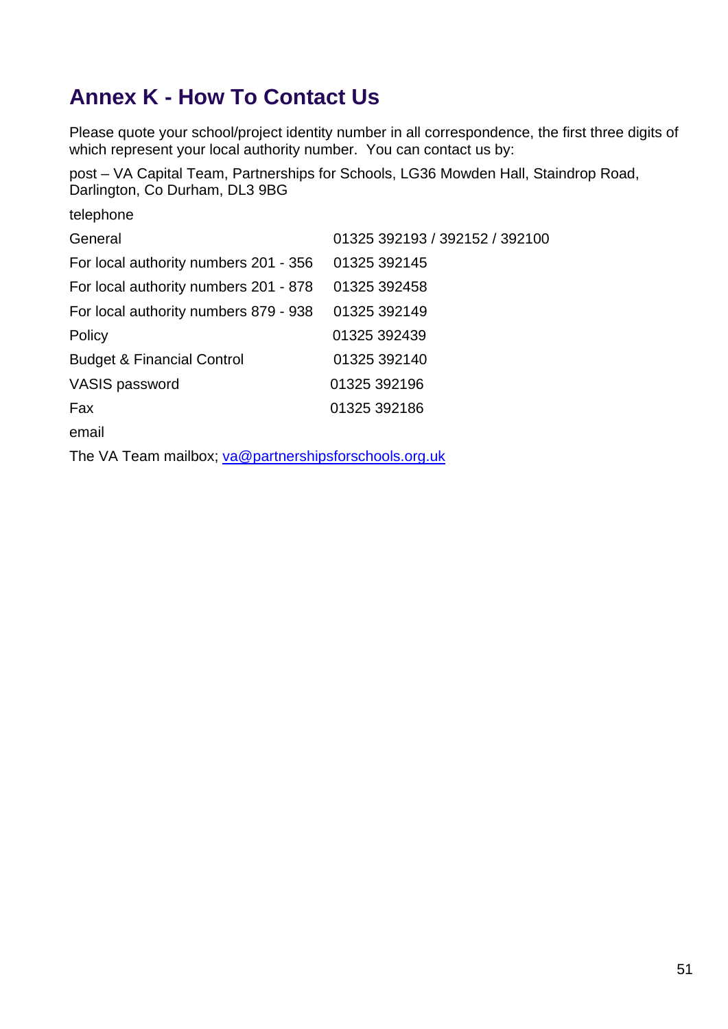# Annex K - How To Contact Us

Please quote your school/project identity number in all correspondence, the first three digits of which represent your local authority number. You can contact us by:

post – VA Capital Team, Partnerships for Schools, LG36 Mowden Hall, Staindrop Road, Darlington, Co Durham, DL3 9BG

telephone

| | |
|---|---|
| General | 01325 392193 / 392152 / 392100 |
| For local authority numbers 201 - 356 | 01325 392145 |
| For local authority numbers 201 - 878 | 01325 392458 |
| For local authority numbers 879 - 938 | 01325 392149 |
| Policy | 01325 392439 |
| Budget & Financial Control | 01325 392140 |
| VASIS password | 01325 392196 |
| Fax | 01325 392186 |

email

The VA Team mailbox; va@partnershipsforschools.org.uk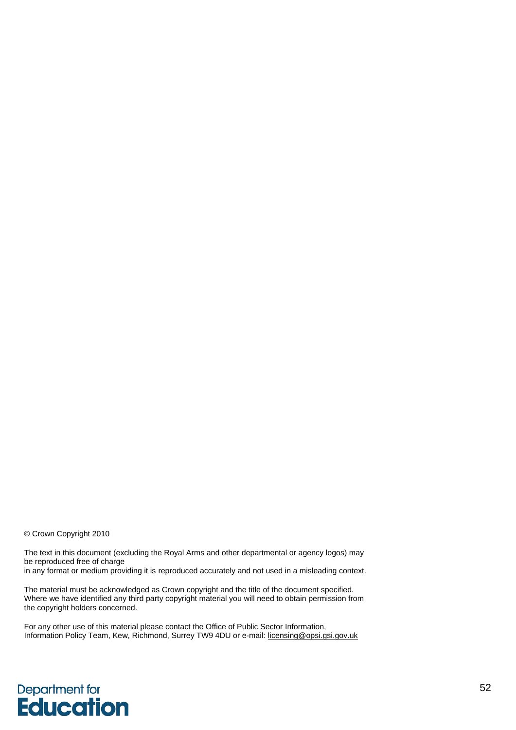© Crown Copyright 2010

The text in this document (excluding the Royal Arms and other departmental or agency logos) may be reproduced free of charge
in any format or medium providing it is reproduced accurately and not used in a misleading context.

The material must be acknowledged as Crown copyright and the title of the document specified.
Where we have identified any third party copyright material you will need to obtain permission from the copyright holders concerned.

For any other use of this material please contact the Office of Public Sector Information, Information Policy Team, Kew, Richmond, Surrey TW9 4DU or e-mail: licensing@opsi.gsi.gov.uk

Department for
**Education**